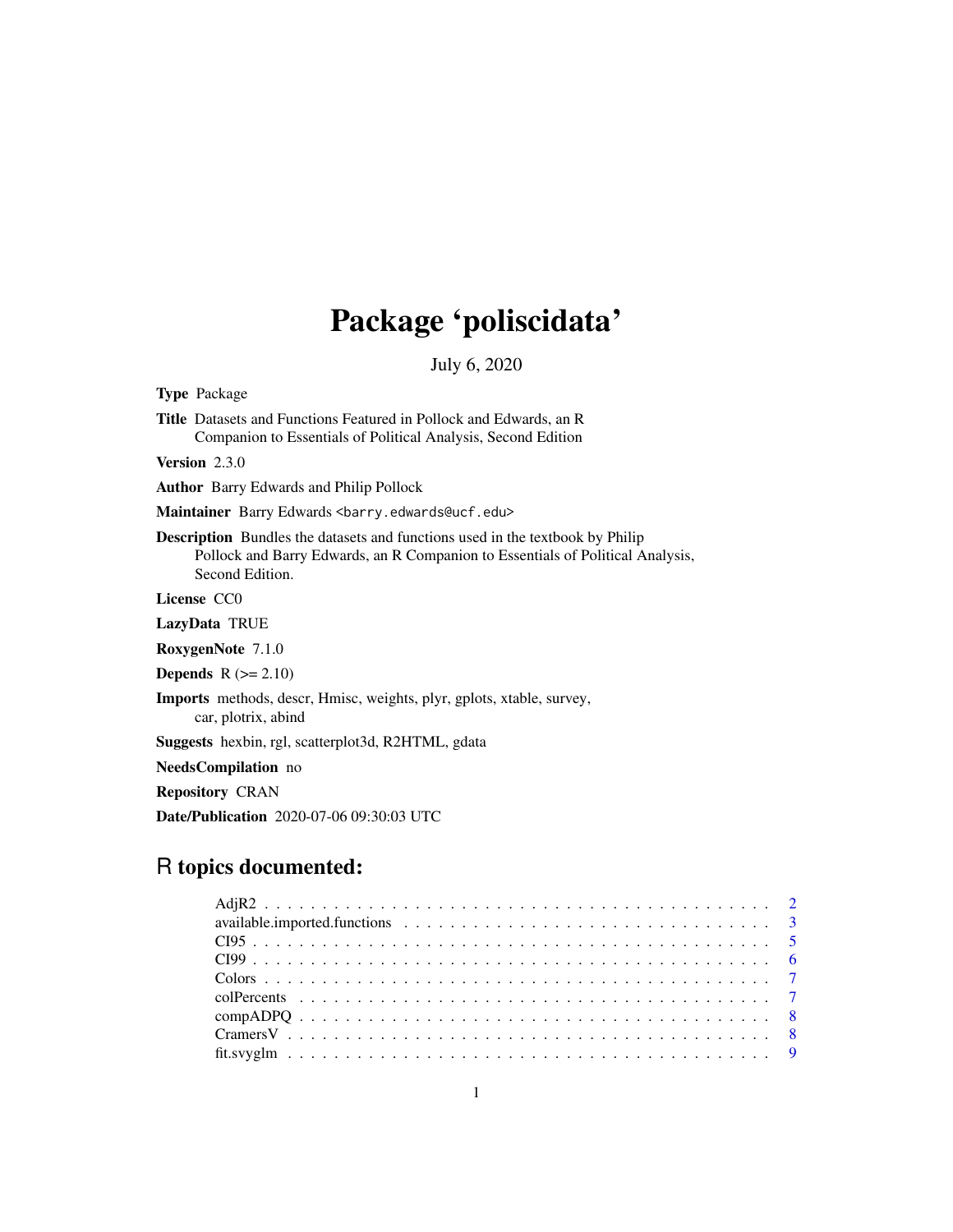# Package 'poliscidata'

July 6, 2020

**Type** Package

**Title** Datasets and Functions Featured in Pollock and Edwards, an R Companion to Essentials of Political Analysis, Second Edition

**Version** 2.3.0

**Author** Barry Edwards and Philip Pollock

**Maintainer** Barry Edwards <barry.edwards@ucf.edu>

**Description** Bundles the datasets and functions used in the textbook by Philip Pollock and Barry Edwards, an R Companion to Essentials of Political Analysis, Second Edition.

**License** CC0

**LazyData** TRUE

**RoxygenNote** 7.1.0

**Depends** R (>= 2.10)

**Imports** methods, descr, Hmisc, weights, plyr, gplots, xtable, survey, car, plotrix, abind

**Suggests** hexbin, rgl, scatterplot3d, R2HTML, gdata

**NeedsCompilation** no

**Repository** CRAN

**Date/Publication** 2020-07-06 09:30:03 UTC

## R topics documented:

| | |
|---|---|
| AdjR2 | 2 |
| available.imported.functions | 3 |
| CI95 | 5 |
| CI99 | 6 |
| Colors | 7 |
| colPercents | 7 |
| compADPQ | 8 |
| CramersV | 8 |
| fit.svyglm | 9 |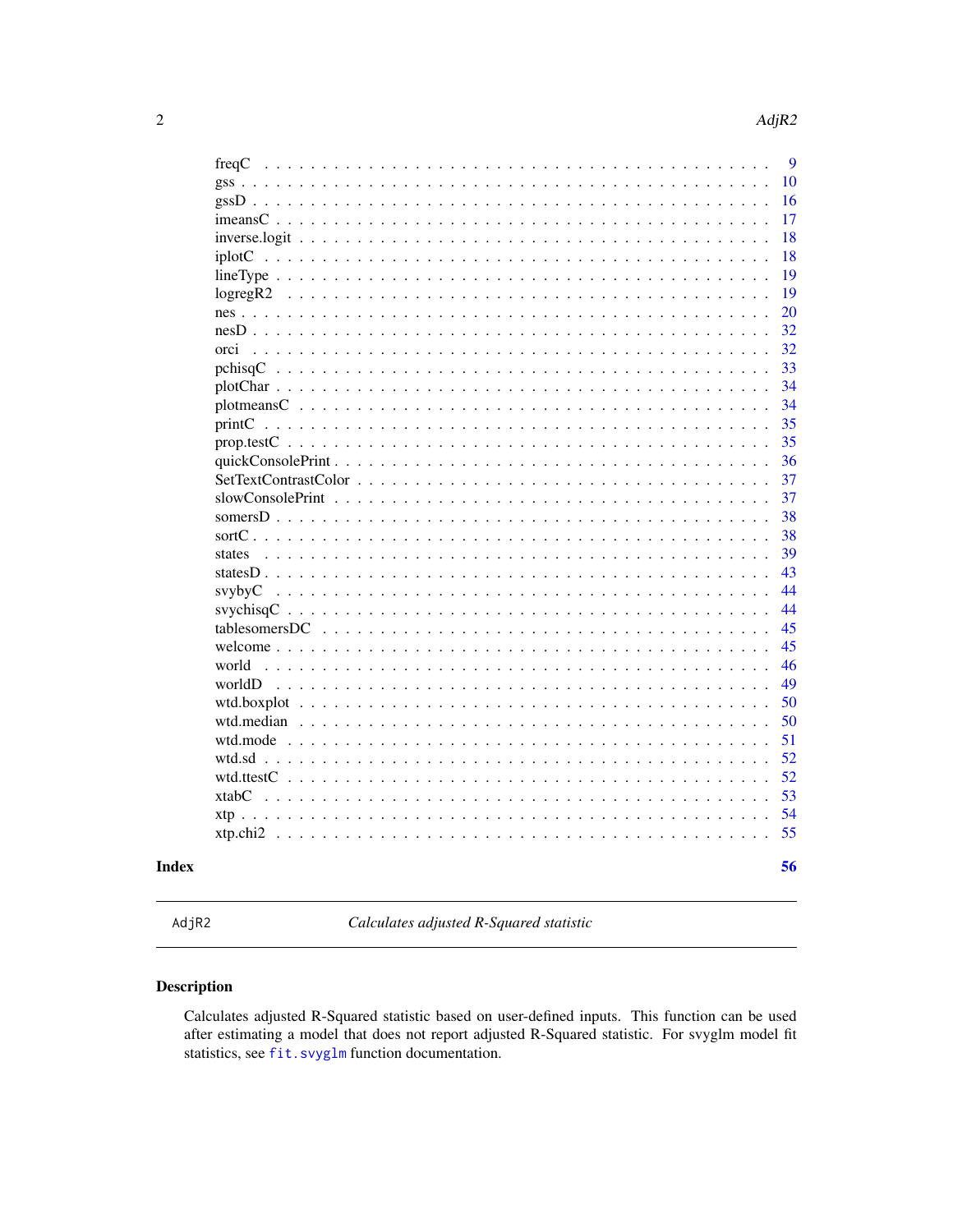| | |
|---|---|
| freqC | 9 |
| gss | 10 |
| gssD | 16 |
| imeansC | 17 |
| inverse.logit | 18 |
| iplotC | 18 |
| lineType | 19 |
| logregR2 | 19 |
| nes | 20 |
| nesD | 32 |
| orci | 32 |
| pchisqC | 33 |
| plotChar | 34 |
| plotmeansC | 34 |
| printC | 35 |
| prop.testC | 35 |
| quickConsolePrint | 36 |
| SetTextContrastColor | 37 |
| slowConsolePrint | 37 |
| somersD | 38 |
| sortC | 38 |
| states | 39 |
| statesD | 43 |
| svybyC | 44 |
| svychisqC | 44 |
| tablesomersDC | 45 |
| welcome | 45 |
| world | 46 |
| worldD | 49 |
| wtd.boxplot | 50 |
| wtd.median | 50 |
| wtd.mode | 51 |
| wtd.sd | 52 |
| wtd.ttestC | 52 |
| xtabC | 53 |
| xtp | 54 |
| xtp.chi2 | 55 |

**Index** **56**

---

`AdjR2` *Calculates adjusted R-Squared statistic*

---

## Description

Calculates adjusted R-Squared statistic based on user-defined inputs. This function can be used after estimating a model that does not report adjusted R-Squared statistic. For svyglm model fit statistics, see `fit.svyglm` function documentation.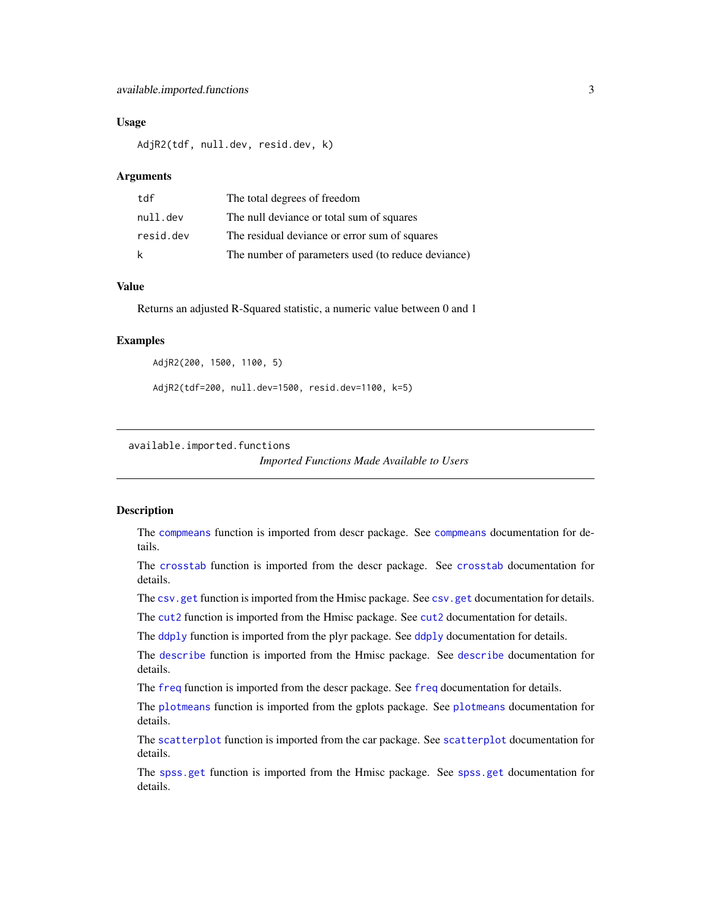### Usage

```
AdjR2(tdf, null.dev, resid.dev, k)
```

### Arguments

| | |
|---|---|
| `tdf` | The total degrees of freedom |
| `null.dev` | The null deviance or total sum of squares |
| `resid.dev` | The residual deviance or error sum of squares |
| `k` | The number of parameters used (to reduce deviance) |

### Value

Returns an adjusted R-Squared statistic, a numeric value between 0 and 1

### Examples

```
AdjR2(200, 1500, 1100, 5)

AdjR2(tdf=200, null.dev=1500, resid.dev=1100, k=5)
```

---

## available.imported.functions

*Imported Functions Made Available to Users*

---

### Description

The `compmeans` function is imported from descr package. See `compmeans` documentation for details.

The `crosstab` function is imported from the descr package. See `crosstab` documentation for details.

The `csv.get` function is imported from the Hmisc package. See `csv.get` documentation for details.

The `cut2` function is imported from the Hmisc package. See `cut2` documentation for details.

The `ddply` function is imported from the plyr package. See `ddply` documentation for details.

The `describe` function is imported from the Hmisc package. See `describe` documentation for details.

The `freq` function is imported from the descr package. See `freq` documentation for details.

The `plotmeans` function is imported from the gplots package. See `plotmeans` documentation for details.

The `scatterplot` function is imported from the car package. See `scatterplot` documentation for details.

The `spss.get` function is imported from the Hmisc package. See `spss.get` documentation for details.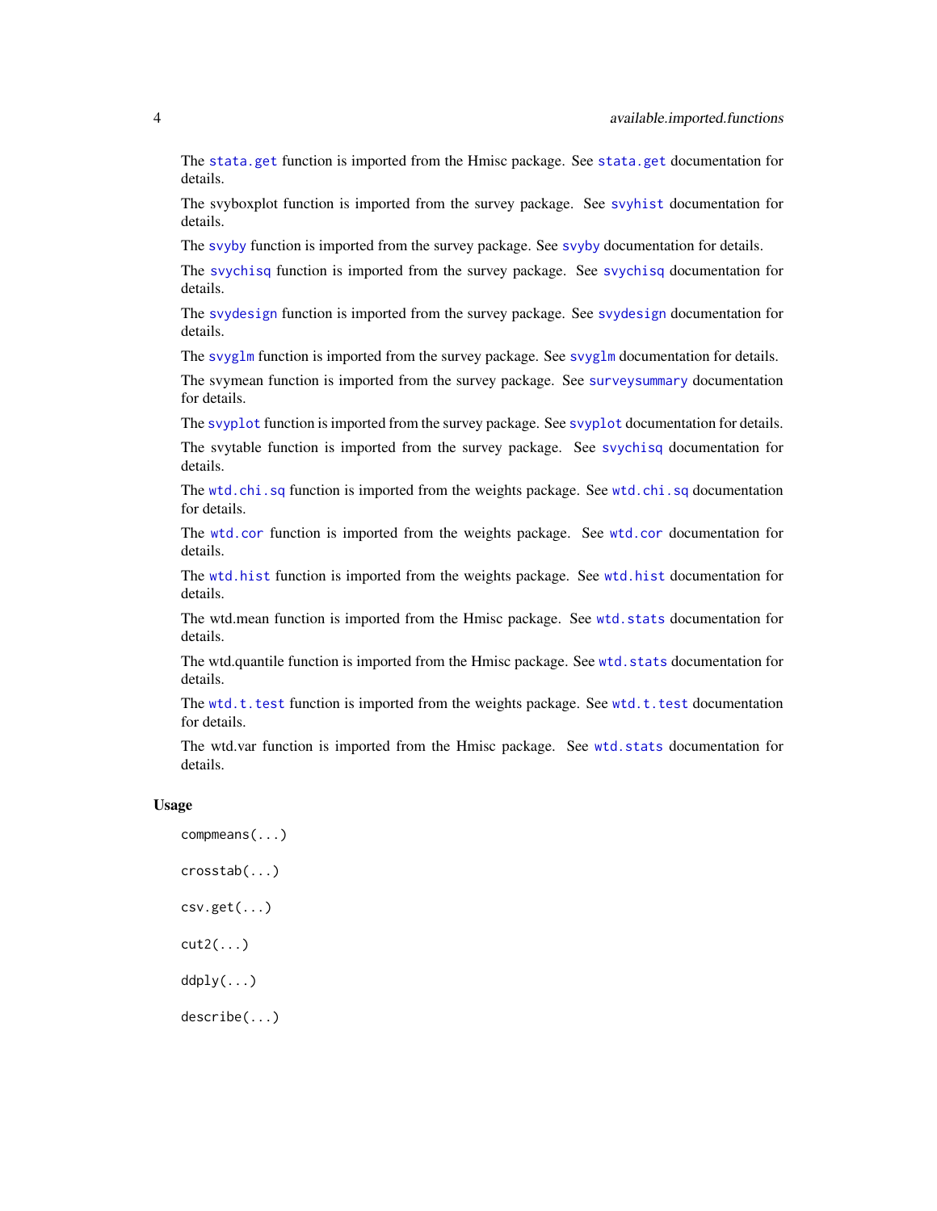The stata.get function is imported from the Hmisc package. See stata.get documentation for details.

The svyboxplot function is imported from the survey package. See svyhist documentation for details.

The svyby function is imported from the survey package. See svyby documentation for details.

The svychisq function is imported from the survey package. See svychisq documentation for details.

The svydesign function is imported from the survey package. See svydesign documentation for details.

The svyglm function is imported from the survey package. See svyglm documentation for details.

The svymean function is imported from the survey package. See surveysummary documentation for details.

The svyplot function is imported from the survey package. See svyplot documentation for details.

The svytable function is imported from the survey package. See svychisq documentation for details.

The wtd.chi.sq function is imported from the weights package. See wtd.chi.sq documentation for details.

The wtd.cor function is imported from the weights package. See wtd.cor documentation for details.

The wtd.hist function is imported from the weights package. See wtd.hist documentation for details.

The wtd.mean function is imported from the Hmisc package. See wtd.stats documentation for details.

The wtd.quantile function is imported from the Hmisc package. See wtd.stats documentation for details.

The wtd.t.test function is imported from the weights package. See wtd.t.test documentation for details.

The wtd.var function is imported from the Hmisc package. See wtd.stats documentation for details.

## Usage

```
compmeans(...)

crosstab(...)

csv.get(...)

cut2(...)

ddply(...)

describe(...)
```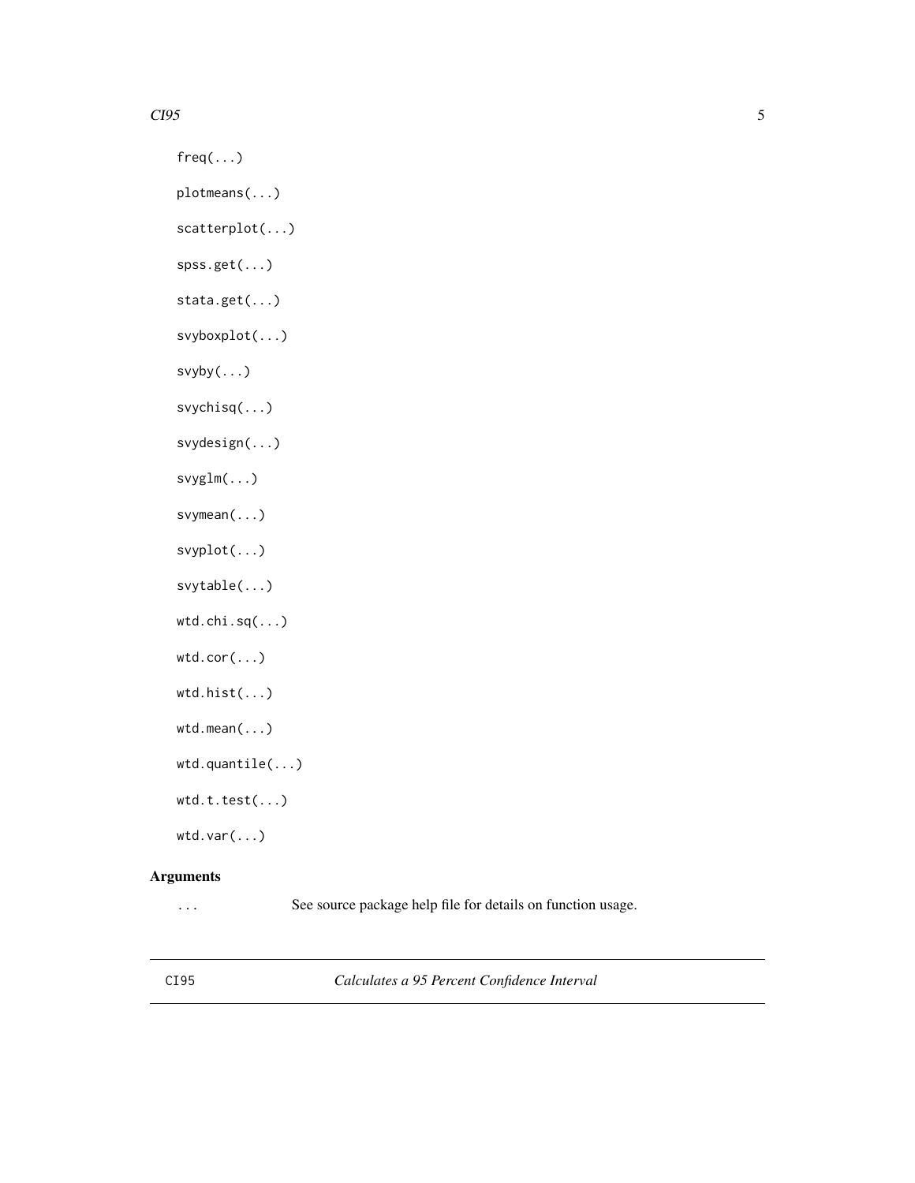```
freq(...)

plotmeans(...)

scatterplot(...)

spss.get(...)

stata.get(...)

svyboxplot(...)

svyby(...)

svychisq(...)

svydesign(...)

svyglm(...)

svymean(...)

svyplot(...)

svytable(...)

wtd.chi.sq(...)

wtd.cor(...)

wtd.hist(...)

wtd.mean(...)

wtd.quantile(...)

wtd.t.test(...)

wtd.var(...)
```

## Arguments

`...` See source package help file for details on function usage.

---

## CI95 — *Calculates a 95 Percent Confidence Interval*

---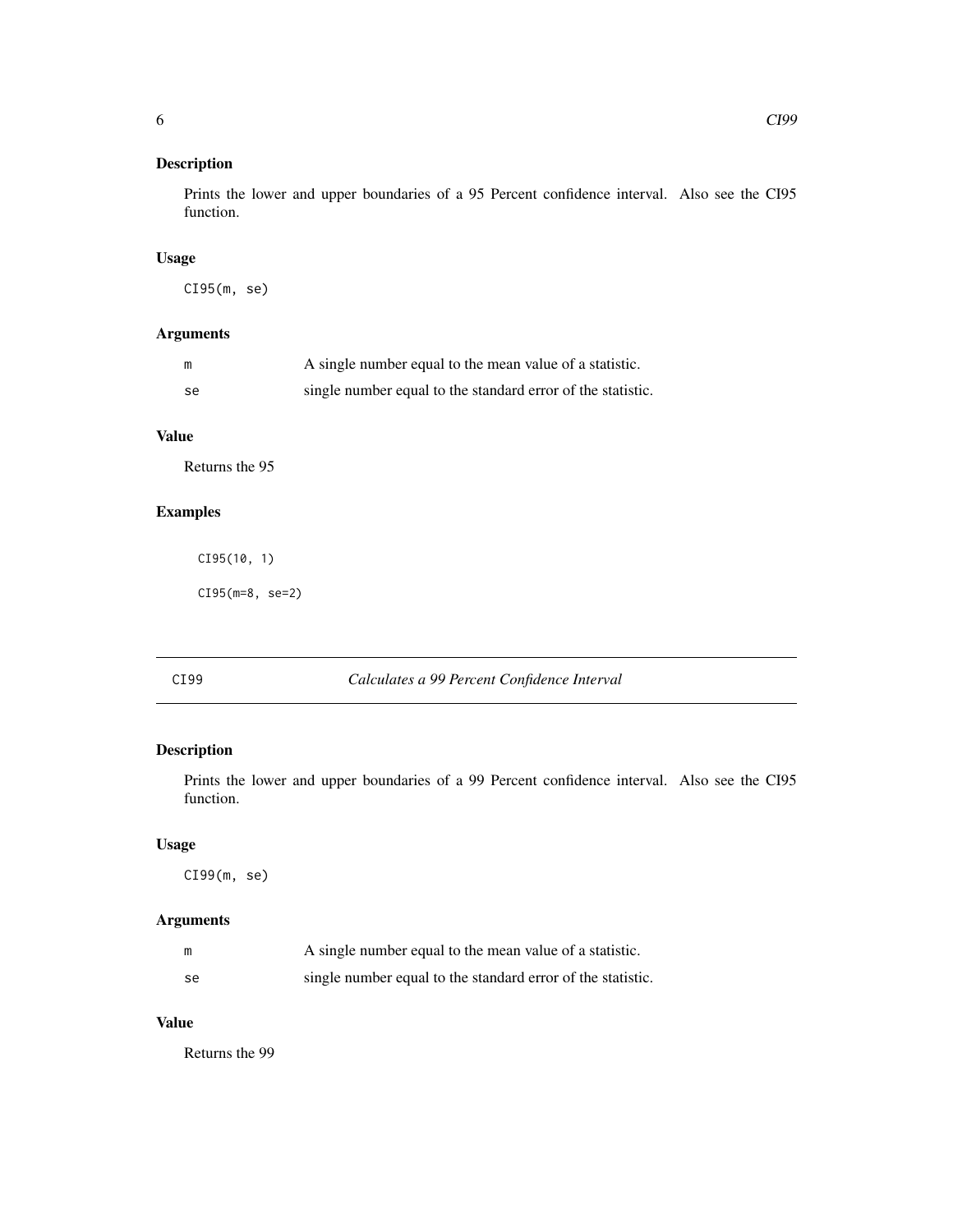## Description

Prints the lower and upper boundaries of a 95 Percent confidence interval. Also see the CI95 function.

## Usage

```
CI95(m, se)
```

## Arguments

| | |
|---|---|
| m | A single number equal to the mean value of a statistic. |
| se | single number equal to the standard error of the statistic. |

## Value

Returns the 95

## Examples

```
CI95(10, 1)

CI95(m=8, se=2)
```

---

# CI99 *Calculates a 99 Percent Confidence Interval*

## Description

Prints the lower and upper boundaries of a 99 Percent confidence interval. Also see the CI95 function.

## Usage

```
CI99(m, se)
```

## Arguments

| | |
|---|---|
| m | A single number equal to the mean value of a statistic. |
| se | single number equal to the standard error of the statistic. |

## Value

Returns the 99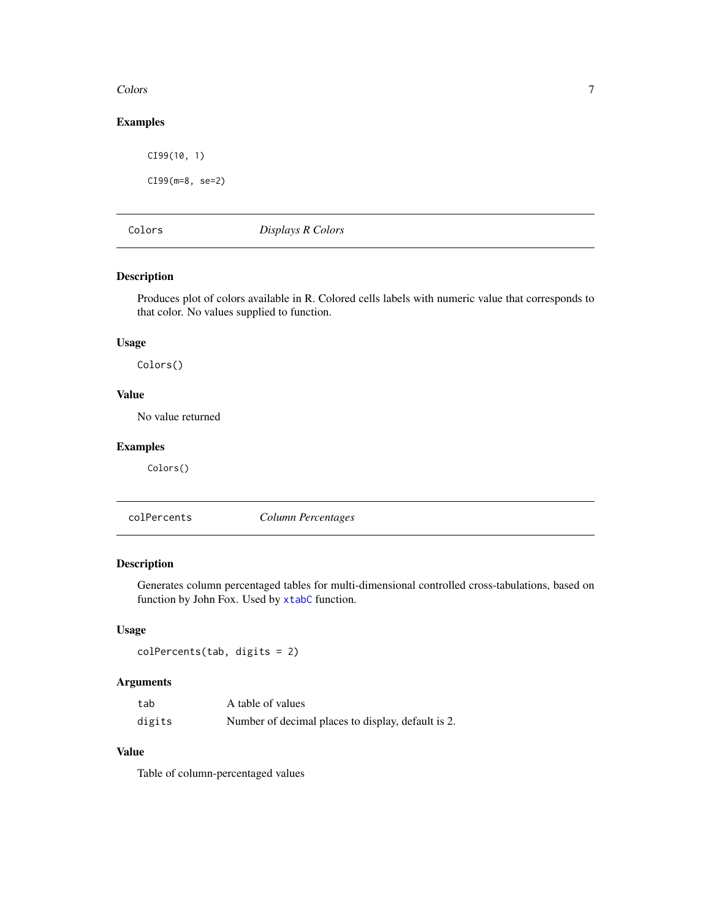### Examples

```
CI99(10, 1)

CI99(m=8, se=2)
```

## Colors *Displays R Colors*

### Description

Produces plot of colors available in R. Colored cells labels with numeric value that corresponds to that color. No values supplied to function.

### Usage

```
Colors()
```

### Value

No value returned

### Examples

```
Colors()
```

## colPercents *Column Percentages*

### Description

Generates column percentaged tables for multi-dimensional controlled cross-tabulations, based on function by John Fox. Used by xtabC function.

### Usage

```
colPercents(tab, digits = 2)
```

### Arguments

| | |
|---|---|
| tab | A table of values |
| digits | Number of decimal places to display, default is 2. |

### Value

Table of column-percentaged values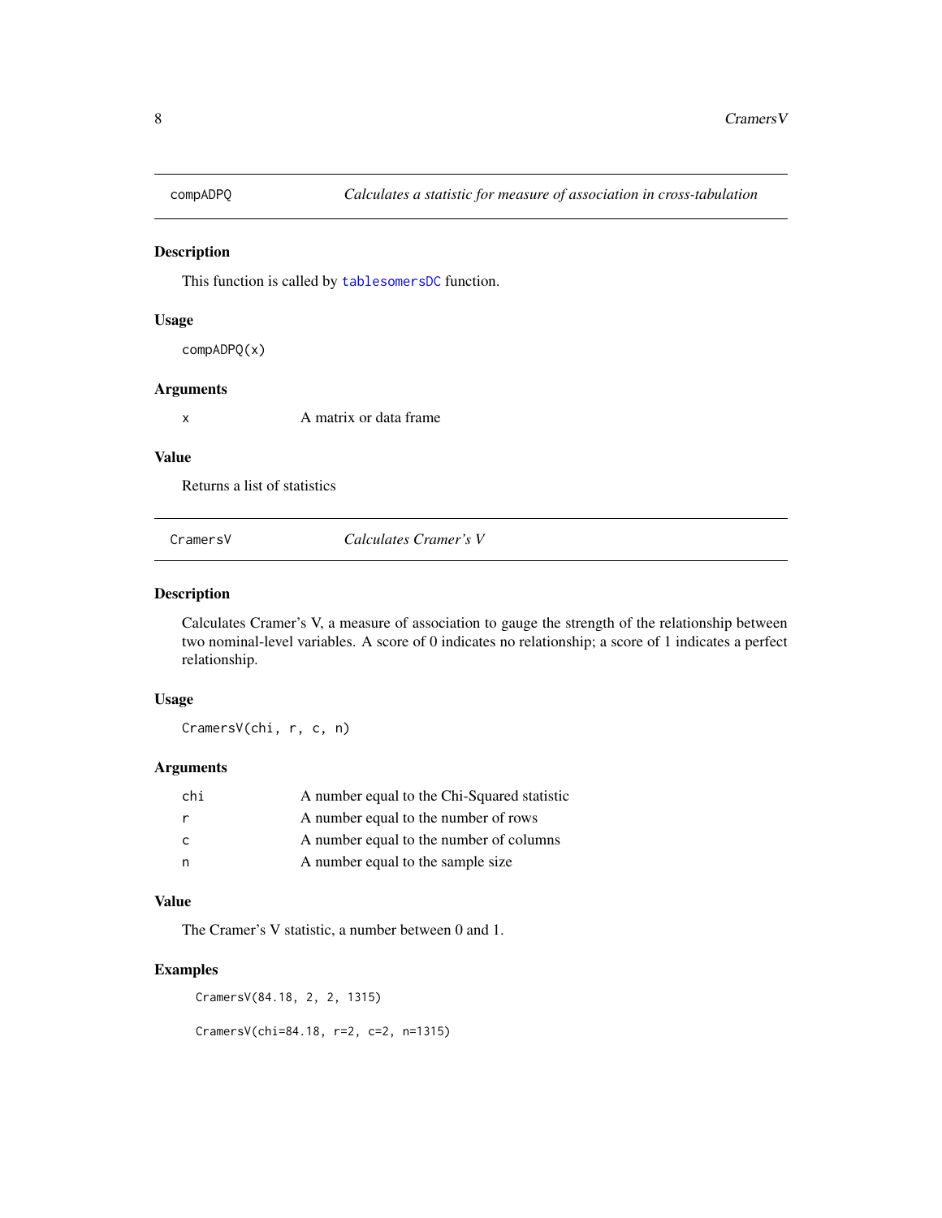## compADPQ — *Calculates a statistic for measure of association in cross-tabulation*

### Description

This function is called by tablesomersDC function.

### Usage

```
compADPQ(x)
```

### Arguments

| | |
|---|---|
| x | A matrix or data frame |

### Value

Returns a list of statistics

## CramersV — *Calculates Cramer's V*

### Description

Calculates Cramer's V, a measure of association to gauge the strength of the relationship between two nominal-level variables. A score of 0 indicates no relationship; a score of 1 indicates a perfect relationship.

### Usage

```
CramersV(chi, r, c, n)
```

### Arguments

| | |
|---|---|
| chi | A number equal to the Chi-Squared statistic |
| r | A number equal to the number of rows |
| c | A number equal to the number of columns |
| n | A number equal to the sample size |

### Value

The Cramer's V statistic, a number between 0 and 1.

### Examples

```
CramersV(84.18, 2, 2, 1315)

CramersV(chi=84.18, r=2, c=2, n=1315)
```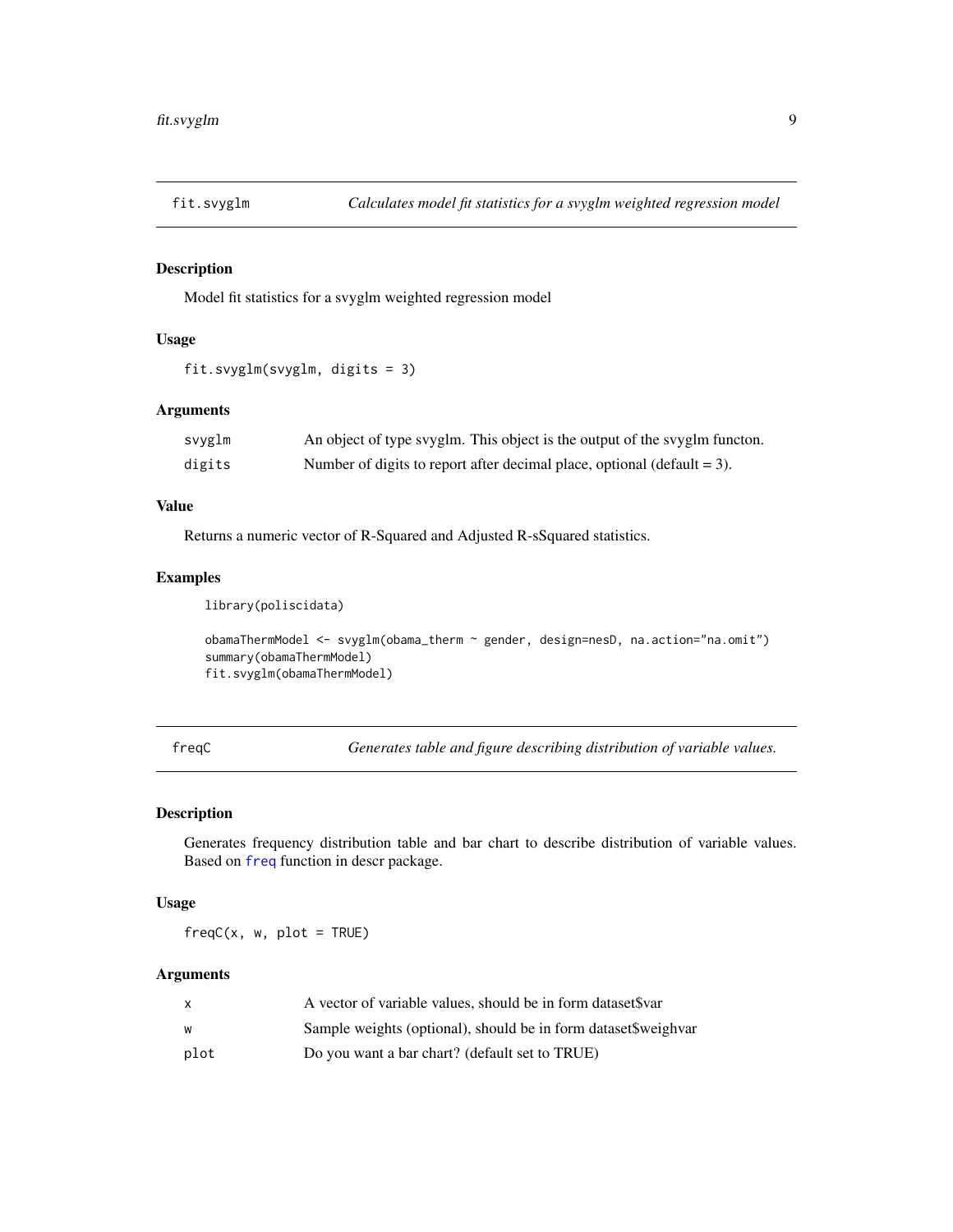## fit.svyglm — *Calculates model fit statistics for a svyglm weighted regression model*

### Description

Model fit statistics for a svyglm weighted regression model

### Usage

```
fit.svyglm(svyglm, digits = 3)
```

### Arguments

| | |
|---|---|
| svyglm | An object of type svyglm. This object is the output of the svyglm functon. |
| digits | Number of digits to report after decimal place, optional (default = 3). |

### Value

Returns a numeric vector of R-Squared and Adjusted R-sSquared statistics.

### Examples

```
library(poliscidata)

obamaThermModel <- svyglm(obama_therm ~ gender, design=nesD, na.action="na.omit")
summary(obamaThermModel)
fit.svyglm(obamaThermModel)
```

## freqC — *Generates table and figure describing distribution of variable values.*

### Description

Generates frequency distribution table and bar chart to describe distribution of variable values. Based on freq function in descr package.

### Usage

```
freqC(x, w, plot = TRUE)
```

### Arguments

| | |
|---|---|
| x | A vector of variable values, should be in form dataset$var |
| w | Sample weights (optional), should be in form dataset$weighvar |
| plot | Do you want a bar chart? (default set to TRUE) |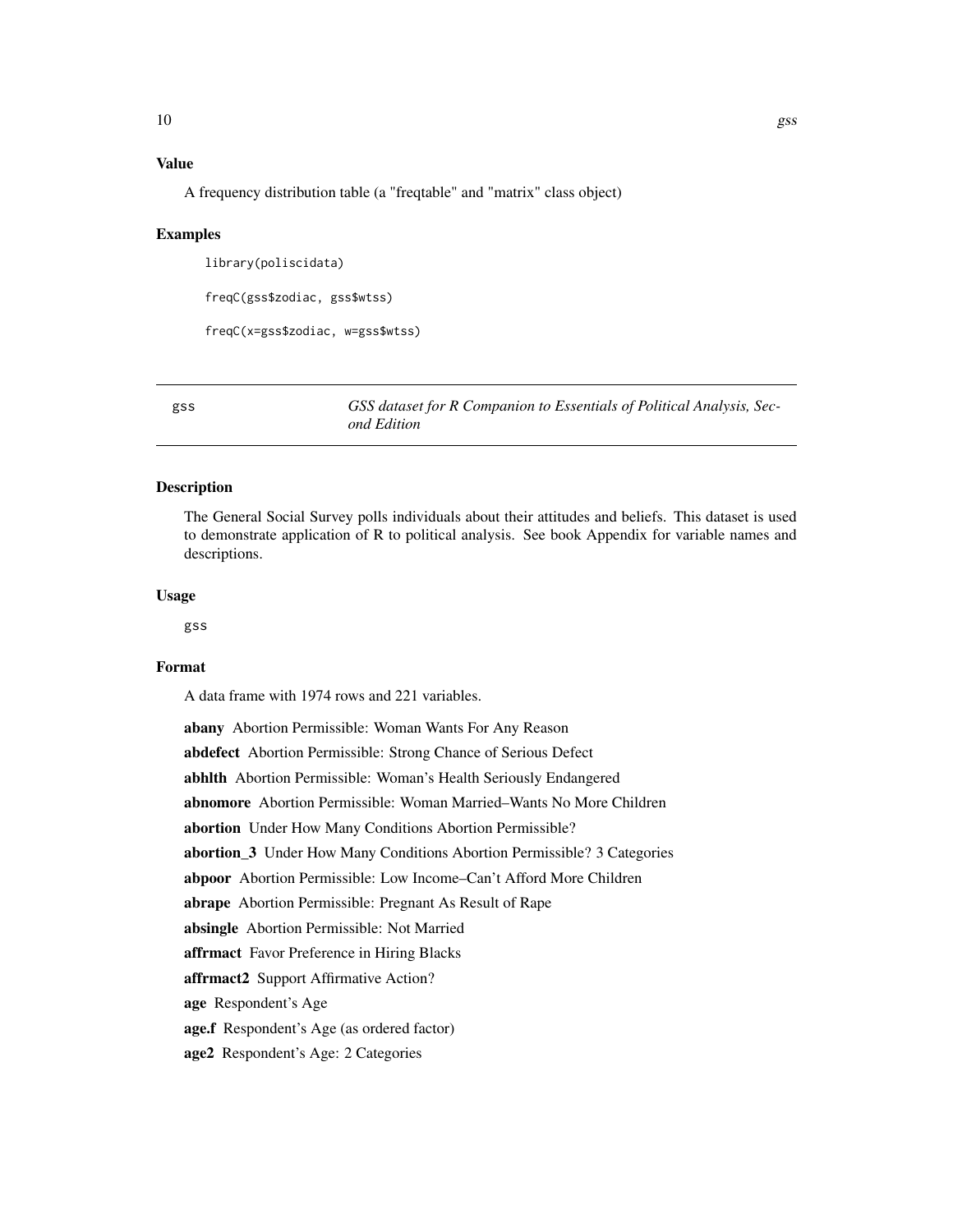### Value

A frequency distribution table (a "freqtable" and "matrix" class object)

### Examples

```
library(poliscidata)

freqC(gss$zodiac, gss$wtss)

freqC(x=gss$zodiac, w=gss$wtss)
```

---

## gss — *GSS dataset for R Companion to Essentials of Political Analysis, Second Edition*

---

### Description

The General Social Survey polls individuals about their attitudes and beliefs. This dataset is used to demonstrate application of R to political analysis. See book Appendix for variable names and descriptions.

### Usage

```
gss
```

### Format

A data frame with 1974 rows and 221 variables.

**abany** Abortion Permissible: Woman Wants For Any Reason

**abdefect** Abortion Permissible: Strong Chance of Serious Defect

**abhlth** Abortion Permissible: Woman's Health Seriously Endangered

**abnomore** Abortion Permissible: Woman Married–Wants No More Children

**abortion** Under How Many Conditions Abortion Permissible?

**abortion_3** Under How Many Conditions Abortion Permissible? 3 Categories

**abpoor** Abortion Permissible: Low Income–Can't Afford More Children

**abrape** Abortion Permissible: Pregnant As Result of Rape

**absingle** Abortion Permissible: Not Married

**affrmact** Favor Preference in Hiring Blacks

**affrmact2** Support Affirmative Action?

**age** Respondent's Age

**age.f** Respondent's Age (as ordered factor)

**age2** Respondent's Age: 2 Categories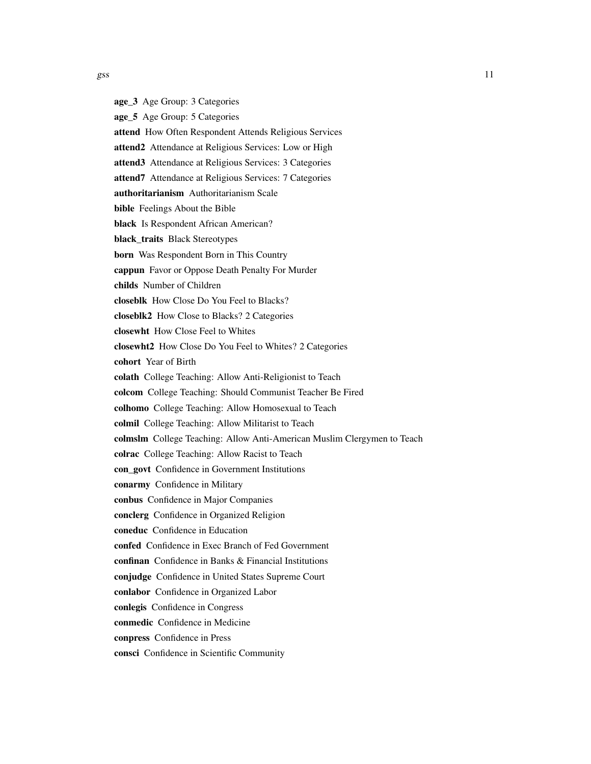**age_3** Age Group: 3 Categories

**age_5** Age Group: 5 Categories

**attend** How Often Respondent Attends Religious Services

**attend2** Attendance at Religious Services: Low or High

**attend3** Attendance at Religious Services: 3 Categories

**attend7** Attendance at Religious Services: 7 Categories

**authoritarianism** Authoritarianism Scale

**bible** Feelings About the Bible

**black** Is Respondent African American?

**black_traits** Black Stereotypes

**born** Was Respondent Born in This Country

**cappun** Favor or Oppose Death Penalty For Murder

**childs** Number of Children

**closeblk** How Close Do You Feel to Blacks?

**closeblk2** How Close to Blacks? 2 Categories

**closewht** How Close Feel to Whites

**closewht2** How Close Do You Feel to Whites? 2 Categories

**cohort** Year of Birth

**colath** College Teaching: Allow Anti-Religionist to Teach

**colcom** College Teaching: Should Communist Teacher Be Fired

**colhomo** College Teaching: Allow Homosexual to Teach

**colmil** College Teaching: Allow Militarist to Teach

**colmslm** College Teaching: Allow Anti-American Muslim Clergymen to Teach

**colrac** College Teaching: Allow Racist to Teach

**con_govt** Confidence in Government Institutions

**conarmy** Confidence in Military

**conbus** Confidence in Major Companies

**conclerg** Confidence in Organized Religion

**coneduc** Confidence in Education

**confed** Confidence in Exec Branch of Fed Government

**confinan** Confidence in Banks & Financial Institutions

**conjudge** Confidence in United States Supreme Court

**conlabor** Confidence in Organized Labor

**conlegis** Confidence in Congress

**conmedic** Confidence in Medicine

**conpress** Confidence in Press

**consci** Confidence in Scientific Community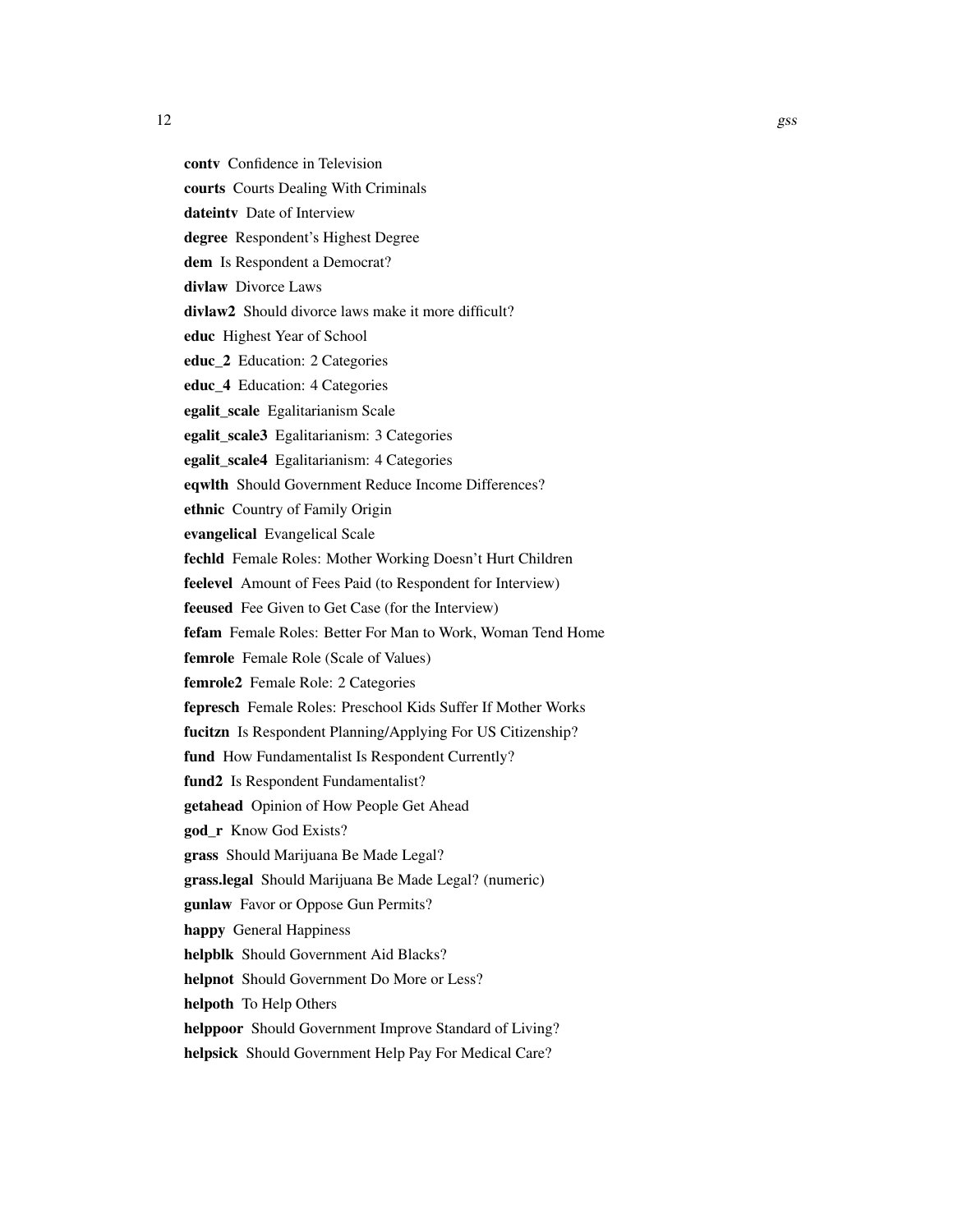**contv** Confidence in Television

**courts** Courts Dealing With Criminals

**dateintv** Date of Interview

**degree** Respondent's Highest Degree

**dem** Is Respondent a Democrat?

**divlaw** Divorce Laws

**divlaw2** Should divorce laws make it more difficult?

**educ** Highest Year of School

**educ_2** Education: 2 Categories

**educ_4** Education: 4 Categories

**egalit_scale** Egalitarianism Scale

**egalit_scale3** Egalitarianism: 3 Categories

**egalit_scale4** Egalitarianism: 4 Categories

**eqwlth** Should Government Reduce Income Differences?

**ethnic** Country of Family Origin

**evangelical** Evangelical Scale

**fechld** Female Roles: Mother Working Doesn't Hurt Children

**feelevel** Amount of Fees Paid (to Respondent for Interview)

**feeused** Fee Given to Get Case (for the Interview)

**fefam** Female Roles: Better For Man to Work, Woman Tend Home

**femrole** Female Role (Scale of Values)

**femrole2** Female Role: 2 Categories

**fepresch** Female Roles: Preschool Kids Suffer If Mother Works

**fucitzn** Is Respondent Planning/Applying For US Citizenship?

**fund** How Fundamentalist Is Respondent Currently?

**fund2** Is Respondent Fundamentalist?

**getahead** Opinion of How People Get Ahead

**god_r** Know God Exists?

**grass** Should Marijuana Be Made Legal?

**grass.legal** Should Marijuana Be Made Legal? (numeric)

**gunlaw** Favor or Oppose Gun Permits?

**happy** General Happiness

**helpblk** Should Government Aid Blacks?

**helpnot** Should Government Do More or Less?

**helpoth** To Help Others

**helppoor** Should Government Improve Standard of Living?

**helpsick** Should Government Help Pay For Medical Care?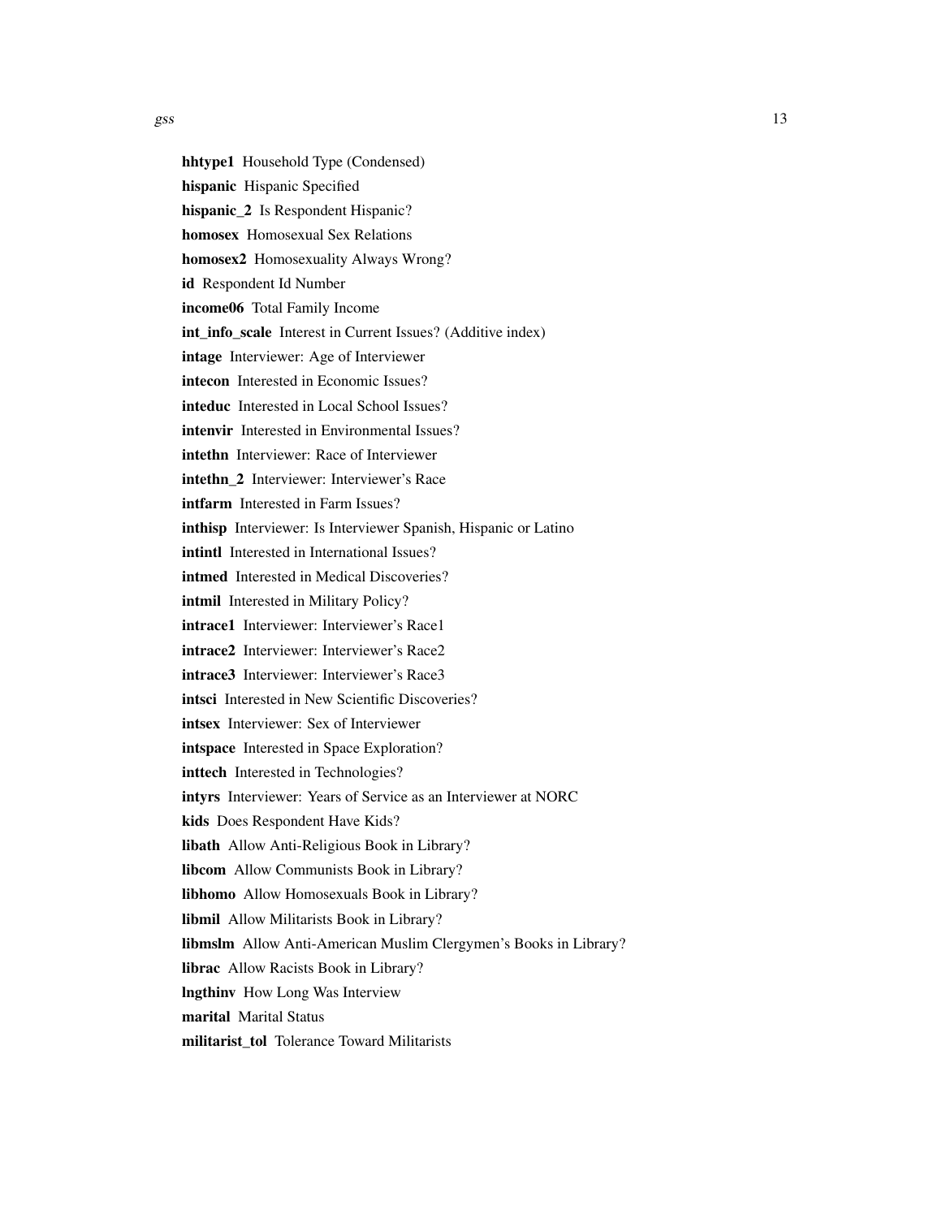**hhtype1** Household Type (Condensed)

**hispanic** Hispanic Specified

**hispanic_2** Is Respondent Hispanic?

**homosex** Homosexual Sex Relations

**homosex2** Homosexuality Always Wrong?

**id** Respondent Id Number

**income06** Total Family Income

**int_info_scale** Interest in Current Issues? (Additive index)

**intage** Interviewer: Age of Interviewer

**intecon** Interested in Economic Issues?

**inteduc** Interested in Local School Issues?

**intenvir** Interested in Environmental Issues?

**intethn** Interviewer: Race of Interviewer

**intethn_2** Interviewer: Interviewer's Race

**intfarm** Interested in Farm Issues?

**inthisp** Interviewer: Is Interviewer Spanish, Hispanic or Latino

**intintl** Interested in International Issues?

**intmed** Interested in Medical Discoveries?

**intmil** Interested in Military Policy?

**intrace1** Interviewer: Interviewer's Race1

**intrace2** Interviewer: Interviewer's Race2

**intrace3** Interviewer: Interviewer's Race3

**intsci** Interested in New Scientific Discoveries?

**intsex** Interviewer: Sex of Interviewer

**intspace** Interested in Space Exploration?

**inttech** Interested in Technologies?

**intyrs** Interviewer: Years of Service as an Interviewer at NORC

**kids** Does Respondent Have Kids?

**libath** Allow Anti-Religious Book in Library?

**libcom** Allow Communists Book in Library?

**libhomo** Allow Homosexuals Book in Library?

**libmil** Allow Militarists Book in Library?

**libmslm** Allow Anti-American Muslim Clergymen's Books in Library?

**librac** Allow Racists Book in Library?

**lngthinv** How Long Was Interview

**marital** Marital Status

**militarist_tol** Tolerance Toward Militarists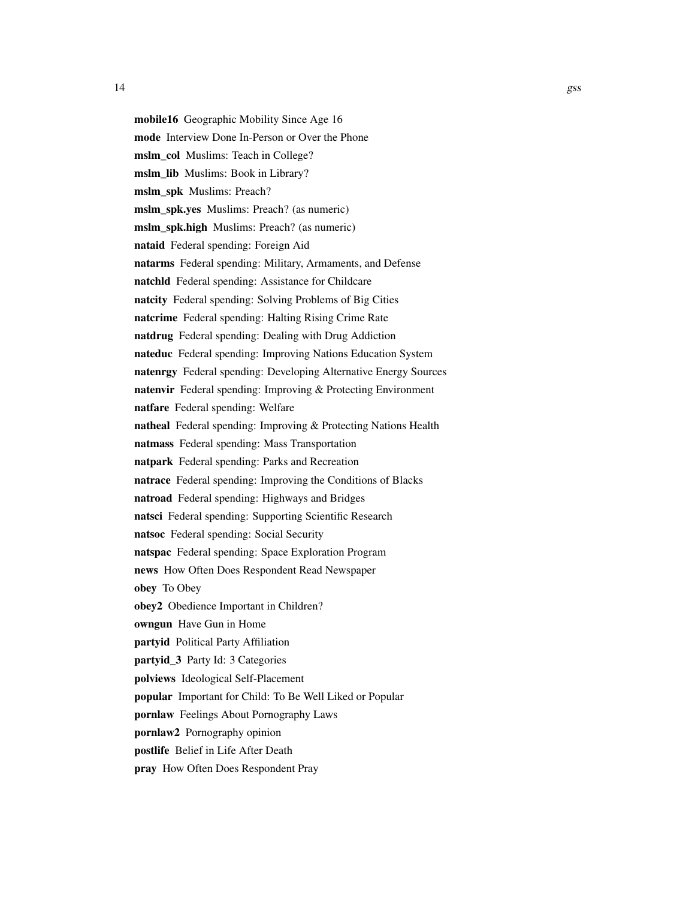**mobile16** Geographic Mobility Since Age 16

**mode** Interview Done In-Person or Over the Phone

**mslm_col** Muslims: Teach in College?

**mslm_lib** Muslims: Book in Library?

**mslm_spk** Muslims: Preach?

**mslm_spk.yes** Muslims: Preach? (as numeric)

**mslm_spk.high** Muslims: Preach? (as numeric)

**nataid** Federal spending: Foreign Aid

**natarms** Federal spending: Military, Armaments, and Defense

**natchld** Federal spending: Assistance for Childcare

**natcity** Federal spending: Solving Problems of Big Cities

**natcrime** Federal spending: Halting Rising Crime Rate

**natdrug** Federal spending: Dealing with Drug Addiction

**nateduc** Federal spending: Improving Nations Education System

**natenrgy** Federal spending: Developing Alternative Energy Sources

**natenvir** Federal spending: Improving & Protecting Environment

**natfare** Federal spending: Welfare

**natheal** Federal spending: Improving & Protecting Nations Health

**natmass** Federal spending: Mass Transportation

**natpark** Federal spending: Parks and Recreation

**natrace** Federal spending: Improving the Conditions of Blacks

**natroad** Federal spending: Highways and Bridges

**natsci** Federal spending: Supporting Scientific Research

**natsoc** Federal spending: Social Security

**natspac** Federal spending: Space Exploration Program

**news** How Often Does Respondent Read Newspaper

**obey** To Obey

**obey2** Obedience Important in Children?

**owngun** Have Gun in Home

**partyid** Political Party Affiliation

**partyid_3** Party Id: 3 Categories

**polviews** Ideological Self-Placement

**popular** Important for Child: To Be Well Liked or Popular

**pornlaw** Feelings About Pornography Laws

**pornlaw2** Pornography opinion

**postlife** Belief in Life After Death

**pray** How Often Does Respondent Pray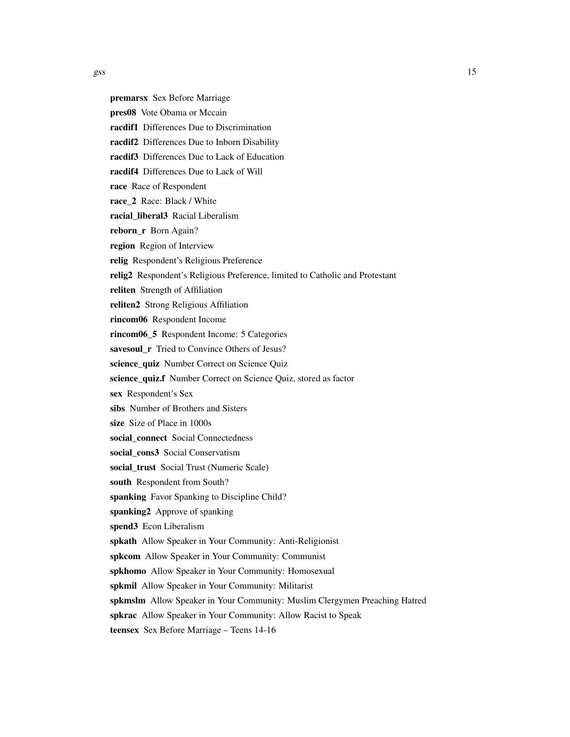**premarsx** Sex Before Marriage

**pres08** Vote Obama or Mccain

**racdif1** Differences Due to Discrimination

**racdif2** Differences Due to Inborn Disability

**racdif3** Differences Due to Lack of Education

**racdif4** Differences Due to Lack of Will

**race** Race of Respondent

**race_2** Race: Black / White

**racial_liberal3** Racial Liberalism

**reborn_r** Born Again?

**region** Region of Interview

**relig** Respondent's Religious Preference

**relig2** Respondent's Religious Preference, limited to Catholic and Protestant

**reliten** Strength of Affiliation

**reliten2** Strong Religious Affiliation

**rincom06** Respondent Income

**rincom06_5** Respondent Income: 5 Categories

**savesoul_r** Tried to Convince Others of Jesus?

**science_quiz** Number Correct on Science Quiz

**science_quiz.f** Number Correct on Science Quiz, stored as factor

**sex** Respondent's Sex

**sibs** Number of Brothers and Sisters

**size** Size of Place in 1000s

**social_connect** Social Connectedness

**social_cons3** Social Conservatism

**social_trust** Social Trust (Numeric Scale)

**south** Respondent from South?

**spanking** Favor Spanking to Discipline Child?

**spanking2** Approve of spanking

**spend3** Econ Liberalism

**spkath** Allow Speaker in Your Community: Anti-Religionist

**spkcom** Allow Speaker in Your Community: Communist

**spkhomo** Allow Speaker in Your Community: Homosexual

**spkmil** Allow Speaker in Your Community: Militarist

**spkmslm** Allow Speaker in Your Community: Muslim Clergymen Preaching Hatred

**spkrac** Allow Speaker in Your Community: Allow Racist to Speak

**teensex** Sex Before Marriage – Teens 14-16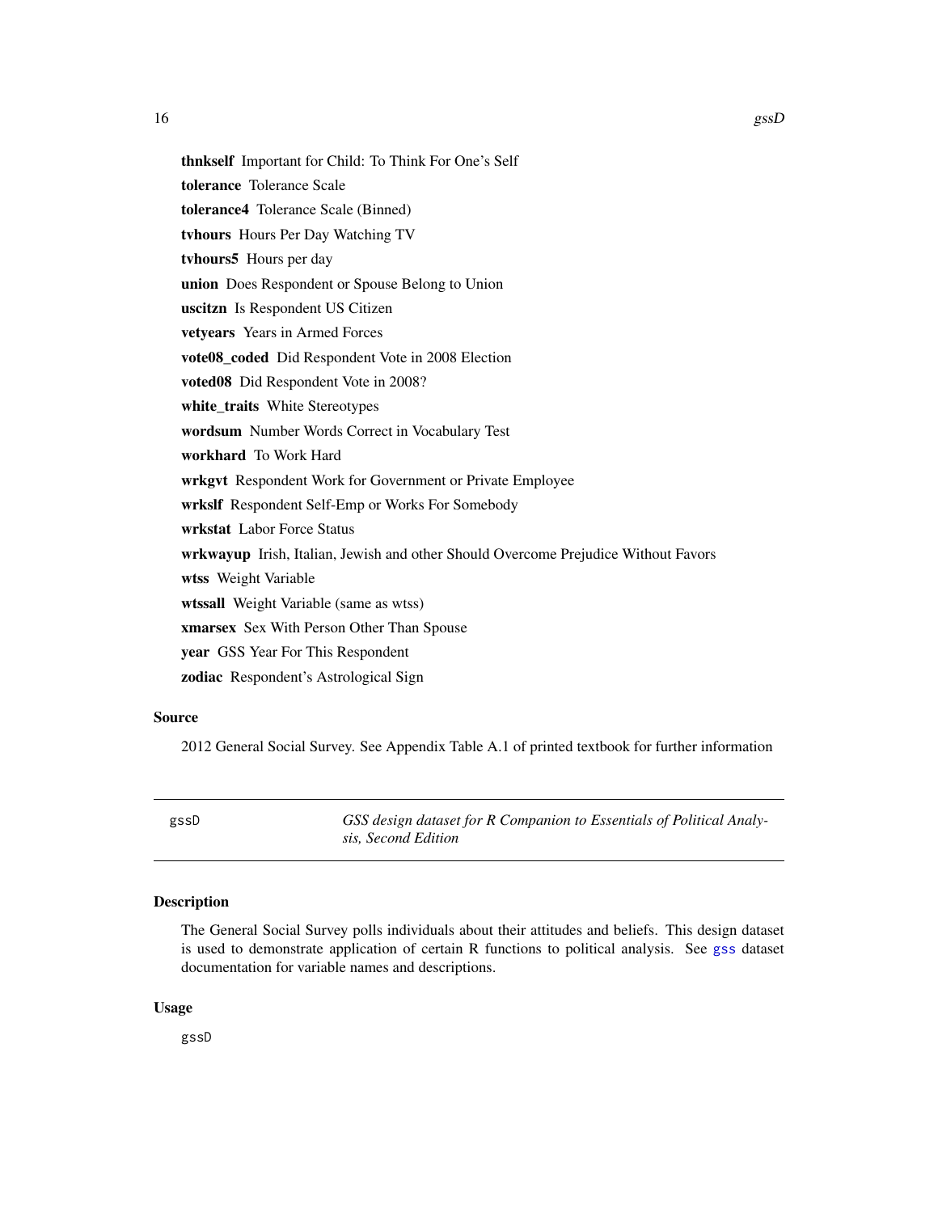**thnkself** Important for Child: To Think For One's Self

**tolerance** Tolerance Scale

**tolerance4** Tolerance Scale (Binned)

**tvhours** Hours Per Day Watching TV

**tvhours5** Hours per day

**union** Does Respondent or Spouse Belong to Union

**uscitzn** Is Respondent US Citizen

**vetyears** Years in Armed Forces

**vote08_coded** Did Respondent Vote in 2008 Election

**voted08** Did Respondent Vote in 2008?

**white_traits** White Stereotypes

**wordsum** Number Words Correct in Vocabulary Test

**workhard** To Work Hard

**wrkgvt** Respondent Work for Government or Private Employee

**wrkslf** Respondent Self-Emp or Works For Somebody

**wrkstat** Labor Force Status

**wrkwayup** Irish, Italian, Jewish and other Should Overcome Prejudice Without Favors

**wtss** Weight Variable

**wtssall** Weight Variable (same as wtss)

**xmarsex** Sex With Person Other Than Spouse

**year** GSS Year For This Respondent

**zodiac** Respondent's Astrological Sign

### Source

2012 General Social Survey. See Appendix Table A.1 of printed textbook for further information

---

## gssD — *GSS design dataset for R Companion to Essentials of Political Analysis, Second Edition*

---

### Description

The General Social Survey polls individuals about their attitudes and beliefs. This design dataset is used to demonstrate application of certain R functions to political analysis. See gss dataset documentation for variable names and descriptions.

### Usage

```
gssD
```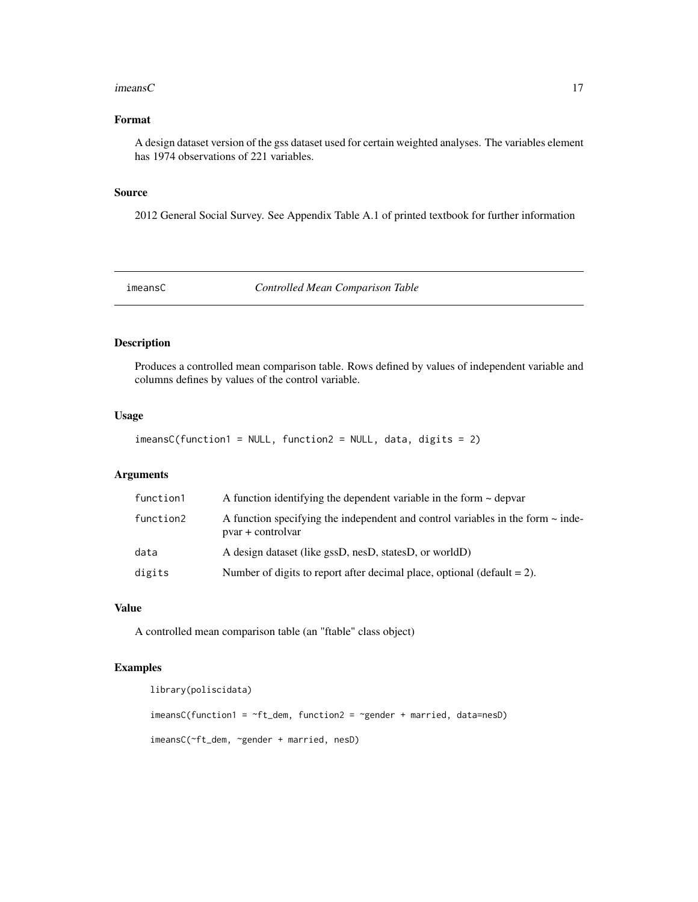## Format

A design dataset version of the gss dataset used for certain weighted analyses. The variables element has 1974 observations of 221 variables.

## Source

2012 General Social Survey. See Appendix Table A.1 of printed textbook for further information

---

# imeansC *Controlled Mean Comparison Table*

## Description

Produces a controlled mean comparison table. Rows defined by values of independent variable and columns defines by values of the control variable.

## Usage

```
imeansC(function1 = NULL, function2 = NULL, data, digits = 2)
```

## Arguments

| | |
|---|---|
| function1 | A function identifying the dependent variable in the form ~ depvar |
| function2 | A function specifying the independent and control variables in the form ~ indepvar + controlvar |
| data | A design dataset (like gssD, nesD, statesD, or worldD) |
| digits | Number of digits to report after decimal place, optional (default = 2). |

## Value

A controlled mean comparison table (an "ftable" class object)

## Examples

```
library(poliscidata)

imeansC(function1 = ~ft_dem, function2 = ~gender + married, data=nesD)

imeansC(~ft_dem, ~gender + married, nesD)
```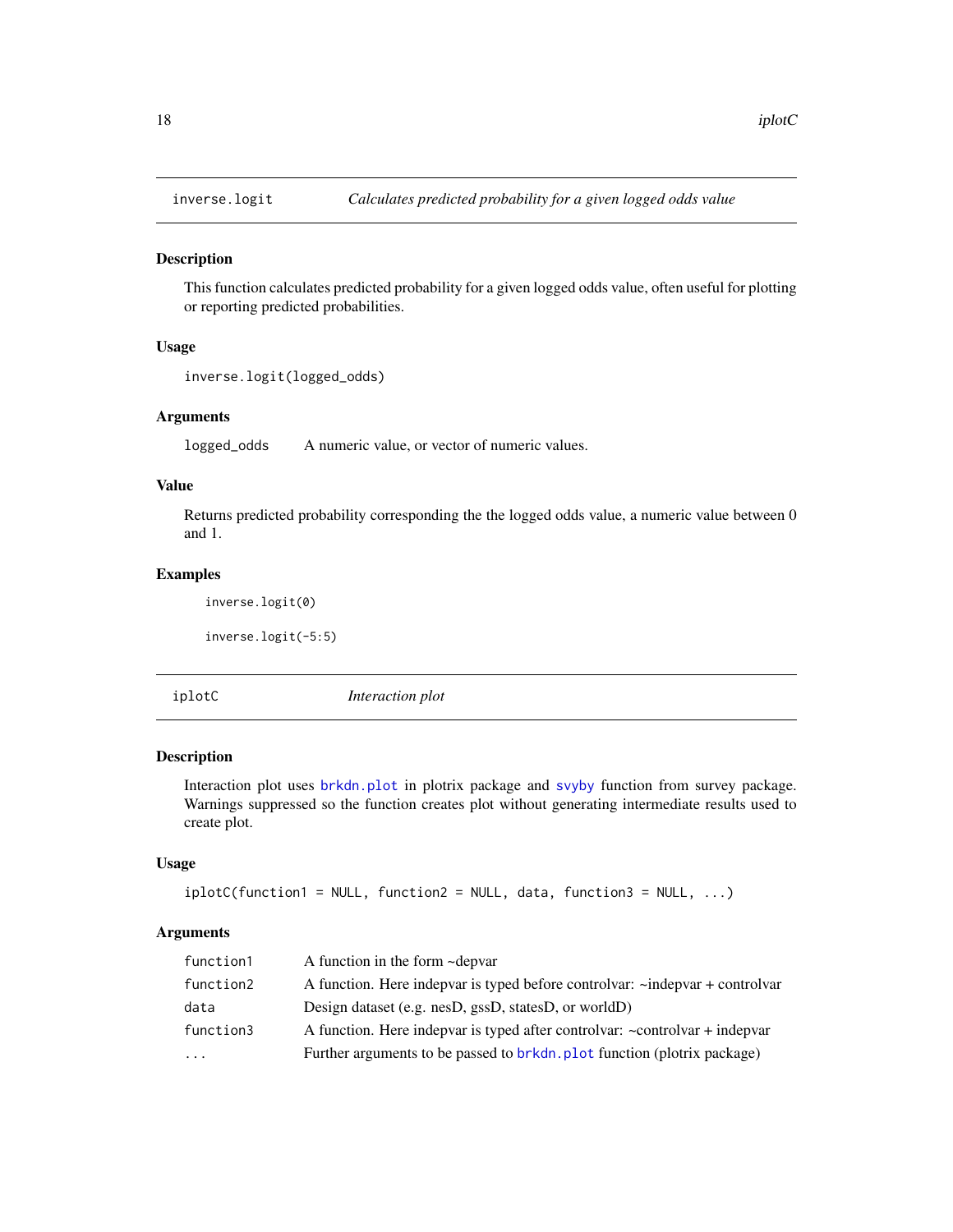## inverse.logit — *Calculates predicted probability for a given logged odds value*

### Description

This function calculates predicted probability for a given logged odds value, often useful for plotting or reporting predicted probabilities.

### Usage

```
inverse.logit(logged_odds)
```

### Arguments

| | |
|---|---|
| `logged_odds` | A numeric value, or vector of numeric values. |

### Value

Returns predicted probability corresponding the the logged odds value, a numeric value between 0 and 1.

### Examples

```
inverse.logit(0)

inverse.logit(-5:5)
```

## iplotC — *Interaction plot*

### Description

Interaction plot uses brkdn.plot in plotrix package and svyby function from survey package. Warnings suppressed so the function creates plot without generating intermediate results used to create plot.

### Usage

```
iplotC(function1 = NULL, function2 = NULL, data, function3 = NULL, ...)
```

### Arguments

| | |
|---|---|
| `function1` | A function in the form ~depvar |
| `function2` | A function. Here indepvar is typed before controlvar: ~indepvar + controlvar |
| `data` | Design dataset (e.g. nesD, gssD, statesD, or worldD) |
| `function3` | A function. Here indepvar is typed after controlvar: ~controlvar + indepvar |
| `...` | Further arguments to be passed to brkdn.plot function (plotrix package) |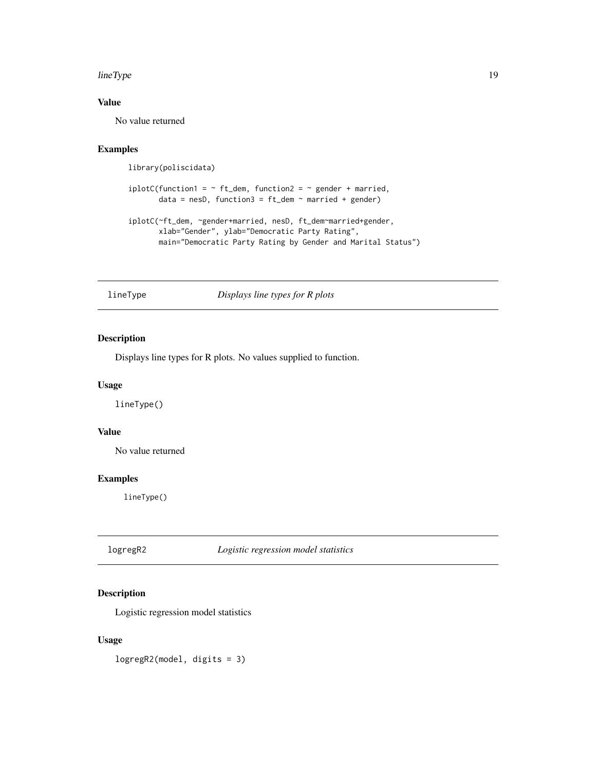### Value

No value returned

### Examples

```
library(poliscidata)

iplotC(function1 = ~ ft_dem, function2 = ~ gender + married,
       data = nesD, function3 = ft_dem ~ married + gender)

iplotC(~ft_dem, ~gender+married, nesD, ft_dem~married+gender,
       xlab="Gender", ylab="Democratic Party Rating",
       main="Democratic Party Rating by Gender and Marital Status")
```

## lineType — *Displays line types for R plots*

### Description

Displays line types for R plots. No values supplied to function.

### Usage

```
lineType()
```

### Value

No value returned

### Examples

```
lineType()
```

## logregR2 — *Logistic regression model statistics*

### Description

Logistic regression model statistics

### Usage

```
logregR2(model, digits = 3)
```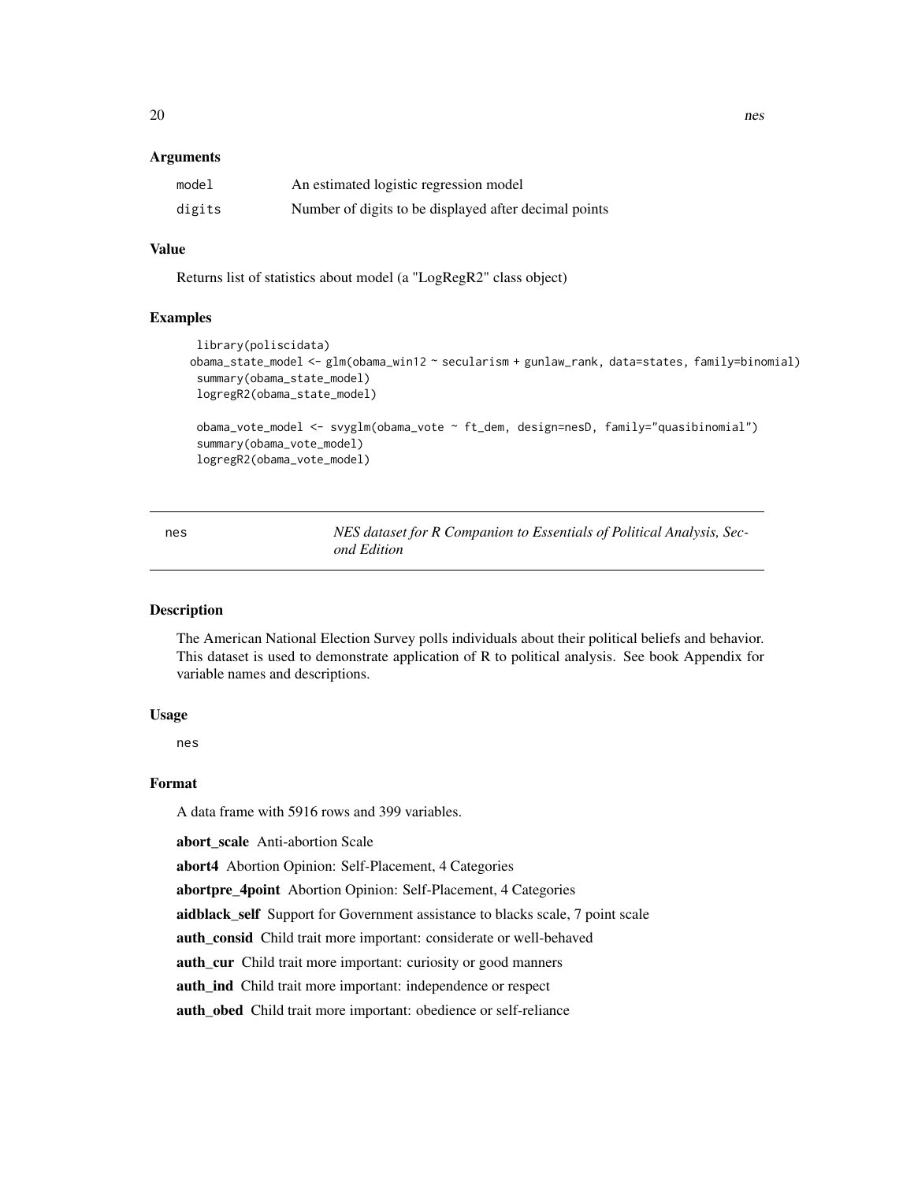### Arguments

| | |
|---|---|
| `model` | An estimated logistic regression model |
| `digits` | Number of digits to be displayed after decimal points |

### Value

Returns list of statistics about model (a "LogRegR2" class object)

### Examples

```
library(poliscidata)
obama_state_model <- glm(obama_win12 ~ secularism + gunlaw_rank, data=states, family=binomial)
summary(obama_state_model)
logregR2(obama_state_model)

obama_vote_model <- svyglm(obama_vote ~ ft_dem, design=nesD, family="quasibinomial")
summary(obama_vote_model)
logregR2(obama_vote_model)
```

---

## nes — *NES dataset for R Companion to Essentials of Political Analysis, Second Edition*

---

### Description

The American National Election Survey polls individuals about their political beliefs and behavior. This dataset is used to demonstrate application of R to political analysis. See book Appendix for variable names and descriptions.

### Usage

```
nes
```

### Format

A data frame with 5916 rows and 399 variables.

**abort_scale** Anti-abortion Scale

**abort4** Abortion Opinion: Self-Placement, 4 Categories

**abortpre_4point** Abortion Opinion: Self-Placement, 4 Categories

**aidblack_self** Support for Government assistance to blacks scale, 7 point scale

**auth_consid** Child trait more important: considerate or well-behaved

**auth_cur** Child trait more important: curiosity or good manners

**auth_ind** Child trait more important: independence or respect

**auth_obed** Child trait more important: obedience or self-reliance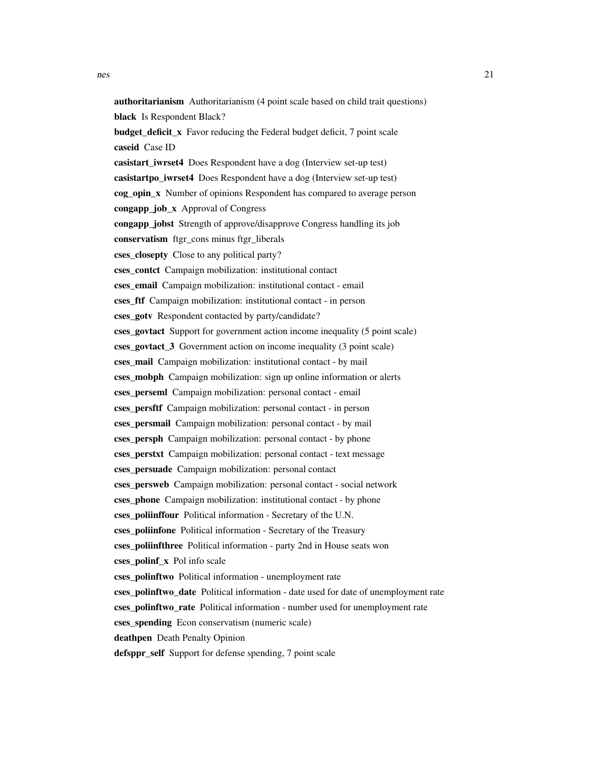**authoritarianism** Authoritarianism (4 point scale based on child trait questions)

**black** Is Respondent Black?

**budget_deficit_x** Favor reducing the Federal budget deficit, 7 point scale

**caseid** Case ID

**casistart_iwrset4** Does Respondent have a dog (Interview set-up test)

**casistartpo_iwrset4** Does Respondent have a dog (Interview set-up test)

**cog_opin_x** Number of opinions Respondent has compared to average person

**congapp_job_x** Approval of Congress

**congapp_jobst** Strength of approve/disapprove Congress handling its job

**conservatism** ftgr_cons minus ftgr_liberals

**cses_closepty** Close to any political party?

**cses_contct** Campaign mobilization: institutional contact

**cses_email** Campaign mobilization: institutional contact - email

**cses_ftf** Campaign mobilization: institutional contact - in person

**cses_gotv** Respondent contacted by party/candidate?

**cses_govtact** Support for government action income inequality (5 point scale)

**cses_govtact_3** Government action on income inequality (3 point scale)

**cses_mail** Campaign mobilization: institutional contact - by mail

**cses_mobph** Campaign mobilization: sign up online information or alerts

**cses_perseml** Campaign mobilization: personal contact - email

**cses_persftf** Campaign mobilization: personal contact - in person

**cses_persmail** Campaign mobilization: personal contact - by mail

**cses_persph** Campaign mobilization: personal contact - by phone

**cses_perstxt** Campaign mobilization: personal contact - text message

**cses_persuade** Campaign mobilization: personal contact

**cses_persweb** Campaign mobilization: personal contact - social network

**cses_phone** Campaign mobilization: institutional contact - by phone

**cses_poliinffour** Political information - Secretary of the U.N.

**cses_poliinfone** Political information - Secretary of the Treasury

**cses_poliinfthree** Political information - party 2nd in House seats won

**cses_polinf_x** Pol info scale

**cses_polinftwo** Political information - unemployment rate

**cses_polinftwo_date** Political information - date used for date of unemployment rate

**cses_polinftwo_rate** Political information - number used for unemployment rate

**cses_spending** Econ conservatism (numeric scale)

**deathpen** Death Penalty Opinion

**defsppr_self** Support for defense spending, 7 point scale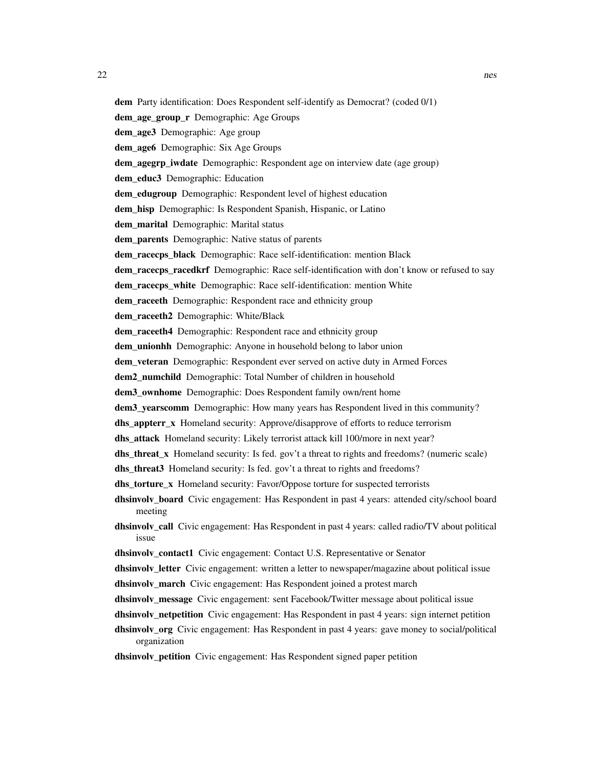**dem** Party identification: Does Respondent self-identify as Democrat? (coded 0/1)

**dem_age_group_r** Demographic: Age Groups

**dem_age3** Demographic: Age group

**dem_age6** Demographic: Six Age Groups

**dem_agegrp_iwdate** Demographic: Respondent age on interview date (age group)

**dem_educ3** Demographic: Education

**dem_edugroup** Demographic: Respondent level of highest education

**dem_hisp** Demographic: Is Respondent Spanish, Hispanic, or Latino

**dem_marital** Demographic: Marital status

**dem_parents** Demographic: Native status of parents

**dem_racecps_black** Demographic: Race self-identification: mention Black

**dem_racecps_racedkrf** Demographic: Race self-identification with don't know or refused to say

**dem_racecps_white** Demographic: Race self-identification: mention White

**dem_raceeth** Demographic: Respondent race and ethnicity group

**dem_raceeth2** Demographic: White/Black

**dem_raceeth4** Demographic: Respondent race and ethnicity group

**dem_unionhh** Demographic: Anyone in household belong to labor union

**dem_veteran** Demographic: Respondent ever served on active duty in Armed Forces

**dem2_numchild** Demographic: Total Number of children in household

**dem3_ownhome** Demographic: Does Respondent family own/rent home

**dem3_yearscomm** Demographic: How many years has Respondent lived in this community?

**dhs_appterr_x** Homeland security: Approve/disapprove of efforts to reduce terrorism

**dhs_attack** Homeland security: Likely terrorist attack kill 100/more in next year?

**dhs_threat_x** Homeland security: Is fed. gov't a threat to rights and freedoms? (numeric scale)

**dhs_threat3** Homeland security: Is fed. gov't a threat to rights and freedoms?

**dhs_torture_x** Homeland security: Favor/Oppose torture for suspected terrorists

**dhsinvolv_board** Civic engagement: Has Respondent in past 4 years: attended city/school board meeting

**dhsinvolv_call** Civic engagement: Has Respondent in past 4 years: called radio/TV about political issue

**dhsinvolv_contact1** Civic engagement: Contact U.S. Representative or Senator

**dhsinvolv_letter** Civic engagement: written a letter to newspaper/magazine about political issue

**dhsinvolv_march** Civic engagement: Has Respondent joined a protest march

**dhsinvolv_message** Civic engagement: sent Facebook/Twitter message about political issue

**dhsinvolv_netpetition** Civic engagement: Has Respondent in past 4 years: sign internet petition

**dhsinvolv_org** Civic engagement: Has Respondent in past 4 years: gave money to social/political organization

**dhsinvolv_petition** Civic engagement: Has Respondent signed paper petition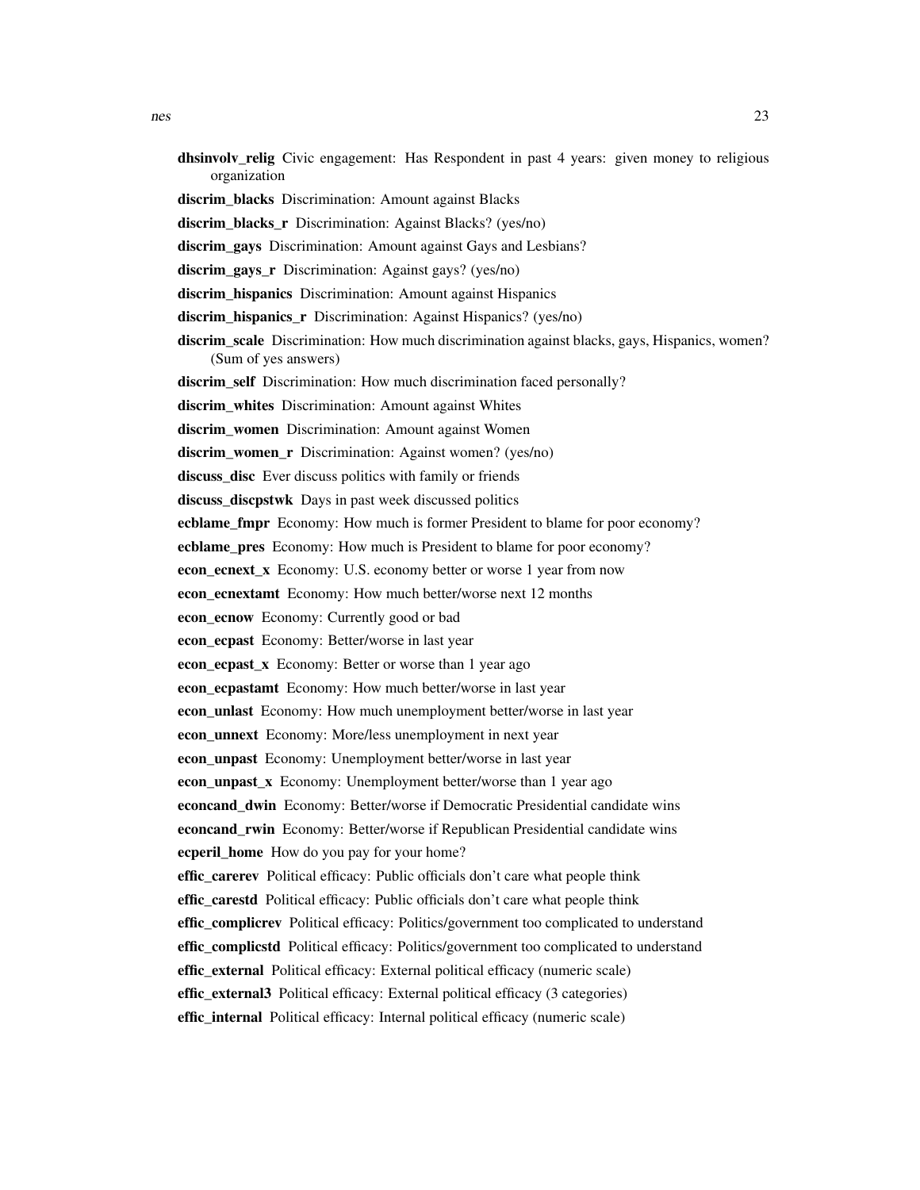**dhsinvolv_relig** Civic engagement: Has Respondent in past 4 years: given money to religious organization

**discrim_blacks** Discrimination: Amount against Blacks

**discrim_blacks_r** Discrimination: Against Blacks? (yes/no)

**discrim_gays** Discrimination: Amount against Gays and Lesbians?

**discrim_gays_r** Discrimination: Against gays? (yes/no)

**discrim_hispanics** Discrimination: Amount against Hispanics

**discrim_hispanics_r** Discrimination: Against Hispanics? (yes/no)

**discrim_scale** Discrimination: How much discrimination against blacks, gays, Hispanics, women? (Sum of yes answers)

**discrim_self** Discrimination: How much discrimination faced personally?

**discrim_whites** Discrimination: Amount against Whites

**discrim_women** Discrimination: Amount against Women

**discrim_women_r** Discrimination: Against women? (yes/no)

**discuss_disc** Ever discuss politics with family or friends

**discuss_discpstwk** Days in past week discussed politics

**ecblame_fmpr** Economy: How much is former President to blame for poor economy?

**ecblame_pres** Economy: How much is President to blame for poor economy?

**econ_ecnext_x** Economy: U.S. economy better or worse 1 year from now

**econ_ecnextamt** Economy: How much better/worse next 12 months

**econ_ecnow** Economy: Currently good or bad

**econ_ecpast** Economy: Better/worse in last year

**econ_ecpast_x** Economy: Better or worse than 1 year ago

**econ_ecpastamt** Economy: How much better/worse in last year

**econ_unlast** Economy: How much unemployment better/worse in last year

**econ_unnext** Economy: More/less unemployment in next year

**econ_unpast** Economy: Unemployment better/worse in last year

**econ_unpast_x** Economy: Unemployment better/worse than 1 year ago

**econcand_dwin** Economy: Better/worse if Democratic Presidential candidate wins

**econcand_rwin** Economy: Better/worse if Republican Presidential candidate wins

**ecperil_home** How do you pay for your home?

**effic_carerev** Political efficacy: Public officials don't care what people think

**effic_carestd** Political efficacy: Public officials don't care what people think

**effic_complicrev** Political efficacy: Politics/government too complicated to understand

**effic_complicstd** Political efficacy: Politics/government too complicated to understand

**effic_external** Political efficacy: External political efficacy (numeric scale)

**effic_external3** Political efficacy: External political efficacy (3 categories)

**effic_internal** Political efficacy: Internal political efficacy (numeric scale)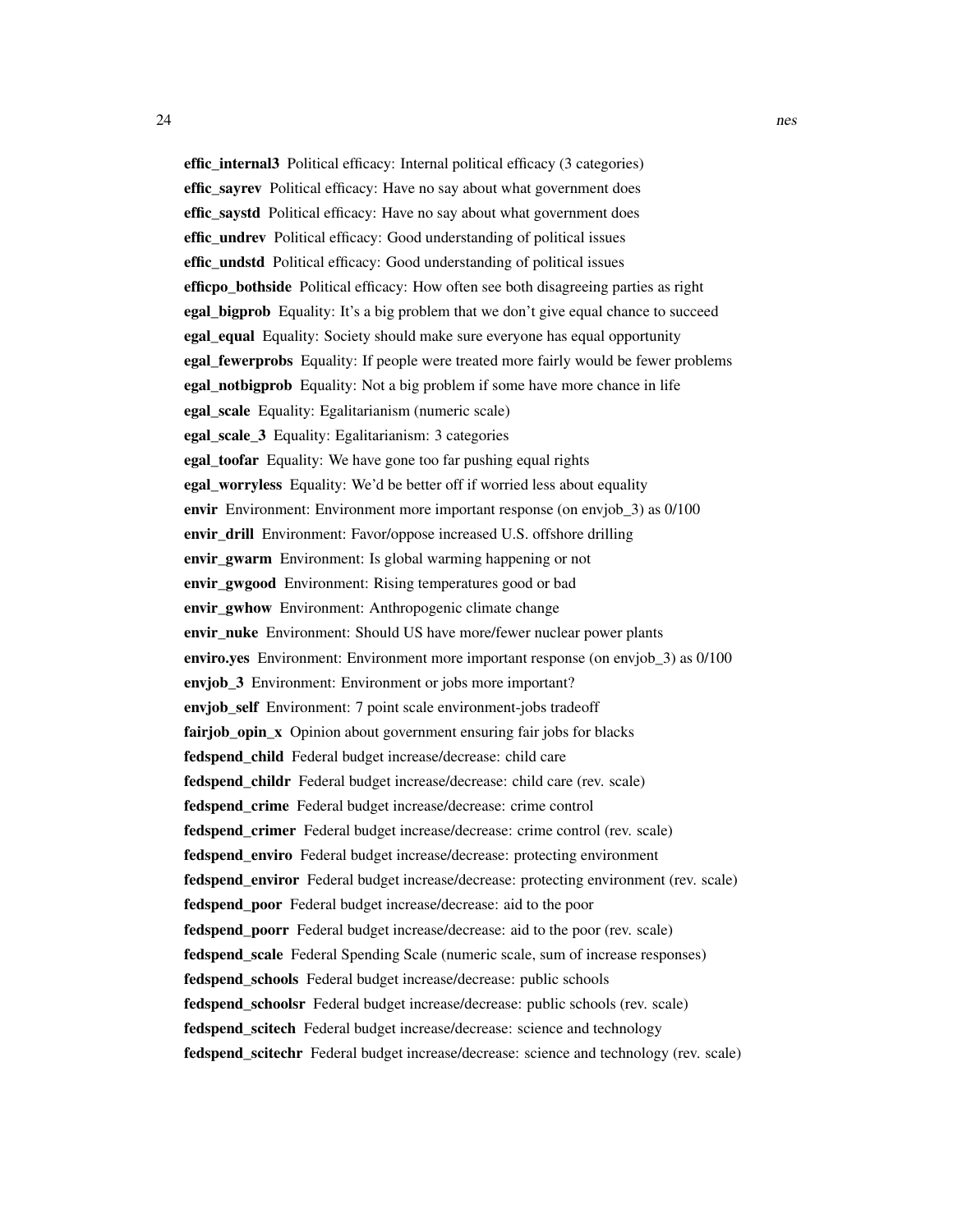**effic_internal3** Political efficacy: Internal political efficacy (3 categories)

**effic_sayrev** Political efficacy: Have no say about what government does

**effic_saystd** Political efficacy: Have no say about what government does

**effic_undrev** Political efficacy: Good understanding of political issues

**effic_undstd** Political efficacy: Good understanding of political issues

**efficpo_bothside** Political efficacy: How often see both disagreeing parties as right

**egal_bigprob** Equality: It's a big problem that we don't give equal chance to succeed

**egal_equal** Equality: Society should make sure everyone has equal opportunity

**egal_fewerprobs** Equality: If people were treated more fairly would be fewer problems

**egal_notbigprob** Equality: Not a big problem if some have more chance in life

**egal_scale** Equality: Egalitarianism (numeric scale)

**egal_scale_3** Equality: Egalitarianism: 3 categories

**egal_toofar** Equality: We have gone too far pushing equal rights

**egal_worryless** Equality: We'd be better off if worried less about equality

**envir** Environment: Environment more important response (on envjob_3) as 0/100

**envir_drill** Environment: Favor/oppose increased U.S. offshore drilling

**envir_gwarm** Environment: Is global warming happening or not

**envir_gwgood** Environment: Rising temperatures good or bad

**envir_gwhow** Environment: Anthropogenic climate change

**envir_nuke** Environment: Should US have more/fewer nuclear power plants

**enviro.yes** Environment: Environment more important response (on envjob_3) as 0/100

**envjob_3** Environment: Environment or jobs more important?

**envjob_self** Environment: 7 point scale environment-jobs tradeoff

**fairjob_opin_x** Opinion about government ensuring fair jobs for blacks

**fedspend_child** Federal budget increase/decrease: child care

**fedspend_childr** Federal budget increase/decrease: child care (rev. scale)

**fedspend_crime** Federal budget increase/decrease: crime control

**fedspend_crimer** Federal budget increase/decrease: crime control (rev. scale)

**fedspend_enviro** Federal budget increase/decrease: protecting environment

**fedspend_enviror** Federal budget increase/decrease: protecting environment (rev. scale)

**fedspend_poor** Federal budget increase/decrease: aid to the poor

**fedspend_poorr** Federal budget increase/decrease: aid to the poor (rev. scale)

**fedspend_scale** Federal Spending Scale (numeric scale, sum of increase responses)

**fedspend_schools** Federal budget increase/decrease: public schools

**fedspend_schoolsr** Federal budget increase/decrease: public schools (rev. scale)

**fedspend_scitech** Federal budget increase/decrease: science and technology

**fedspend_scitechr** Federal budget increase/decrease: science and technology (rev. scale)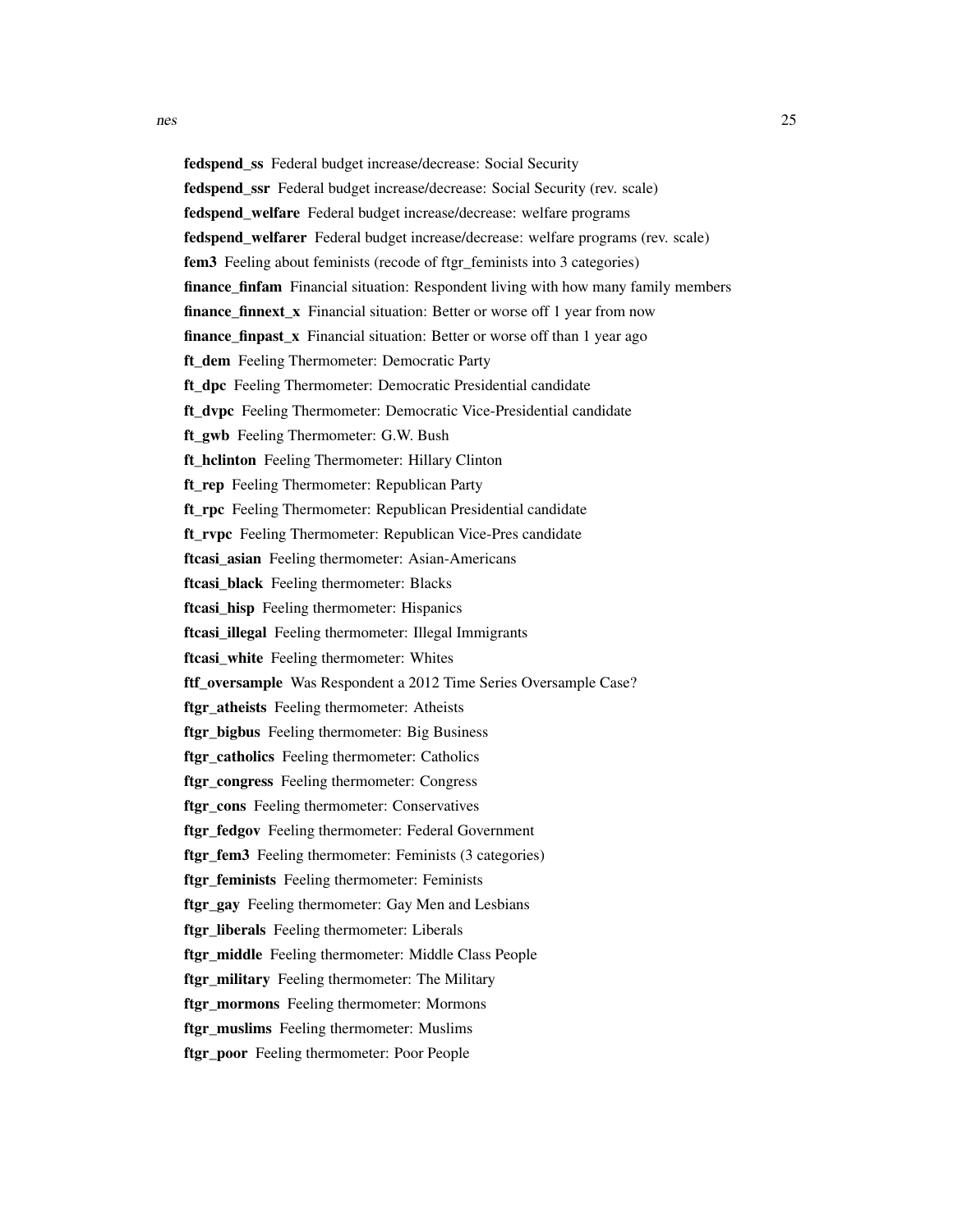**fedspend_ss** Federal budget increase/decrease: Social Security

**fedspend_ssr** Federal budget increase/decrease: Social Security (rev. scale)

**fedspend_welfare** Federal budget increase/decrease: welfare programs

**fedspend_welfarer** Federal budget increase/decrease: welfare programs (rev. scale)

**fem3** Feeling about feminists (recode of ftgr_feminists into 3 categories)

**finance_finfam** Financial situation: Respondent living with how many family members

**finance_finnext_x** Financial situation: Better or worse off 1 year from now

**finance_finpast_x** Financial situation: Better or worse off than 1 year ago

**ft_dem** Feeling Thermometer: Democratic Party

**ft_dpc** Feeling Thermometer: Democratic Presidential candidate

**ft_dvpc** Feeling Thermometer: Democratic Vice-Presidential candidate

**ft_gwb** Feeling Thermometer: G.W. Bush

**ft_hclinton** Feeling Thermometer: Hillary Clinton

**ft_rep** Feeling Thermometer: Republican Party

**ft_rpc** Feeling Thermometer: Republican Presidential candidate

**ft_rvpc** Feeling Thermometer: Republican Vice-Pres candidate

**ftcasi_asian** Feeling thermometer: Asian-Americans

**ftcasi_black** Feeling thermometer: Blacks

**ftcasi_hisp** Feeling thermometer: Hispanics

**ftcasi_illegal** Feeling thermometer: Illegal Immigrants

**ftcasi_white** Feeling thermometer: Whites

**ftf_oversample** Was Respondent a 2012 Time Series Oversample Case?

**ftgr_atheists** Feeling thermometer: Atheists

**ftgr_bigbus** Feeling thermometer: Big Business

**ftgr_catholics** Feeling thermometer: Catholics

**ftgr_congress** Feeling thermometer: Congress

**ftgr_cons** Feeling thermometer: Conservatives

**ftgr_fedgov** Feeling thermometer: Federal Government

**ftgr_fem3** Feeling thermometer: Feminists (3 categories)

**ftgr_feminists** Feeling thermometer: Feminists

**ftgr_gay** Feeling thermometer: Gay Men and Lesbians

**ftgr_liberals** Feeling thermometer: Liberals

**ftgr_middle** Feeling thermometer: Middle Class People

**ftgr_military** Feeling thermometer: The Military

**ftgr_mormons** Feeling thermometer: Mormons

**ftgr_muslims** Feeling thermometer: Muslims

**ftgr_poor** Feeling thermometer: Poor People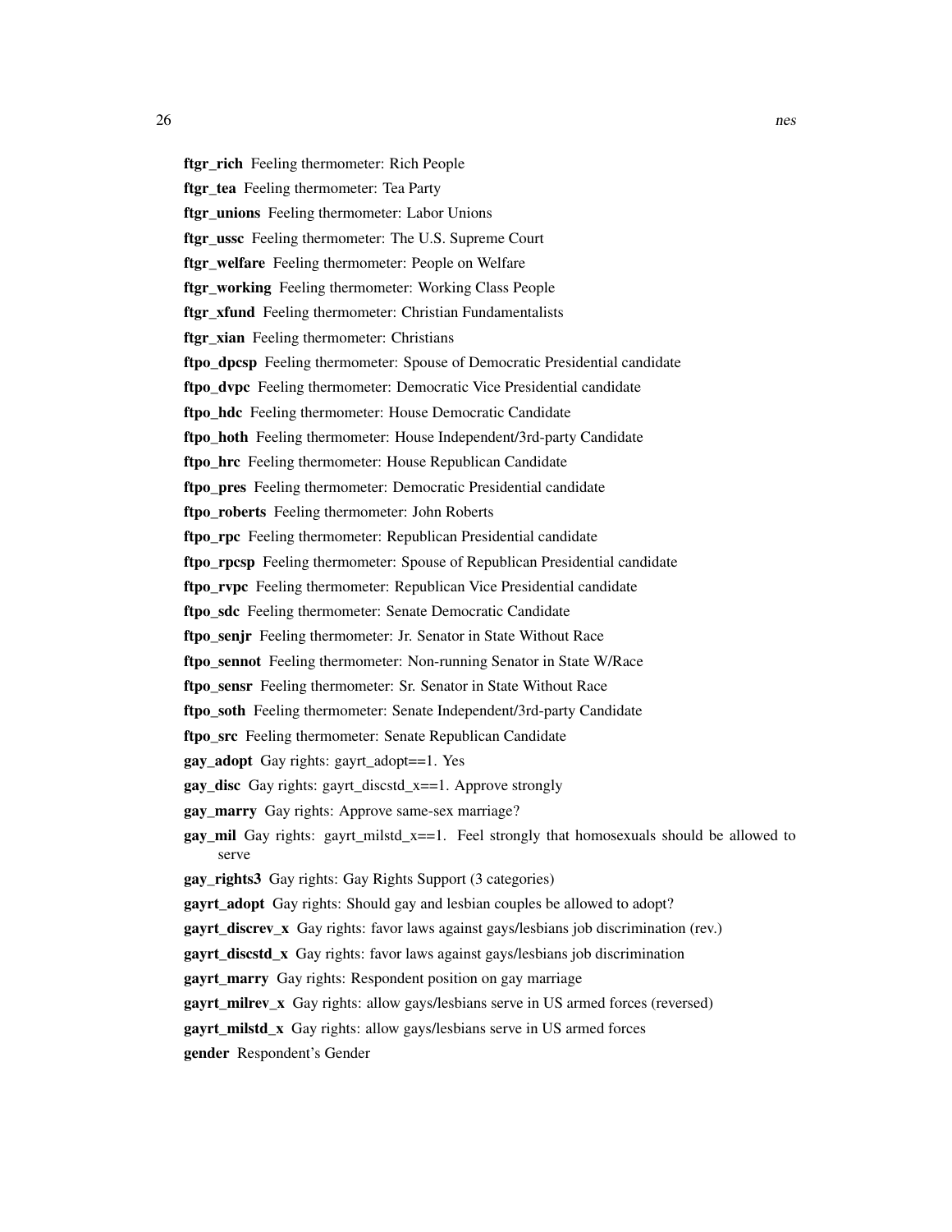**ftgr_rich** Feeling thermometer: Rich People

**ftgr_tea** Feeling thermometer: Tea Party

**ftgr_unions** Feeling thermometer: Labor Unions

**ftgr_ussc** Feeling thermometer: The U.S. Supreme Court

**ftgr_welfare** Feeling thermometer: People on Welfare

**ftgr_working** Feeling thermometer: Working Class People

**ftgr_xfund** Feeling thermometer: Christian Fundamentalists

**ftgr_xian** Feeling thermometer: Christians

**ftpo_dpcsp** Feeling thermometer: Spouse of Democratic Presidential candidate

**ftpo_dvpc** Feeling thermometer: Democratic Vice Presidential candidate

**ftpo_hdc** Feeling thermometer: House Democratic Candidate

**ftpo_hoth** Feeling thermometer: House Independent/3rd-party Candidate

**ftpo_hrc** Feeling thermometer: House Republican Candidate

**ftpo_pres** Feeling thermometer: Democratic Presidential candidate

**ftpo_roberts** Feeling thermometer: John Roberts

**ftpo_rpc** Feeling thermometer: Republican Presidential candidate

**ftpo_rpcsp** Feeling thermometer: Spouse of Republican Presidential candidate

**ftpo_rvpc** Feeling thermometer: Republican Vice Presidential candidate

**ftpo_sdc** Feeling thermometer: Senate Democratic Candidate

**ftpo_senjr** Feeling thermometer: Jr. Senator in State Without Race

**ftpo_sennot** Feeling thermometer: Non-running Senator in State W/Race

**ftpo_sensr** Feeling thermometer: Sr. Senator in State Without Race

**ftpo_soth** Feeling thermometer: Senate Independent/3rd-party Candidate

**ftpo_src** Feeling thermometer: Senate Republican Candidate

**gay_adopt** Gay rights: gayrt_adopt==1. Yes

**gay_disc** Gay rights: gayrt_discstd_x==1. Approve strongly

**gay_marry** Gay rights: Approve same-sex marriage?

**gay_mil** Gay rights: gayrt_milstd_x==1. Feel strongly that homosexuals should be allowed to serve

**gay_rights3** Gay rights: Gay Rights Support (3 categories)

**gayrt_adopt** Gay rights: Should gay and lesbian couples be allowed to adopt?

**gayrt_discrev_x** Gay rights: favor laws against gays/lesbians job discrimination (rev.)

**gayrt_discstd_x** Gay rights: favor laws against gays/lesbians job discrimination

**gayrt_marry** Gay rights: Respondent position on gay marriage

**gayrt_milrev_x** Gay rights: allow gays/lesbians serve in US armed forces (reversed)

**gayrt_milstd_x** Gay rights: allow gays/lesbians serve in US armed forces

**gender** Respondent's Gender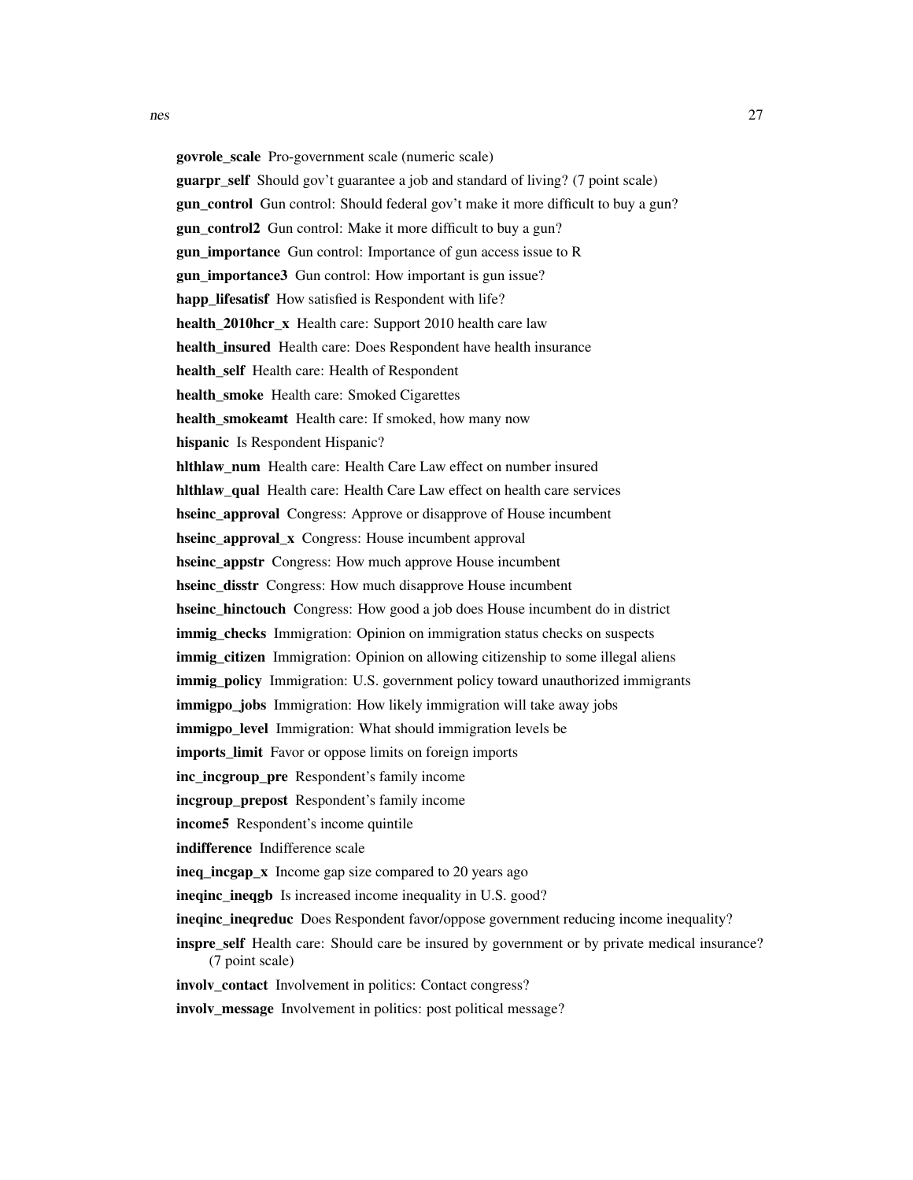**govrole_scale** Pro-government scale (numeric scale)

**guarpr_self** Should gov't guarantee a job and standard of living? (7 point scale)

**gun_control** Gun control: Should federal gov't make it more difficult to buy a gun?

**gun_control2** Gun control: Make it more difficult to buy a gun?

**gun_importance** Gun control: Importance of gun access issue to R

**gun_importance3** Gun control: How important is gun issue?

**happ_lifesatisf** How satisfied is Respondent with life?

**health_2010hcr_x** Health care: Support 2010 health care law

**health_insured** Health care: Does Respondent have health insurance

**health_self** Health care: Health of Respondent

**health_smoke** Health care: Smoked Cigarettes

**health_smokeamt** Health care: If smoked, how many now

**hispanic** Is Respondent Hispanic?

**hlthlaw_num** Health care: Health Care Law effect on number insured

**hlthlaw_qual** Health care: Health Care Law effect on health care services

**hseinc_approval** Congress: Approve or disapprove of House incumbent

**hseinc_approval_x** Congress: House incumbent approval

**hseinc_appstr** Congress: How much approve House incumbent

**hseinc_disstr** Congress: How much disapprove House incumbent

**hseinc_hinctouch** Congress: How good a job does House incumbent do in district

**immig_checks** Immigration: Opinion on immigration status checks on suspects

**immig_citizen** Immigration: Opinion on allowing citizenship to some illegal aliens

**immig_policy** Immigration: U.S. government policy toward unauthorized immigrants

**immigpo_jobs** Immigration: How likely immigration will take away jobs

**immigpo_level** Immigration: What should immigration levels be

**imports_limit** Favor or oppose limits on foreign imports

**inc_incgroup_pre** Respondent's family income

**incgroup_prepost** Respondent's family income

**income5** Respondent's income quintile

**indifference** Indifference scale

**ineq_incgap_x** Income gap size compared to 20 years ago

**ineqinc_ineqgb** Is increased income inequality in U.S. good?

**ineqinc_ineqreduc** Does Respondent favor/oppose government reducing income inequality?

**inspre_self** Health care: Should care be insured by government or by private medical insurance? (7 point scale)

**involv_contact** Involvement in politics: Contact congress?

**involv_message** Involvement in politics: post political message?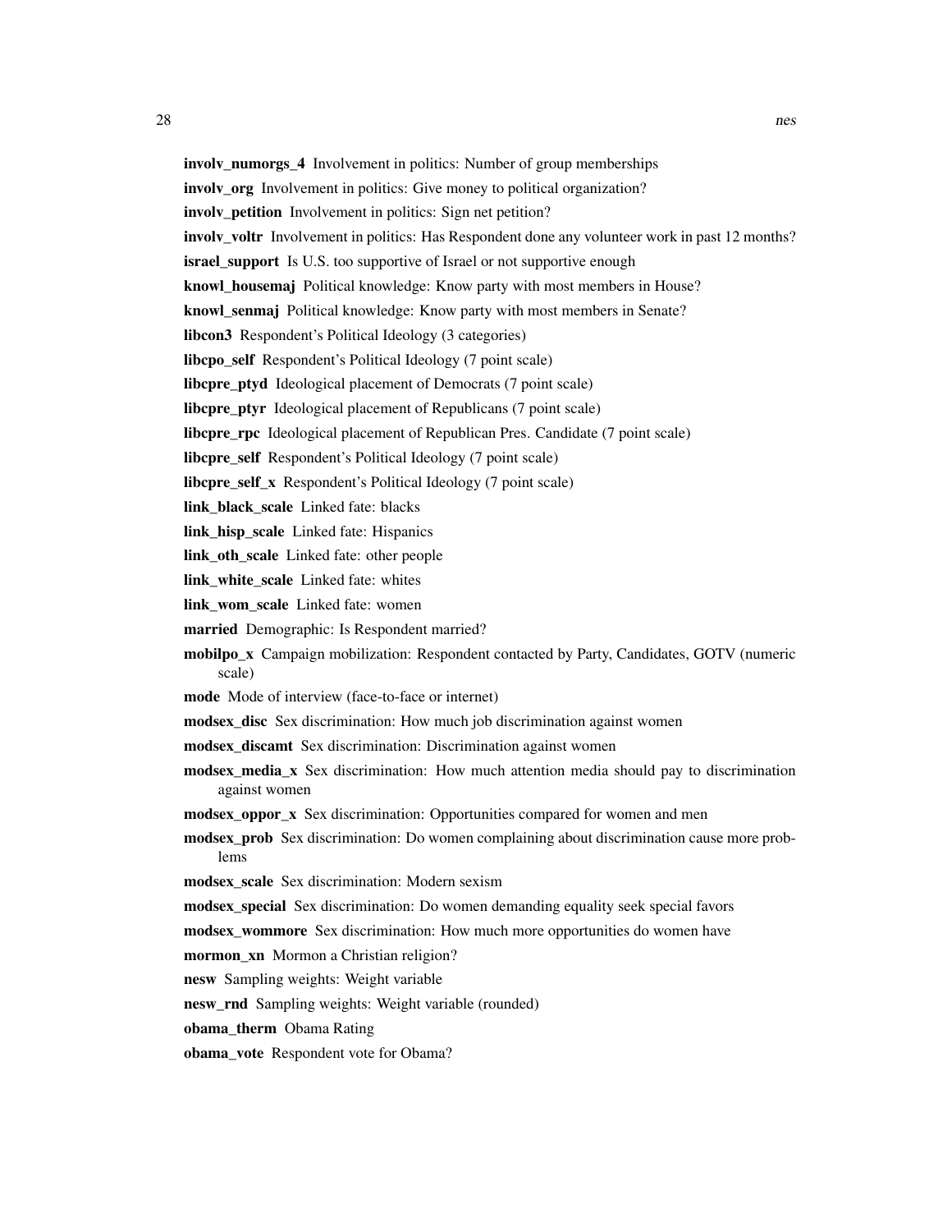**involv_numorgs_4** Involvement in politics: Number of group memberships

**involv_org** Involvement in politics: Give money to political organization?

**involv_petition** Involvement in politics: Sign net petition?

**involv_voltr** Involvement in politics: Has Respondent done any volunteer work in past 12 months?

**israel_support** Is U.S. too supportive of Israel or not supportive enough

**knowl_housemaj** Political knowledge: Know party with most members in House?

**knowl_senmaj** Political knowledge: Know party with most members in Senate?

**libcon3** Respondent's Political Ideology (3 categories)

**libcpo_self** Respondent's Political Ideology (7 point scale)

**libcpre_ptyd** Ideological placement of Democrats (7 point scale)

**libcpre_ptyr** Ideological placement of Republicans (7 point scale)

**libcpre_rpc** Ideological placement of Republican Pres. Candidate (7 point scale)

**libcpre_self** Respondent's Political Ideology (7 point scale)

**libcpre_self_x** Respondent's Political Ideology (7 point scale)

**link_black_scale** Linked fate: blacks

**link_hisp_scale** Linked fate: Hispanics

**link_oth_scale** Linked fate: other people

**link_white_scale** Linked fate: whites

**link_wom_scale** Linked fate: women

**married** Demographic: Is Respondent married?

**mobilpo_x** Campaign mobilization: Respondent contacted by Party, Candidates, GOTV (numeric scale)

**mode** Mode of interview (face-to-face or internet)

**modsex_disc** Sex discrimination: How much job discrimination against women

**modsex_discamt** Sex discrimination: Discrimination against women

**modsex_media_x** Sex discrimination: How much attention media should pay to discrimination against women

**modsex_oppor_x** Sex discrimination: Opportunities compared for women and men

**modsex_prob** Sex discrimination: Do women complaining about discrimination cause more problems

**modsex_scale** Sex discrimination: Modern sexism

**modsex_special** Sex discrimination: Do women demanding equality seek special favors

**modsex_wommore** Sex discrimination: How much more opportunities do women have

**mormon_xn** Mormon a Christian religion?

**nesw** Sampling weights: Weight variable

**nesw_rnd** Sampling weights: Weight variable (rounded)

**obama_therm** Obama Rating

**obama_vote** Respondent vote for Obama?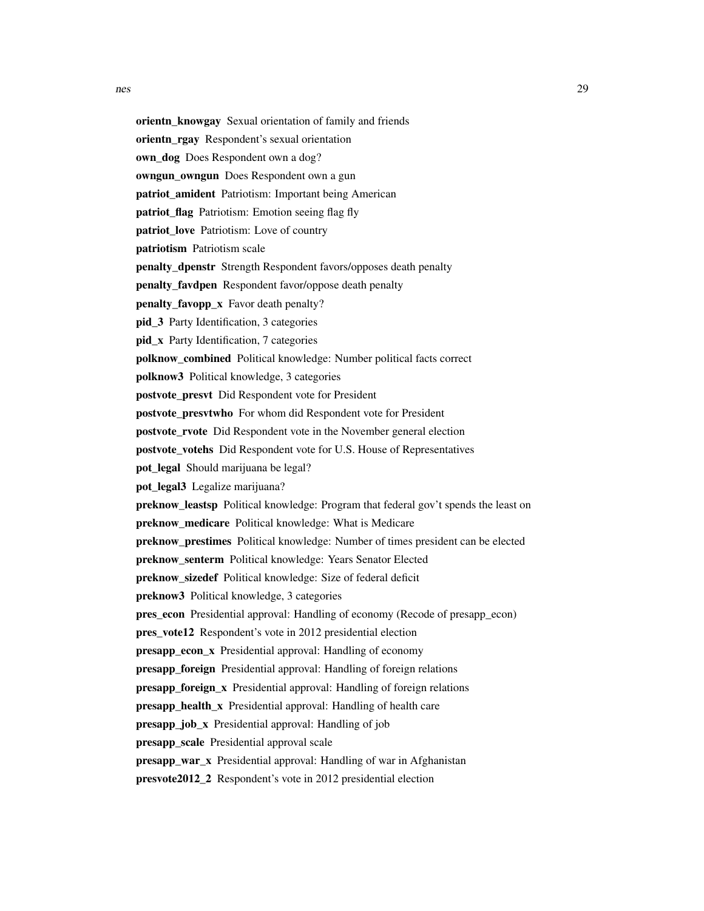**orientn_knowgay** Sexual orientation of family and friends

**orientn_rgay** Respondent's sexual orientation

**own_dog** Does Respondent own a dog?

**owngun_owngun** Does Respondent own a gun

**patriot_amident** Patriotism: Important being American

**patriot_flag** Patriotism: Emotion seeing flag fly

**patriot_love** Patriotism: Love of country

**patriotism** Patriotism scale

**penalty_dpenstr** Strength Respondent favors/opposes death penalty

**penalty_favdpen** Respondent favor/oppose death penalty

**penalty_favopp_x** Favor death penalty?

**pid_3** Party Identification, 3 categories

**pid_x** Party Identification, 7 categories

**polknow_combined** Political knowledge: Number political facts correct

**polknow3** Political knowledge, 3 categories

**postvote_presvt** Did Respondent vote for President

**postvote_presvtwho** For whom did Respondent vote for President

**postvote_rvote** Did Respondent vote in the November general election

**postvote_votehs** Did Respondent vote for U.S. House of Representatives

**pot_legal** Should marijuana be legal?

**pot_legal3** Legalize marijuana?

**preknow_leastsp** Political knowledge: Program that federal gov't spends the least on

**preknow_medicare** Political knowledge: What is Medicare

**preknow_prestimes** Political knowledge: Number of times president can be elected

**preknow_senterm** Political knowledge: Years Senator Elected

**preknow_sizedef** Political knowledge: Size of federal deficit

**preknow3** Political knowledge, 3 categories

**pres_econ** Presidential approval: Handling of economy (Recode of presapp_econ)

**pres_vote12** Respondent's vote in 2012 presidential election

**presapp_econ_x** Presidential approval: Handling of economy

**presapp_foreign** Presidential approval: Handling of foreign relations

**presapp_foreign_x** Presidential approval: Handling of foreign relations

**presapp_health_x** Presidential approval: Handling of health care

**presapp_job_x** Presidential approval: Handling of job

**presapp_scale** Presidential approval scale

**presapp_war_x** Presidential approval: Handling of war in Afghanistan

**presvote2012_2** Respondent's vote in 2012 presidential election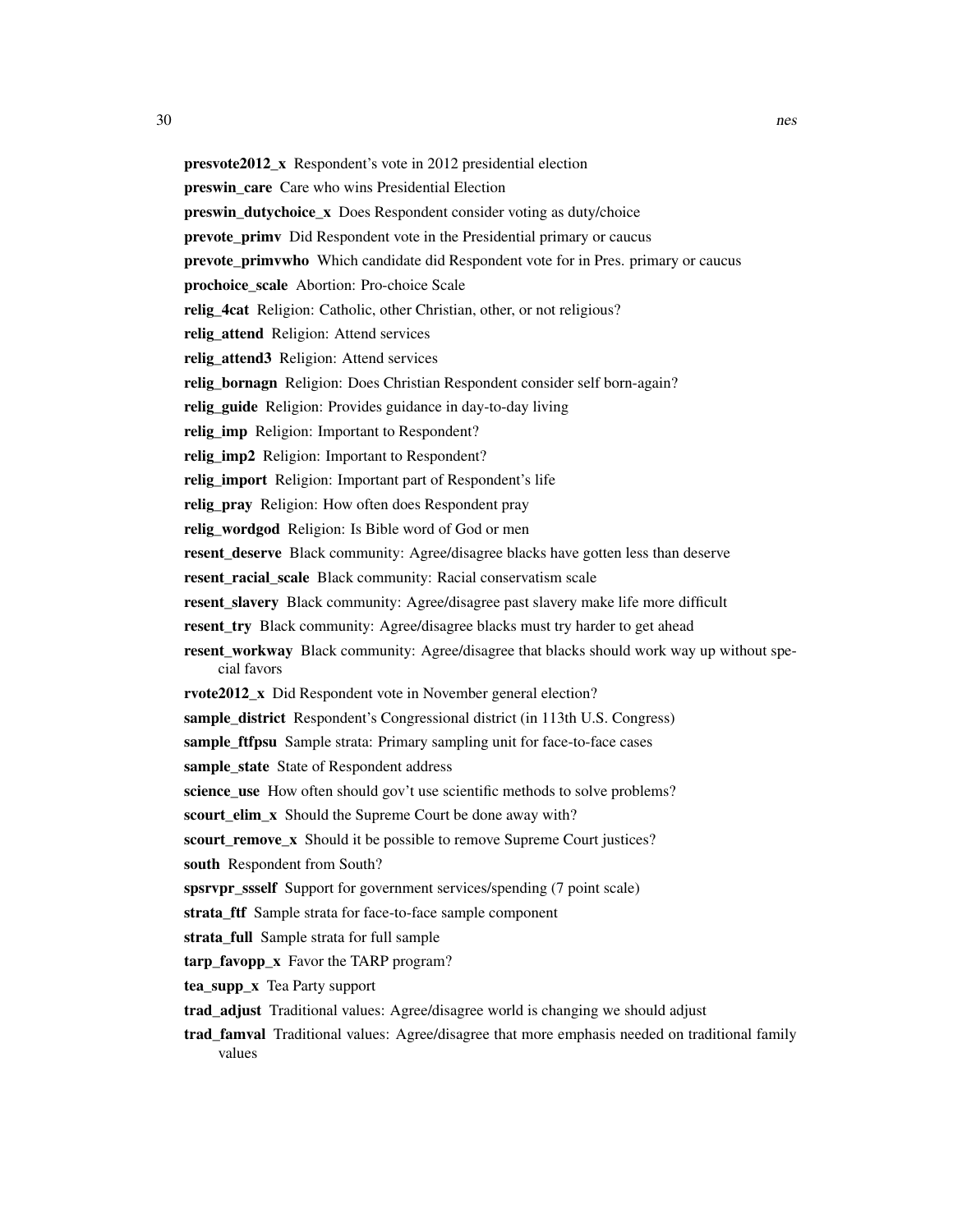**presvote2012_x** Respondent's vote in 2012 presidential election

**preswin_care** Care who wins Presidential Election

**preswin_dutychoice_x** Does Respondent consider voting as duty/choice

**prevote_primv** Did Respondent vote in the Presidential primary or caucus

**prevote_primvwho** Which candidate did Respondent vote for in Pres. primary or caucus

**prochoice_scale** Abortion: Pro-choice Scale

**relig_4cat** Religion: Catholic, other Christian, other, or not religious?

**relig_attend** Religion: Attend services

**relig_attend3** Religion: Attend services

**relig_bornagn** Religion: Does Christian Respondent consider self born-again?

**relig_guide** Religion: Provides guidance in day-to-day living

**relig_imp** Religion: Important to Respondent?

**relig_imp2** Religion: Important to Respondent?

**relig_import** Religion: Important part of Respondent's life

**relig_pray** Religion: How often does Respondent pray

**relig_wordgod** Religion: Is Bible word of God or men

**resent_deserve** Black community: Agree/disagree blacks have gotten less than deserve

**resent_racial_scale** Black community: Racial conservatism scale

**resent_slavery** Black community: Agree/disagree past slavery make life more difficult

**resent_try** Black community: Agree/disagree blacks must try harder to get ahead

**resent_workway** Black community: Agree/disagree that blacks should work way up without special favors

**rvote2012_x** Did Respondent vote in November general election?

**sample_district** Respondent's Congressional district (in 113th U.S. Congress)

**sample_ftfpsu** Sample strata: Primary sampling unit for face-to-face cases

**sample_state** State of Respondent address

**science_use** How often should gov't use scientific methods to solve problems?

**scourt_elim_x** Should the Supreme Court be done away with?

**scourt_remove_x** Should it be possible to remove Supreme Court justices?

**south** Respondent from South?

**spsrvpr_ssself** Support for government services/spending (7 point scale)

**strata_ftf** Sample strata for face-to-face sample component

**strata_full** Sample strata for full sample

**tarp_favopp_x** Favor the TARP program?

**tea_supp_x** Tea Party support

**trad_adjust** Traditional values: Agree/disagree world is changing we should adjust

**trad_famval** Traditional values: Agree/disagree that more emphasis needed on traditional family values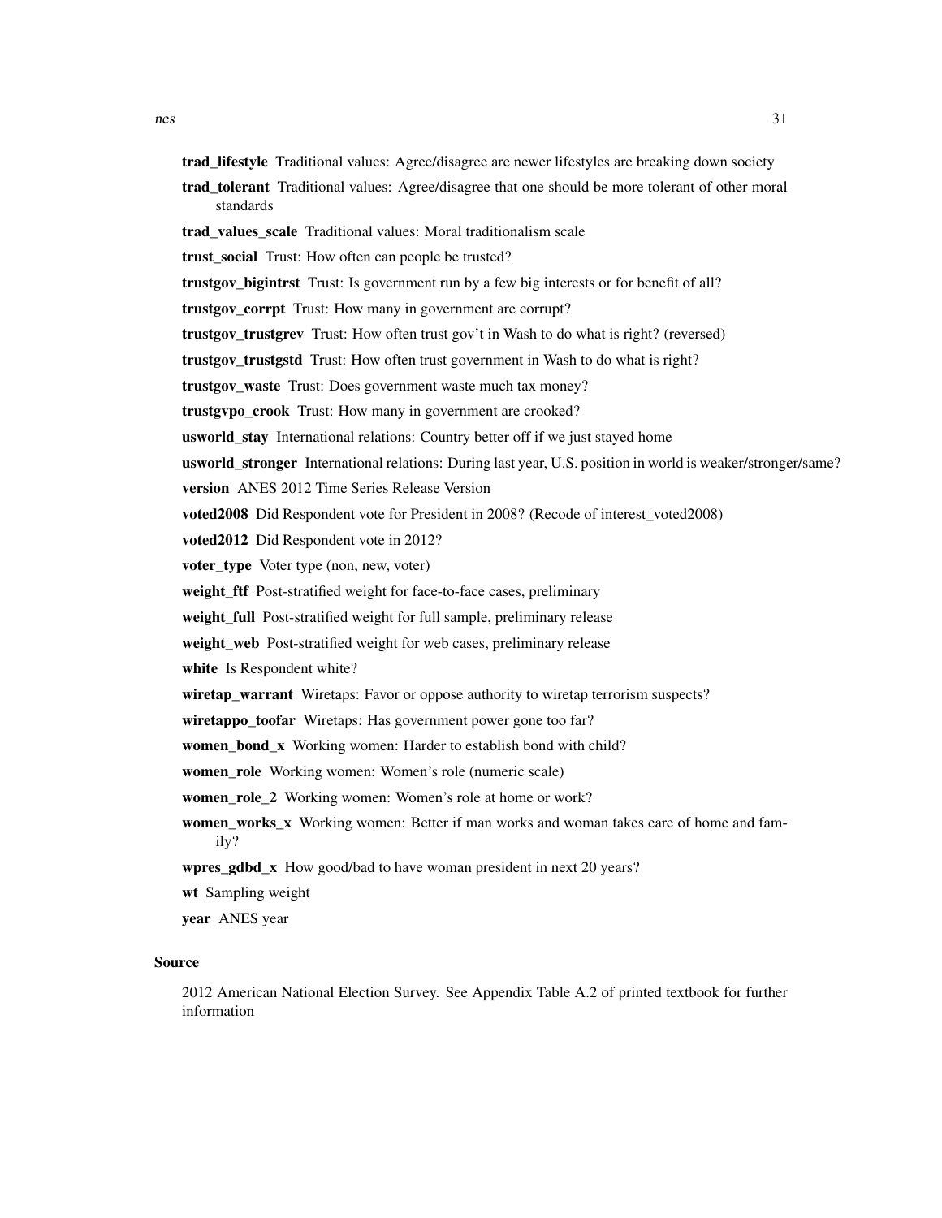**trad_lifestyle** Traditional values: Agree/disagree are newer lifestyles are breaking down society

**trad_tolerant** Traditional values: Agree/disagree that one should be more tolerant of other moral standards

**trad_values_scale** Traditional values: Moral traditionalism scale

**trust_social** Trust: How often can people be trusted?

**trustgov_bigintrst** Trust: Is government run by a few big interests or for benefit of all?

**trustgov_corrpt** Trust: How many in government are corrupt?

**trustgov_trustgrev** Trust: How often trust gov't in Wash to do what is right? (reversed)

**trustgov_trustgstd** Trust: How often trust government in Wash to do what is right?

**trustgov_waste** Trust: Does government waste much tax money?

**trustgvpo_crook** Trust: How many in government are crooked?

**usworld_stay** International relations: Country better off if we just stayed home

**usworld_stronger** International relations: During last year, U.S. position in world is weaker/stronger/same?

**version** ANES 2012 Time Series Release Version

**voted2008** Did Respondent vote for President in 2008? (Recode of interest_voted2008)

**voted2012** Did Respondent vote in 2012?

**voter_type** Voter type (non, new, voter)

**weight_ftf** Post-stratified weight for face-to-face cases, preliminary

**weight_full** Post-stratified weight for full sample, preliminary release

**weight_web** Post-stratified weight for web cases, preliminary release

**white** Is Respondent white?

**wiretap_warrant** Wiretaps: Favor or oppose authority to wiretap terrorism suspects?

**wiretappo_toofar** Wiretaps: Has government power gone too far?

**women_bond_x** Working women: Harder to establish bond with child?

**women_role** Working women: Women's role (numeric scale)

**women_role_2** Working women: Women's role at home or work?

**women_works_x** Working women: Better if man works and woman takes care of home and family?

**wpres_gdbd_x** How good/bad to have woman president in next 20 years?

**wt** Sampling weight

**year** ANES year

## Source

2012 American National Election Survey. See Appendix Table A.2 of printed textbook for further information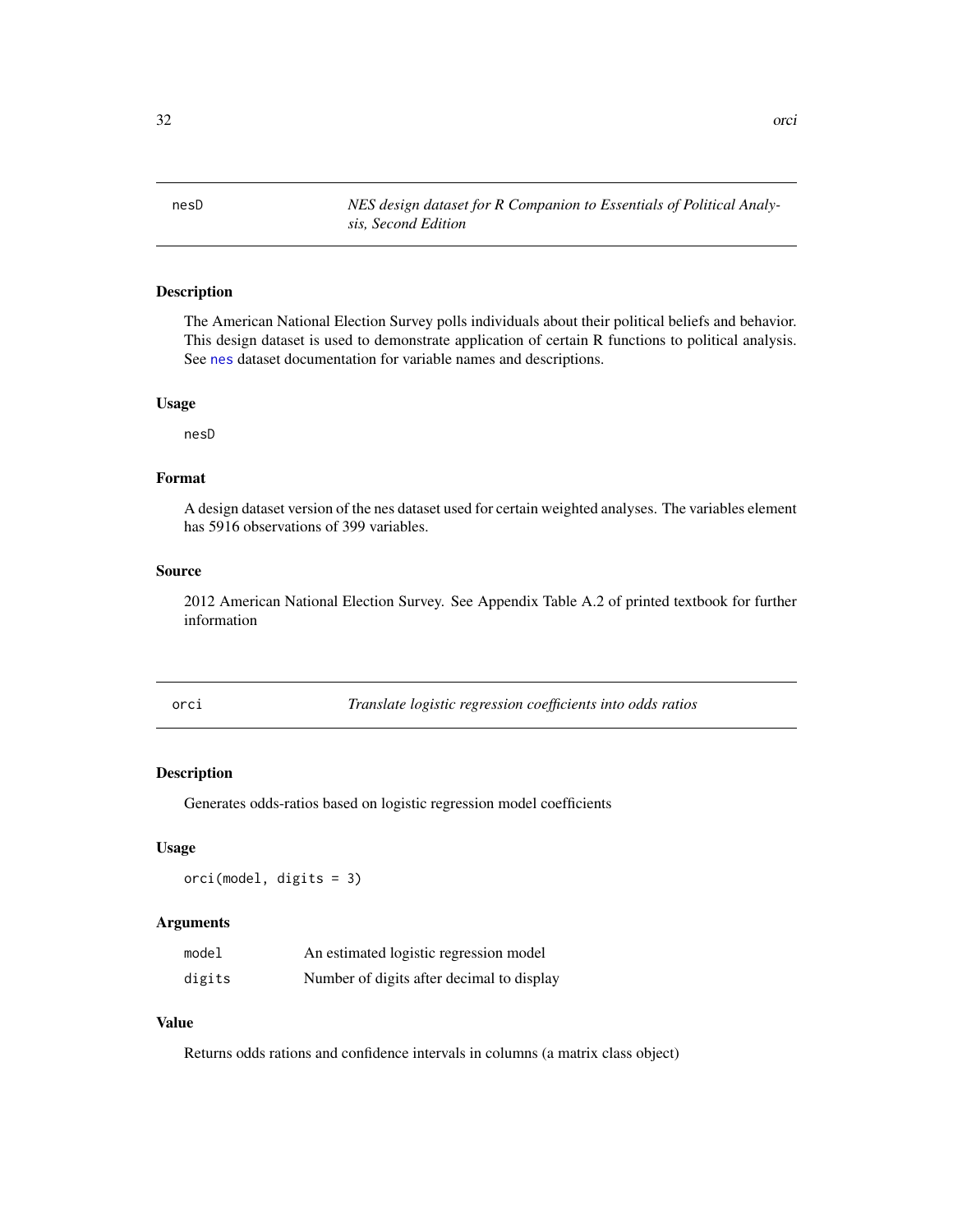## nesD — *NES design dataset for R Companion to Essentials of Political Analysis, Second Edition*

### Description

The American National Election Survey polls individuals about their political beliefs and behavior. This design dataset is used to demonstrate application of certain R functions to political analysis. See `nes` dataset documentation for variable names and descriptions.

### Usage

```
nesD
```

### Format

A design dataset version of the nes dataset used for certain weighted analyses. The variables element has 5916 observations of 399 variables.

### Source

2012 American National Election Survey. See Appendix Table A.2 of printed textbook for further information

## orci — *Translate logistic regression coefficients into odds ratios*

### Description

Generates odds-ratios based on logistic regression model coefficients

### Usage

```
orci(model, digits = 3)
```

### Arguments

| | |
|---|---|
| `model` | An estimated logistic regression model |
| `digits` | Number of digits after decimal to display |

### Value

Returns odds rations and confidence intervals in columns (a matrix class object)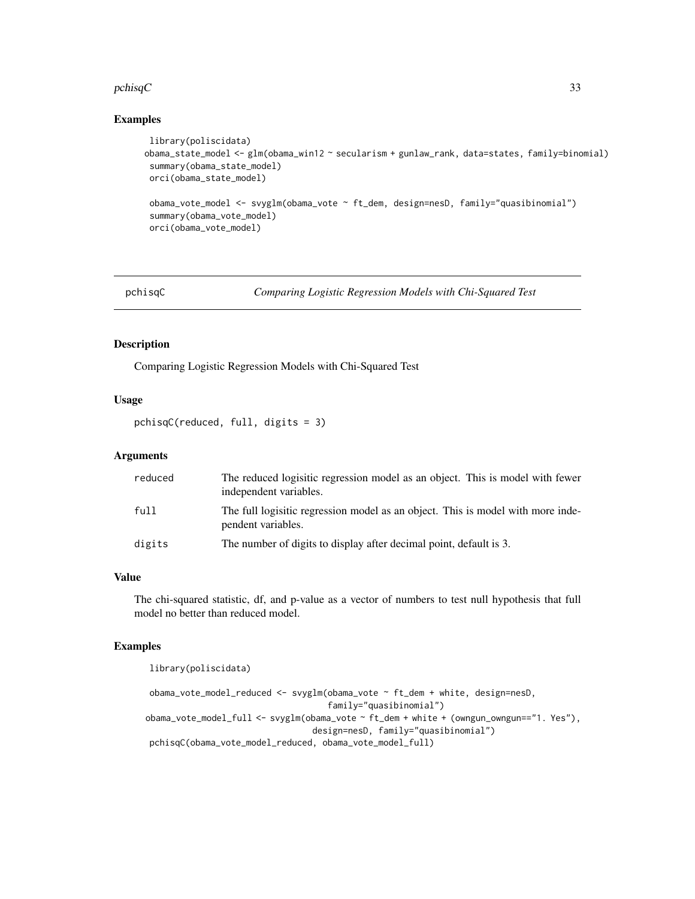### Examples

```
library(poliscidata)
obama_state_model <- glm(obama_win12 ~ secularism + gunlaw_rank, data=states, family=binomial)
summary(obama_state_model)
orci(obama_state_model)

obama_vote_model <- svyglm(obama_vote ~ ft_dem, design=nesD, family="quasibinomial")
summary(obama_vote_model)
orci(obama_vote_model)
```

## pchisqC — *Comparing Logistic Regression Models with Chi-Squared Test*

### Description

Comparing Logistic Regression Models with Chi-Squared Test

### Usage

```
pchisqC(reduced, full, digits = 3)
```

### Arguments

| | |
|---|---|
| reduced | The reduced logisitic regression model as an object. This is model with fewer independent variables. |
| full | The full logisitic regression model as an object. This is model with more independent variables. |
| digits | The number of digits to display after decimal point, default is 3. |

### Value

The chi-squared statistic, df, and p-value as a vector of numbers to test null hypothesis that full model no better than reduced model.

### Examples

```
library(poliscidata)

obama_vote_model_reduced <- svyglm(obama_vote ~ ft_dem + white, design=nesD,
                                   family="quasibinomial")
obama_vote_model_full <- svyglm(obama_vote ~ ft_dem + white + (owngun_owngun=="1. Yes"),
                                design=nesD, family="quasibinomial")
pchisqC(obama_vote_model_reduced, obama_vote_model_full)
```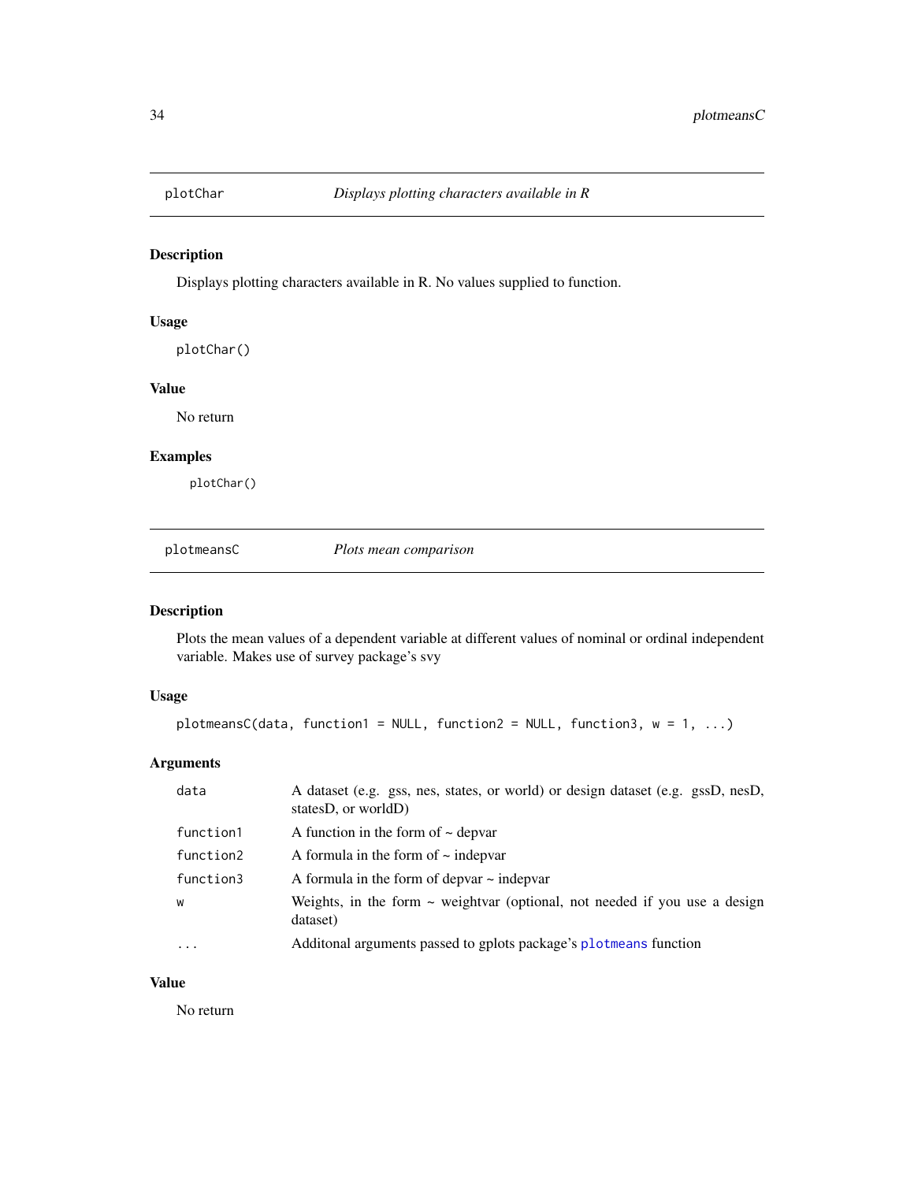## plotChar — *Displays plotting characters available in R*

### Description

Displays plotting characters available in R. No values supplied to function.

### Usage

```
plotChar()
```

### Value

No return

### Examples

```
plotChar()
```

## plotmeansC — *Plots mean comparison*

### Description

Plots the mean values of a dependent variable at different values of nominal or ordinal independent variable. Makes use of survey package's svy

### Usage

```
plotmeansC(data, function1 = NULL, function2 = NULL, function3, w = 1, ...)
```

### Arguments

| | |
|---|---|
| `data` | A dataset (e.g. gss, nes, states, or world) or design dataset (e.g. gssD, nesD, statesD, or worldD) |
| `function1` | A function in the form of ~ depvar |
| `function2` | A formula in the form of ~ indepvar |
| `function3` | A formula in the form of depvar ~ indepvar |
| `w` | Weights, in the form ~ weightvar (optional, not needed if you use a design dataset) |
| `...` | Additonal arguments passed to gplots package's `plotmeans` function |

### Value

No return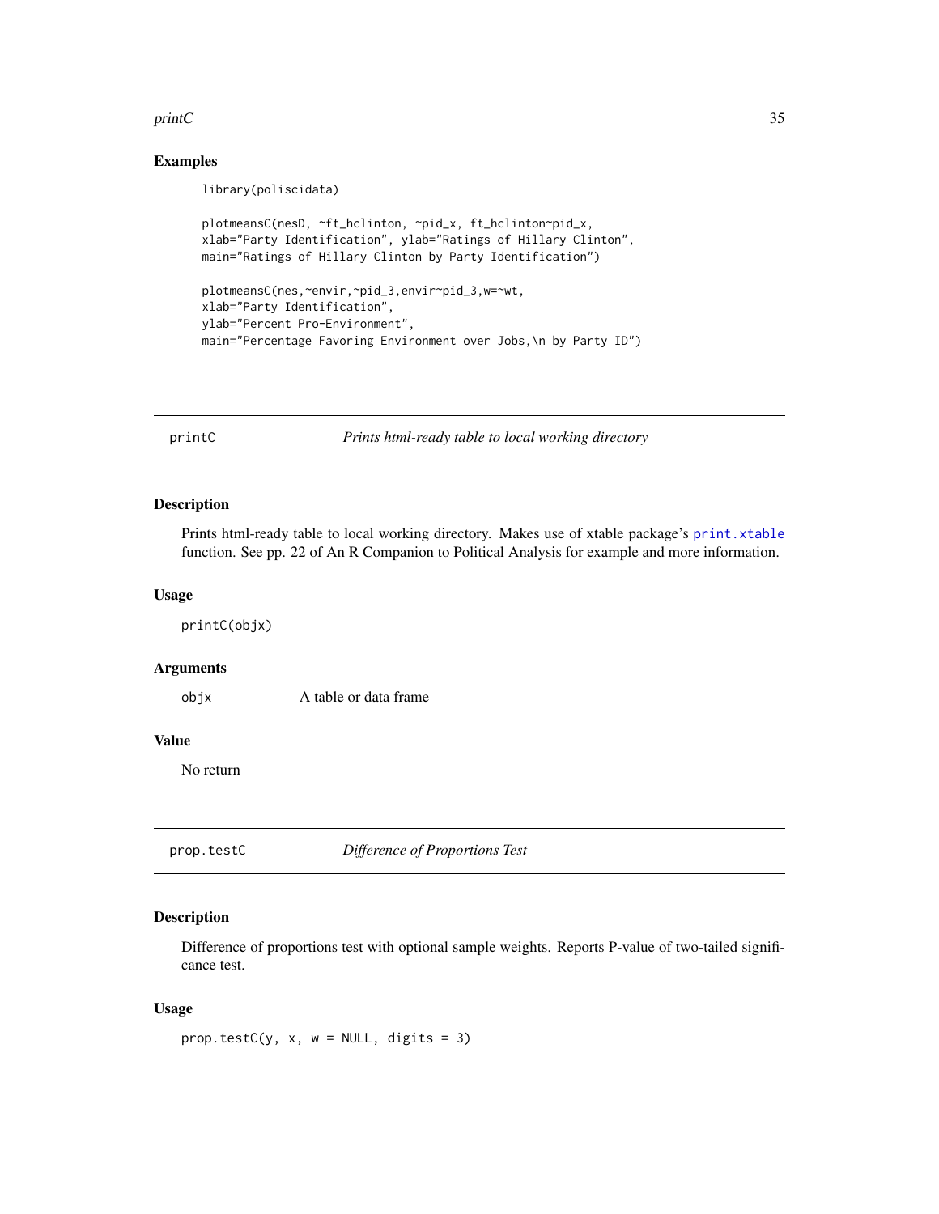### Examples

```
library(poliscidata)

plotmeansC(nesD, ~ft_hclinton, ~pid_x, ft_hclinton~pid_x,
xlab="Party Identification", ylab="Ratings of Hillary Clinton",
main="Ratings of Hillary Clinton by Party Identification")

plotmeansC(nes,~envir,~pid_3,envir~pid_3,w=~wt,
xlab="Party Identification",
ylab="Percent Pro-Environment",
main="Percentage Favoring Environment over Jobs,\n by Party ID")
```

---

## printC — *Prints html-ready table to local working directory*

### Description

Prints html-ready table to local working directory. Makes use of xtable package's `print.xtable` function. See pp. 22 of An R Companion to Political Analysis for example and more information.

### Usage

```
printC(objx)
```

### Arguments

| | |
|---|---|
| `objx` | A table or data frame |

### Value

No return

---

## prop.testC — *Difference of Proportions Test*

### Description

Difference of proportions test with optional sample weights. Reports P-value of two-tailed significance test.

### Usage

```
prop.testC(y, x, w = NULL, digits = 3)
```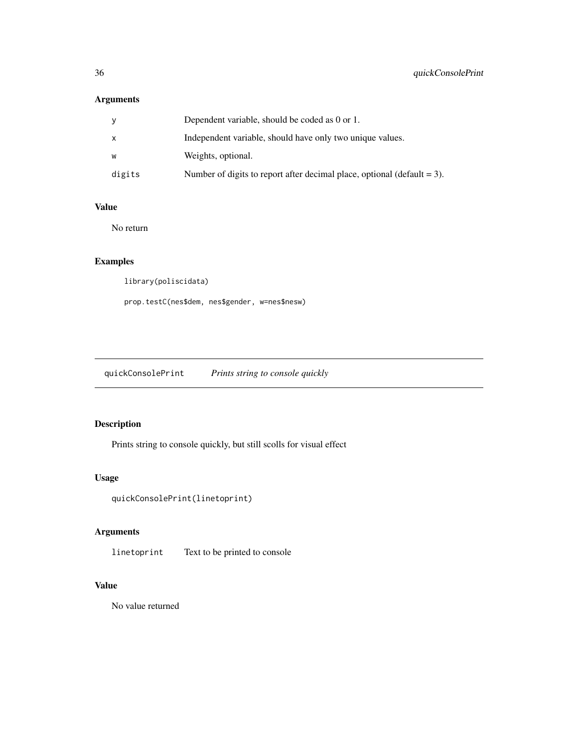## Arguments

| | |
|---|---|
| y | Dependent variable, should be coded as 0 or 1. |
| x | Independent variable, should have only two unique values. |
| w | Weights, optional. |
| digits | Number of digits to report after decimal place, optional (default = 3). |

## Value

No return

## Examples

```
library(poliscidata)

prop.testC(nes$dem, nes$gender, w=nes$nesw)
```

---

# quickConsolePrint    *Prints string to console quickly*

## Description

Prints string to console quickly, but still scolls for visual effect

## Usage

```
quickConsolePrint(linetoprint)
```

## Arguments

| | |
|---|---|
| linetoprint | Text to be printed to console |

## Value

No value returned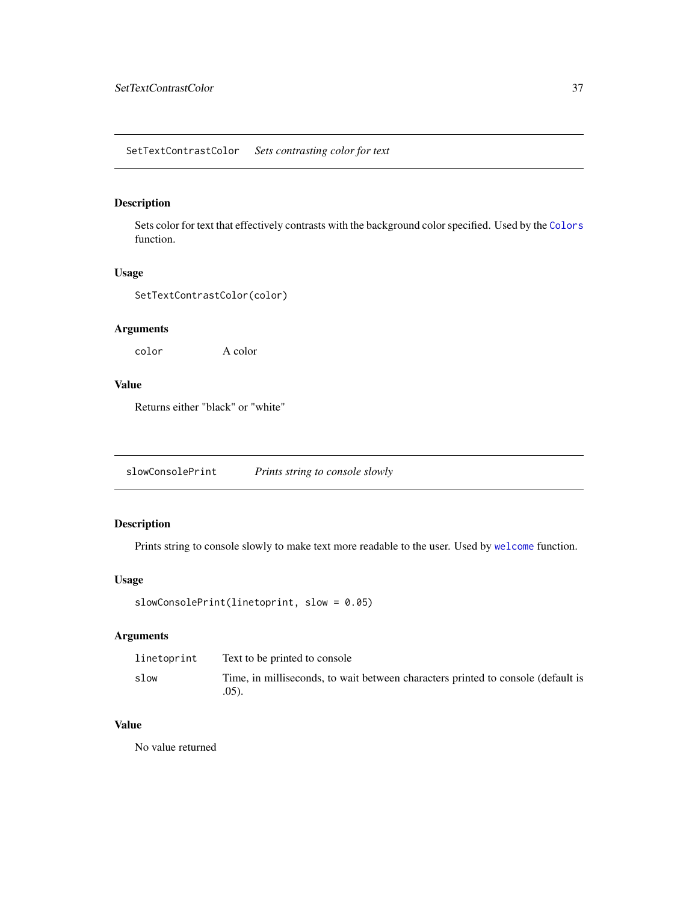## SetTextContrastColor — *Sets contrasting color for text*

### Description

Sets color for text that effectively contrasts with the background color specified. Used by the `Colors` function.

### Usage

```
SetTextContrastColor(color)
```

### Arguments

| | |
|---|---|
| `color` | A color |

### Value

Returns either "black" or "white"

## slowConsolePrint — *Prints string to console slowly*

### Description

Prints string to console slowly to make text more readable to the user. Used by `welcome` function.

### Usage

```
slowConsolePrint(linetoprint, slow = 0.05)
```

### Arguments

| | |
|---|---|
| `linetoprint` | Text to be printed to console |
| `slow` | Time, in milliseconds, to wait between characters printed to console (default is .05). |

### Value

No value returned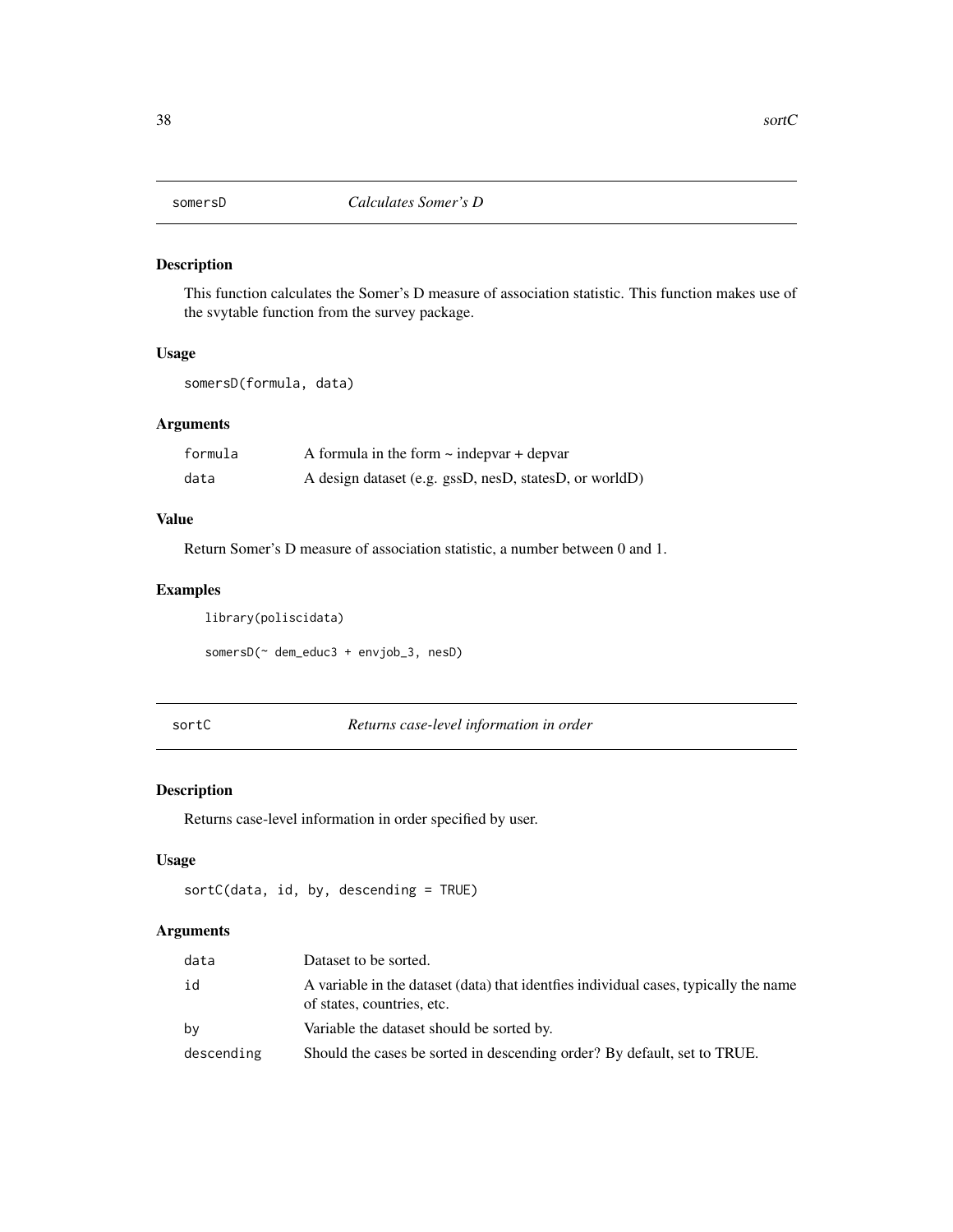## somersD *Calculates Somer's D*

### Description

This function calculates the Somer's D measure of association statistic. This function makes use of the svytable function from the survey package.

### Usage

```
somersD(formula, data)
```

### Arguments

| | |
|---|---|
| formula | A formula in the form ~ indepvar + depvar |
| data | A design dataset (e.g. gssD, nesD, statesD, or worldD) |

### Value

Return Somer's D measure of association statistic, a number between 0 and 1.

### Examples

```
library(poliscidata)

somersD(~ dem_educ3 + envjob_3, nesD)
```

## sortC *Returns case-level information in order*

### Description

Returns case-level information in order specified by user.

### Usage

```
sortC(data, id, by, descending = TRUE)
```

### Arguments

| | |
|---|---|
| data | Dataset to be sorted. |
| id | A variable in the dataset (data) that identfies individual cases, typically the name of states, countries, etc. |
| by | Variable the dataset should be sorted by. |
| descending | Should the cases be sorted in descending order? By default, set to TRUE. |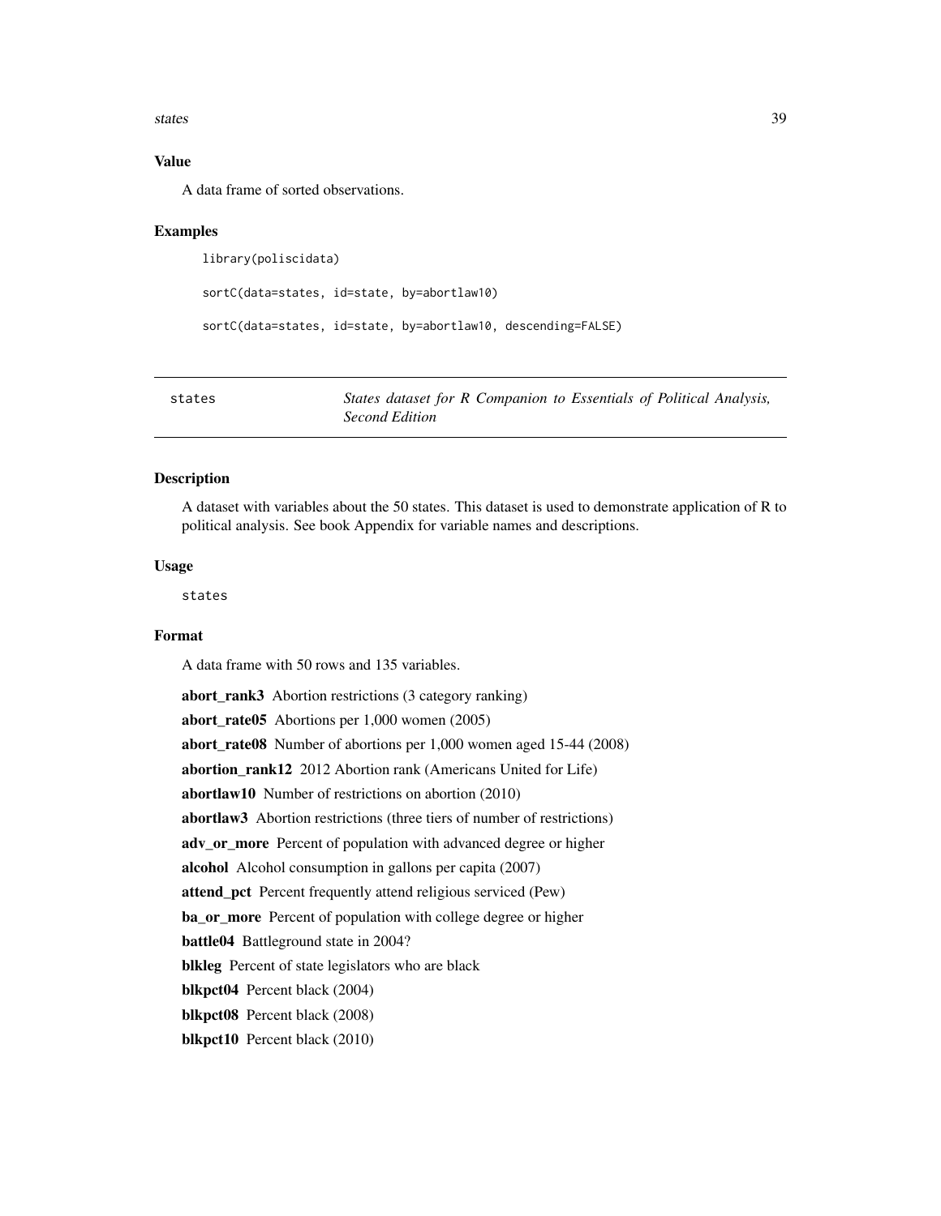### Value

A data frame of sorted observations.

### Examples

```
library(poliscidata)

sortC(data=states, id=state, by=abortlaw10)

sortC(data=states, id=state, by=abortlaw10, descending=FALSE)
```

---

## states — *States dataset for R Companion to Essentials of Political Analysis, Second Edition*

---

### Description

A dataset with variables about the 50 states. This dataset is used to demonstrate application of R to political analysis. See book Appendix for variable names and descriptions.

### Usage

```
states
```

### Format

A data frame with 50 rows and 135 variables.

**abort_rank3** Abortion restrictions (3 category ranking)

**abort_rate05** Abortions per 1,000 women (2005)

**abort_rate08** Number of abortions per 1,000 women aged 15-44 (2008)

**abortion_rank12** 2012 Abortion rank (Americans United for Life)

**abortlaw10** Number of restrictions on abortion (2010)

**abortlaw3** Abortion restrictions (three tiers of number of restrictions)

**adv_or_more** Percent of population with advanced degree or higher

**alcohol** Alcohol consumption in gallons per capita (2007)

**attend_pct** Percent frequently attend religious serviced (Pew)

**ba_or_more** Percent of population with college degree or higher

**battle04** Battleground state in 2004?

**blkleg** Percent of state legislators who are black

**blkpct04** Percent black (2004)

**blkpct08** Percent black (2008)

**blkpct10** Percent black (2010)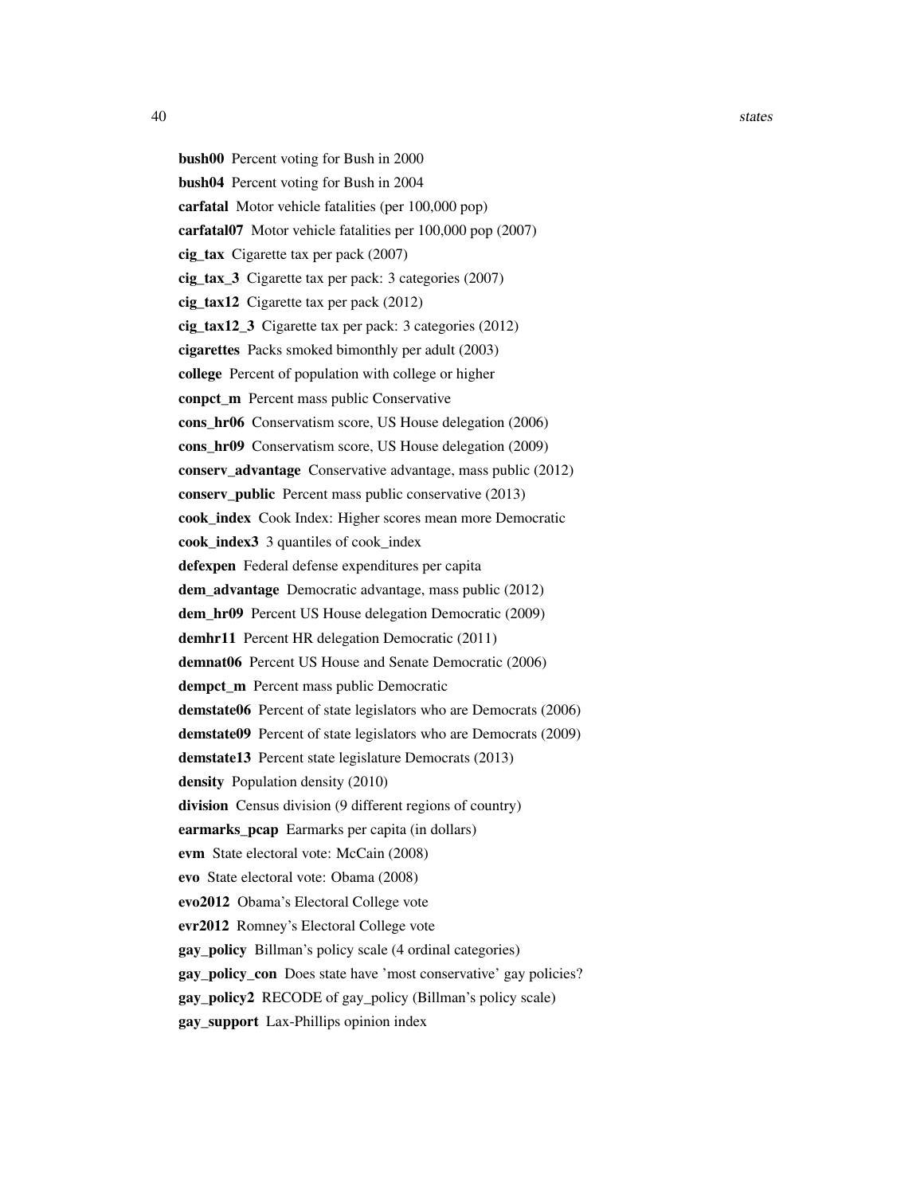**bush00** Percent voting for Bush in 2000

**bush04** Percent voting for Bush in 2004

**carfatal** Motor vehicle fatalities (per 100,000 pop)

**carfatal07** Motor vehicle fatalities per 100,000 pop (2007)

**cig_tax** Cigarette tax per pack (2007)

**cig_tax_3** Cigarette tax per pack: 3 categories (2007)

**cig_tax12** Cigarette tax per pack (2012)

**cig_tax12_3** Cigarette tax per pack: 3 categories (2012)

**cigarettes** Packs smoked bimonthly per adult (2003)

**college** Percent of population with college or higher

**conpct_m** Percent mass public Conservative

**cons_hr06** Conservatism score, US House delegation (2006)

**cons_hr09** Conservatism score, US House delegation (2009)

**conserv_advantage** Conservative advantage, mass public (2012)

**conserv_public** Percent mass public conservative (2013)

**cook_index** Cook Index: Higher scores mean more Democratic

**cook_index3** 3 quantiles of cook_index

**defexpen** Federal defense expenditures per capita

**dem_advantage** Democratic advantage, mass public (2012)

**dem_hr09** Percent US House delegation Democratic (2009)

**demhr11** Percent HR delegation Democratic (2011)

**demnat06** Percent US House and Senate Democratic (2006)

**dempct_m** Percent mass public Democratic

**demstate06** Percent of state legislators who are Democrats (2006)

**demstate09** Percent of state legislators who are Democrats (2009)

**demstate13** Percent state legislature Democrats (2013)

**density** Population density (2010)

**division** Census division (9 different regions of country)

**earmarks_pcap** Earmarks per capita (in dollars)

**evm** State electoral vote: McCain (2008)

**evo** State electoral vote: Obama (2008)

**evo2012** Obama's Electoral College vote

**evr2012** Romney's Electoral College vote

**gay_policy** Billman's policy scale (4 ordinal categories)

**gay_policy_con** Does state have 'most conservative' gay policies?

**gay_policy2** RECODE of gay_policy (Billman's policy scale)

**gay_support** Lax-Phillips opinion index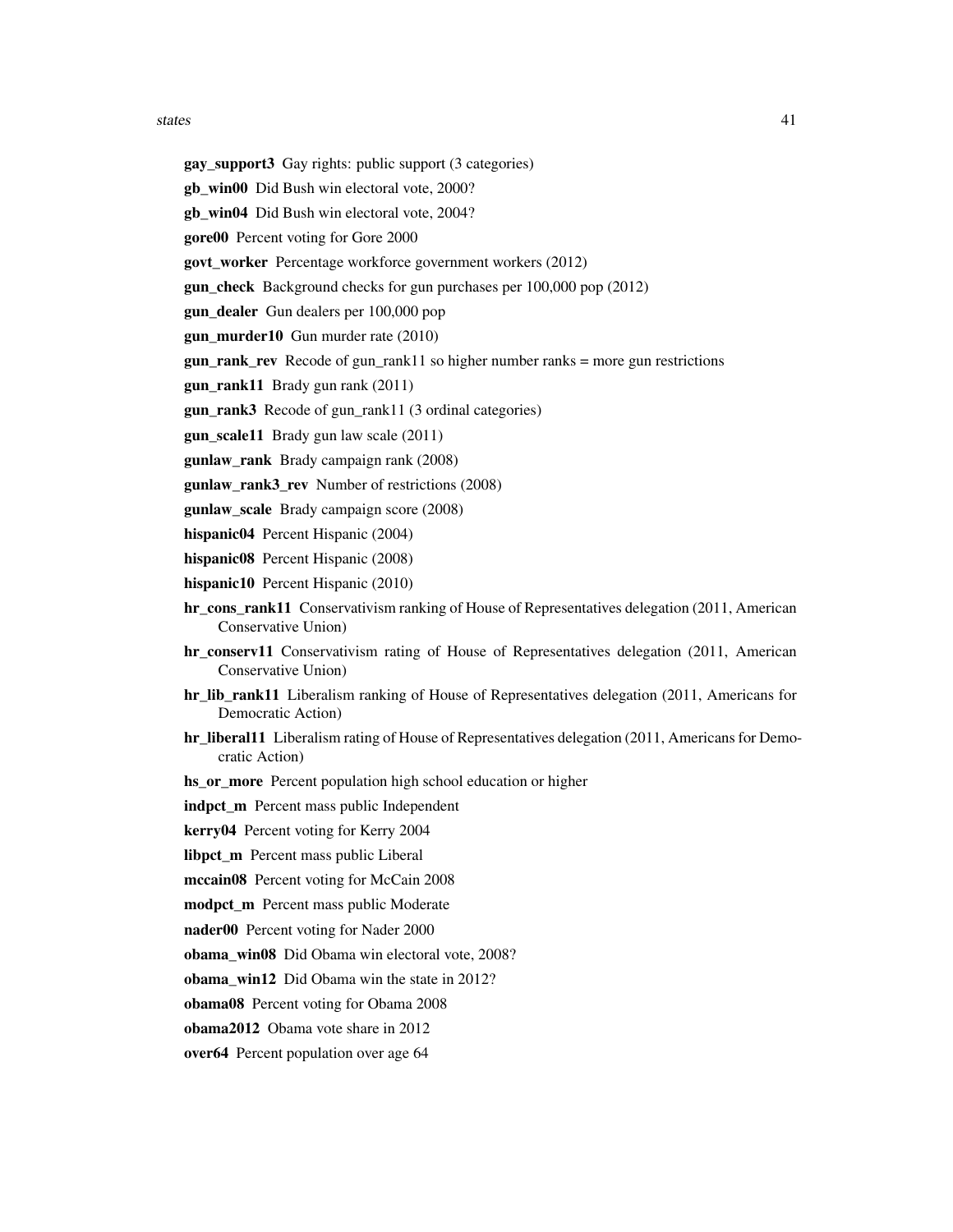**gay_support3** Gay rights: public support (3 categories)

**gb_win00** Did Bush win electoral vote, 2000?

**gb_win04** Did Bush win electoral vote, 2004?

**gore00** Percent voting for Gore 2000

**govt_worker** Percentage workforce government workers (2012)

**gun_check** Background checks for gun purchases per 100,000 pop (2012)

**gun_dealer** Gun dealers per 100,000 pop

**gun_murder10** Gun murder rate (2010)

**gun_rank_rev** Recode of gun_rank11 so higher number ranks = more gun restrictions

**gun_rank11** Brady gun rank (2011)

**gun_rank3** Recode of gun_rank11 (3 ordinal categories)

**gun_scale11** Brady gun law scale (2011)

**gunlaw_rank** Brady campaign rank (2008)

**gunlaw_rank3_rev** Number of restrictions (2008)

**gunlaw_scale** Brady campaign score (2008)

**hispanic04** Percent Hispanic (2004)

**hispanic08** Percent Hispanic (2008)

**hispanic10** Percent Hispanic (2010)

**hr_cons_rank11** Conservativism ranking of House of Representatives delegation (2011, American Conservative Union)

**hr_conserv11** Conservativism rating of House of Representatives delegation (2011, American Conservative Union)

**hr_lib_rank11** Liberalism ranking of House of Representatives delegation (2011, Americans for Democratic Action)

**hr_liberal11** Liberalism rating of House of Representatives delegation (2011, Americans for Democratic Action)

**hs_or_more** Percent population high school education or higher

**indpct_m** Percent mass public Independent

**kerry04** Percent voting for Kerry 2004

**libpct_m** Percent mass public Liberal

**mccain08** Percent voting for McCain 2008

**modpct_m** Percent mass public Moderate

**nader00** Percent voting for Nader 2000

**obama_win08** Did Obama win electoral vote, 2008?

**obama_win12** Did Obama win the state in 2012?

**obama08** Percent voting for Obama 2008

**obama2012** Obama vote share in 2012

**over64** Percent population over age 64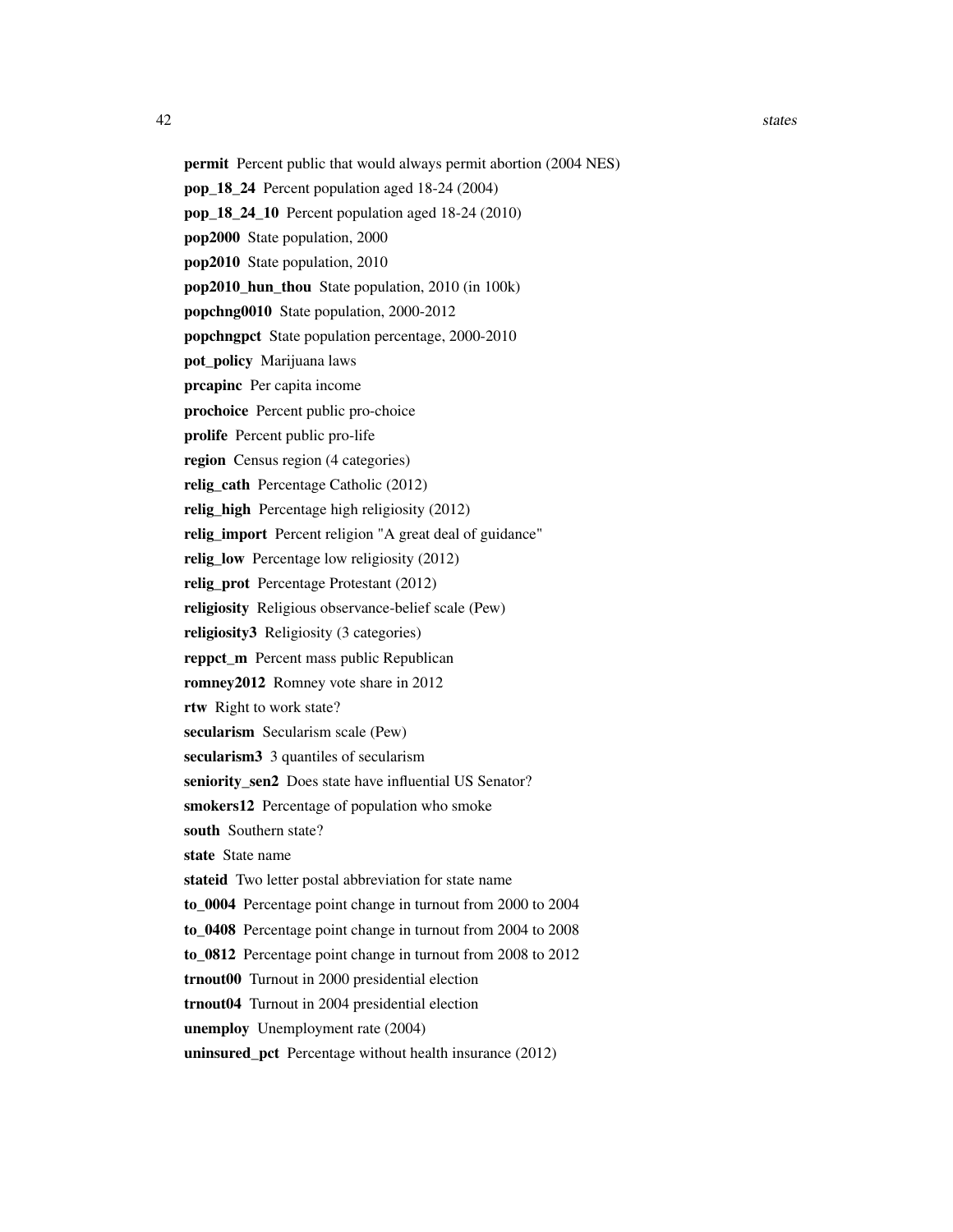**permit** Percent public that would always permit abortion (2004 NES)

**pop_18_24** Percent population aged 18-24 (2004)

**pop_18_24_10** Percent population aged 18-24 (2010)

**pop2000** State population, 2000

**pop2010** State population, 2010

**pop2010_hun_thou** State population, 2010 (in 100k)

**popchng0010** State population, 2000-2012

**popchngpct** State population percentage, 2000-2010

**pot_policy** Marijuana laws

**prcapinc** Per capita income

**prochoice** Percent public pro-choice

**prolife** Percent public pro-life

**region** Census region (4 categories)

**relig_cath** Percentage Catholic (2012)

**relig_high** Percentage high religiosity (2012)

**relig_import** Percent religion "A great deal of guidance"

**relig_low** Percentage low religiosity (2012)

**relig_prot** Percentage Protestant (2012)

**religiosity** Religious observance-belief scale (Pew)

**religiosity3** Religiosity (3 categories)

**reppct_m** Percent mass public Republican

**romney2012** Romney vote share in 2012

**rtw** Right to work state?

**secularism** Secularism scale (Pew)

**secularism3** 3 quantiles of secularism

**seniority_sen2** Does state have influential US Senator?

**smokers12** Percentage of population who smoke

**south** Southern state?

**state** State name

**stateid** Two letter postal abbreviation for state name

**to_0004** Percentage point change in turnout from 2000 to 2004

**to_0408** Percentage point change in turnout from 2004 to 2008

**to_0812** Percentage point change in turnout from 2008 to 2012

**trnout00** Turnout in 2000 presidential election

**trnout04** Turnout in 2004 presidential election

**unemploy** Unemployment rate (2004)

**uninsured_pct** Percentage without health insurance (2012)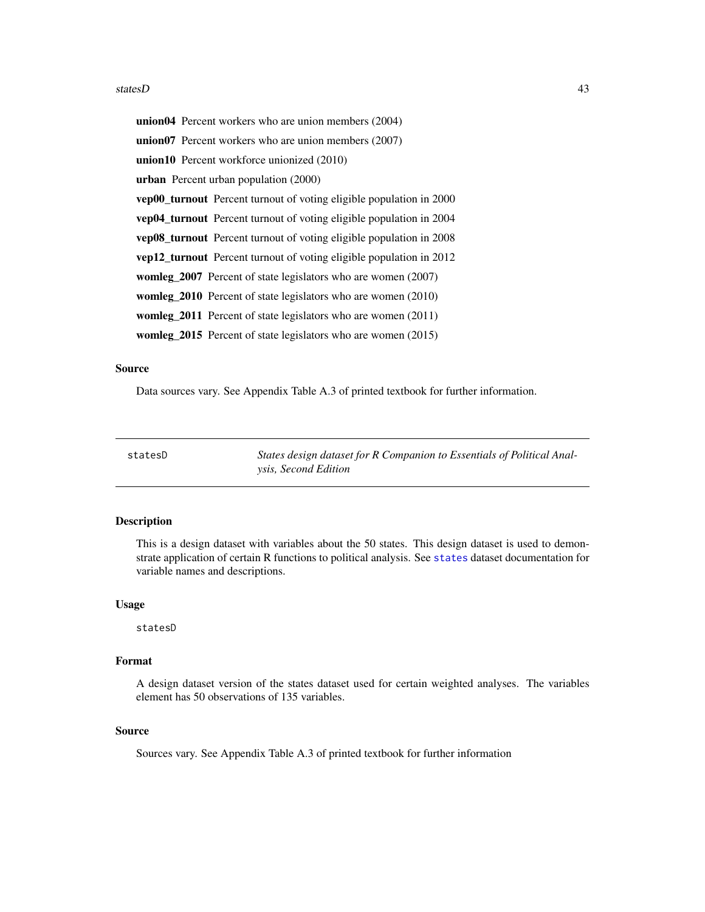**union04** Percent workers who are union members (2004)

**union07** Percent workers who are union members (2007)

**union10** Percent workforce unionized (2010)

**urban** Percent urban population (2000)

**vep00_turnout** Percent turnout of voting eligible population in 2000

**vep04_turnout** Percent turnout of voting eligible population in 2004

**vep08_turnout** Percent turnout of voting eligible population in 2008

**vep12_turnout** Percent turnout of voting eligible population in 2012

**womleg_2007** Percent of state legislators who are women (2007)

**womleg_2010** Percent of state legislators who are women (2010)

**womleg_2011** Percent of state legislators who are women (2011)

**womleg_2015** Percent of state legislators who are women (2015)

### Source

Data sources vary. See Appendix Table A.3 of printed textbook for further information.

---

## statesD — *States design dataset for R Companion to Essentials of Political Analysis, Second Edition*

---

### Description

This is a design dataset with variables about the 50 states. This design dataset is used to demonstrate application of certain R functions to political analysis. See `states` dataset documentation for variable names and descriptions.

### Usage

```
statesD
```

### Format

A design dataset version of the states dataset used for certain weighted analyses. The variables element has 50 observations of 135 variables.

### Source

Sources vary. See Appendix Table A.3 of printed textbook for further information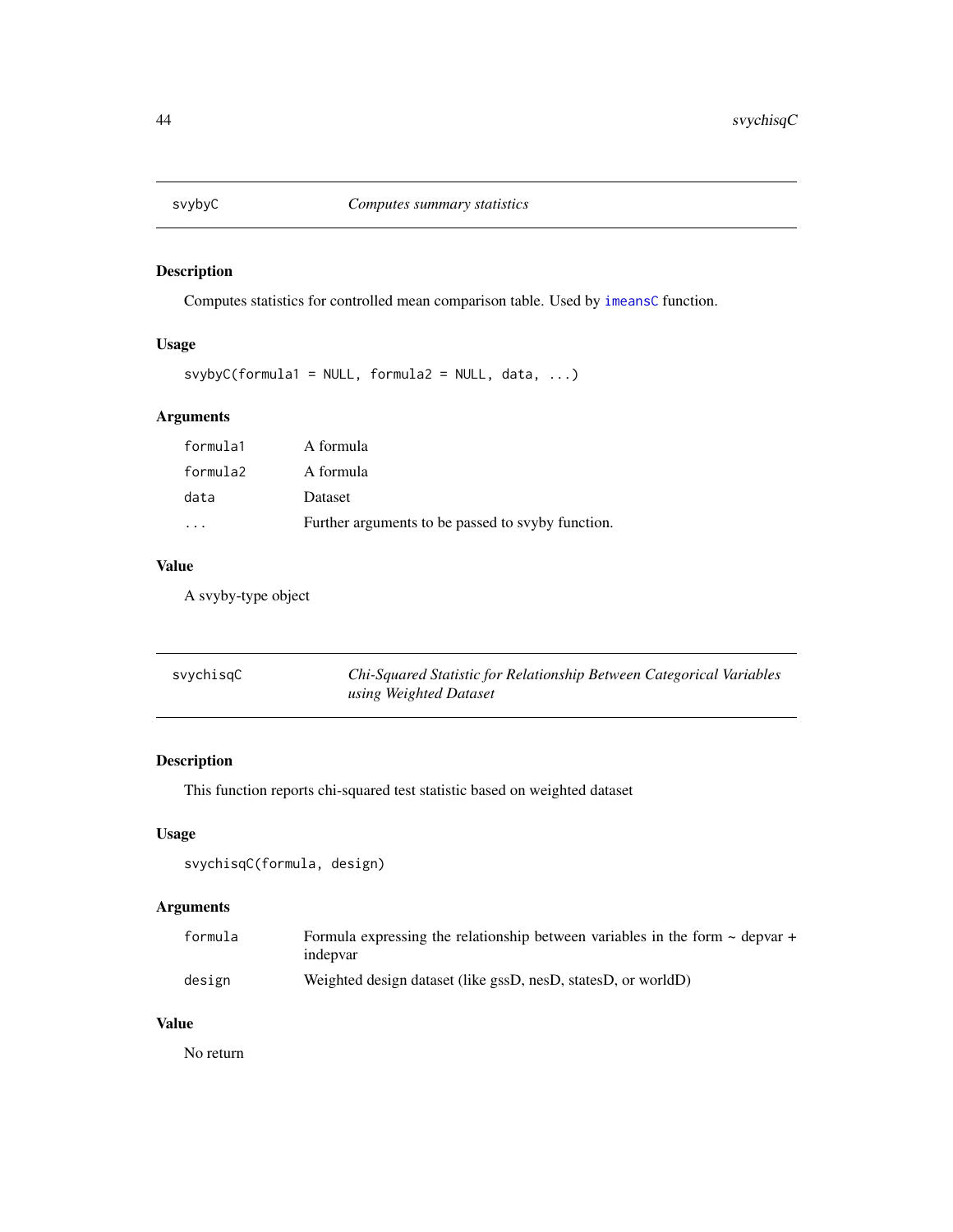## svybyC — *Computes summary statistics*

### Description

Computes statistics for controlled mean comparison table. Used by imeansC function.

### Usage

```
svybyC(formula1 = NULL, formula2 = NULL, data, ...)
```

### Arguments

| | |
|---|---|
| formula1 | A formula |
| formula2 | A formula |
| data | Dataset |
| ... | Further arguments to be passed to svyby function. |

### Value

A svyby-type object

## svychisqC — *Chi-Squared Statistic for Relationship Between Categorical Variables using Weighted Dataset*

### Description

This function reports chi-squared test statistic based on weighted dataset

### Usage

```
svychisqC(formula, design)
```

### Arguments

| | |
|---|---|
| formula | Formula expressing the relationship between variables in the form ~ depvar + indepvar |
| design | Weighted design dataset (like gssD, nesD, statesD, or worldD) |

### Value

No return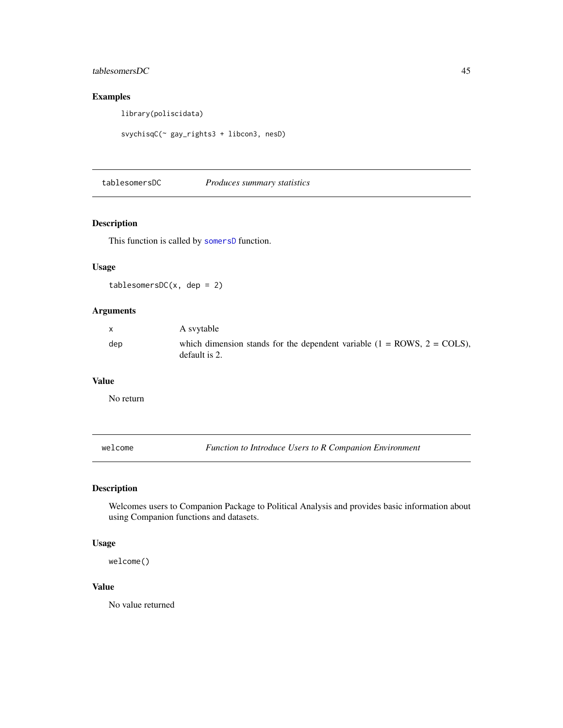## Examples

```
library(poliscidata)

svychisqC(~ gay_rights3 + libcon3, nesD)
```

---

# tablesomersDC — *Produces summary statistics*

## Description

This function is called by somersD function.

## Usage

```
tablesomersDC(x, dep = 2)
```

## Arguments

| | |
|---|---|
| x | A svytable |
| dep | which dimension stands for the dependent variable (1 = ROWS, 2 = COLS), default is 2. |

## Value

No return

---

# welcome — *Function to Introduce Users to R Companion Environment*

## Description

Welcomes users to Companion Package to Political Analysis and provides basic information about using Companion functions and datasets.

## Usage

```
welcome()
```

## Value

No value returned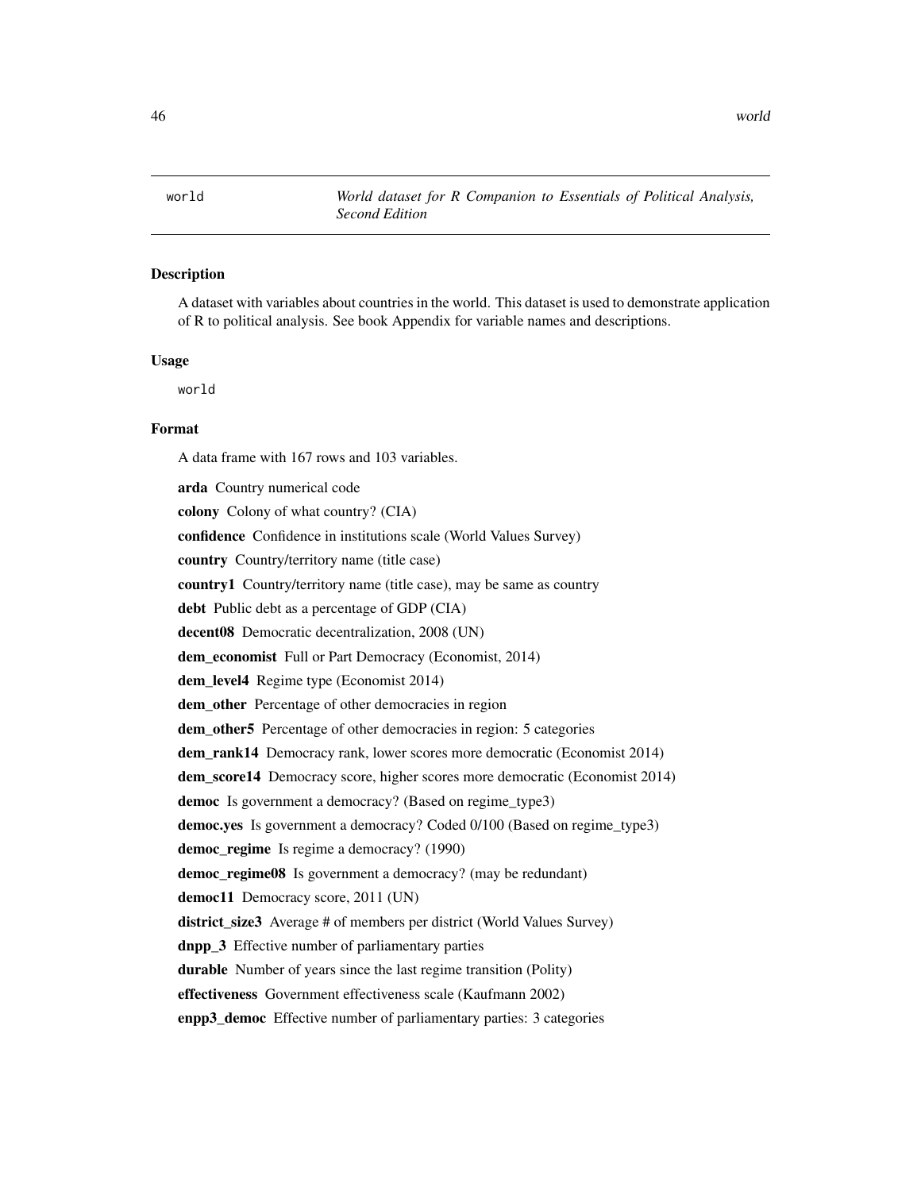`world` *World dataset for R Companion to Essentials of Political Analysis, Second Edition*

### Description

A dataset with variables about countries in the world. This dataset is used to demonstrate application of R to political analysis. See book Appendix for variable names and descriptions.

### Usage

```
world
```

### Format

A data frame with 167 rows and 103 variables.

**arda** Country numerical code

**colony** Colony of what country? (CIA)

**confidence** Confidence in institutions scale (World Values Survey)

**country** Country/territory name (title case)

**country1** Country/territory name (title case), may be same as country

**debt** Public debt as a percentage of GDP (CIA)

**decent08** Democratic decentralization, 2008 (UN)

**dem_economist** Full or Part Democracy (Economist, 2014)

**dem_level4** Regime type (Economist 2014)

**dem_other** Percentage of other democracies in region

**dem_other5** Percentage of other democracies in region: 5 categories

**dem_rank14** Democracy rank, lower scores more democratic (Economist 2014)

**dem_score14** Democracy score, higher scores more democratic (Economist 2014)

**democ** Is government a democracy? (Based on regime_type3)

**democ.yes** Is government a democracy? Coded 0/100 (Based on regime_type3)

**democ_regime** Is regime a democracy? (1990)

**democ_regime08** Is government a democracy? (may be redundant)

**democ11** Democracy score, 2011 (UN)

**district_size3** Average # of members per district (World Values Survey)

**dnpp_3** Effective number of parliamentary parties

**durable** Number of years since the last regime transition (Polity)

**effectiveness** Government effectiveness scale (Kaufmann 2002)

**enpp3_democ** Effective number of parliamentary parties: 3 categories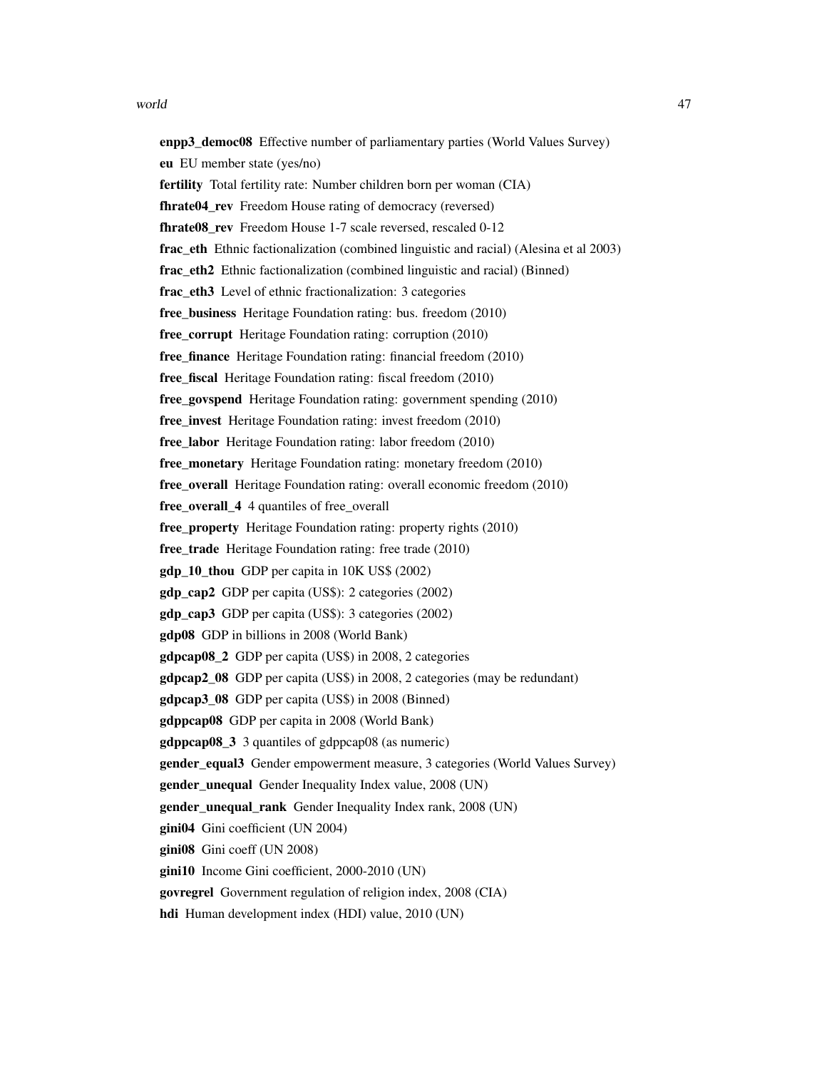**enpp3_democ08** Effective number of parliamentary parties (World Values Survey)

**eu** EU member state (yes/no)

**fertility** Total fertility rate: Number children born per woman (CIA)

**fhrate04_rev** Freedom House rating of democracy (reversed)

**fhrate08_rev** Freedom House 1-7 scale reversed, rescaled 0-12

**frac_eth** Ethnic factionalization (combined linguistic and racial) (Alesina et al 2003)

**frac_eth2** Ethnic factionalization (combined linguistic and racial) (Binned)

**frac_eth3** Level of ethnic fractionalization: 3 categories

**free_business** Heritage Foundation rating: bus. freedom (2010)

**free_corrupt** Heritage Foundation rating: corruption (2010)

**free_finance** Heritage Foundation rating: financial freedom (2010)

**free_fiscal** Heritage Foundation rating: fiscal freedom (2010)

**free_govspend** Heritage Foundation rating: government spending (2010)

**free_invest** Heritage Foundation rating: invest freedom (2010)

**free_labor** Heritage Foundation rating: labor freedom (2010)

**free_monetary** Heritage Foundation rating: monetary freedom (2010)

**free_overall** Heritage Foundation rating: overall economic freedom (2010)

**free_overall_4** 4 quantiles of free_overall

**free_property** Heritage Foundation rating: property rights (2010)

**free_trade** Heritage Foundation rating: free trade (2010)

**gdp_10_thou** GDP per capita in 10K US$ (2002)

**gdp_cap2** GDP per capita (US$): 2 categories (2002)

**gdp_cap3** GDP per capita (US$): 3 categories (2002)

**gdp08** GDP in billions in 2008 (World Bank)

**gdpcap08_2** GDP per capita (US$) in 2008, 2 categories

**gdpcap2_08** GDP per capita (US$) in 2008, 2 categories (may be redundant)

**gdpcap3_08** GDP per capita (US$) in 2008 (Binned)

**gdppcap08** GDP per capita in 2008 (World Bank)

**gdppcap08_3** 3 quantiles of gdppcap08 (as numeric)

**gender_equal3** Gender empowerment measure, 3 categories (World Values Survey)

**gender_unequal** Gender Inequality Index value, 2008 (UN)

**gender_unequal_rank** Gender Inequality Index rank, 2008 (UN)

**gini04** Gini coefficient (UN 2004)

**gini08** Gini coeff (UN 2008)

**gini10** Income Gini coefficient, 2000-2010 (UN)

**govregrel** Government regulation of religion index, 2008 (CIA)

**hdi** Human development index (HDI) value, 2010 (UN)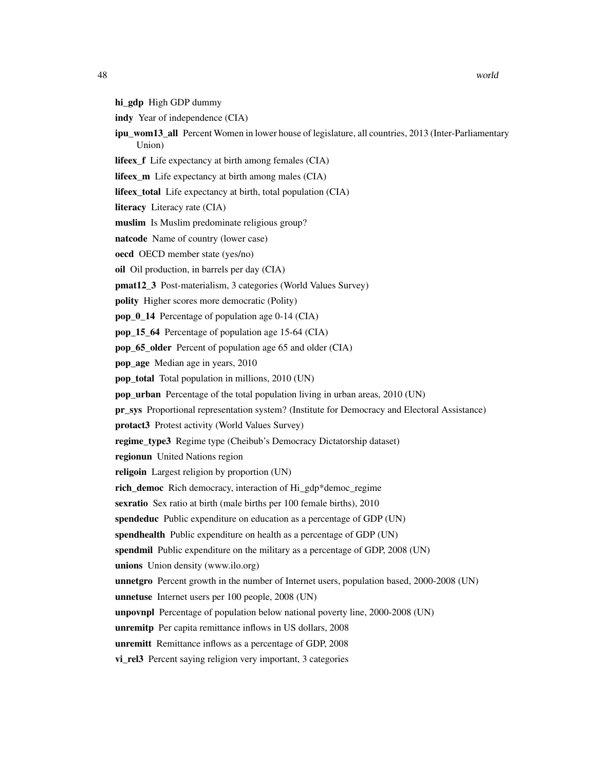**hi_gdp** High GDP dummy

**indy** Year of independence (CIA)

**ipu_wom13_all** Percent Women in lower house of legislature, all countries, 2013 (Inter-Parliamentary Union)

**lifeex_f** Life expectancy at birth among females (CIA)

**lifeex_m** Life expectancy at birth among males (CIA)

**lifeex_total** Life expectancy at birth, total population (CIA)

**literacy** Literacy rate (CIA)

**muslim** Is Muslim predominate religious group?

**natcode** Name of country (lower case)

**oecd** OECD member state (yes/no)

**oil** Oil production, in barrels per day (CIA)

**pmat12_3** Post-materialism, 3 categories (World Values Survey)

**polity** Higher scores more democratic (Polity)

**pop_0_14** Percentage of population age 0-14 (CIA)

**pop_15_64** Percentage of population age 15-64 (CIA)

**pop_65_older** Percent of population age 65 and older (CIA)

**pop_age** Median age in years, 2010

**pop_total** Total population in millions, 2010 (UN)

**pop_urban** Percentage of the total population living in urban areas, 2010 (UN)

**pr_sys** Proportional representation system? (Institute for Democracy and Electoral Assistance)

**protact3** Protest activity (World Values Survey)

**regime_type3** Regime type (Cheibub's Democracy Dictatorship dataset)

**regionun** United Nations region

**religoin** Largest religion by proportion (UN)

**rich_democ** Rich democracy, interaction of Hi_gdp*democ_regime

**sexratio** Sex ratio at birth (male births per 100 female births), 2010

**spendeduc** Public expenditure on education as a percentage of GDP (UN)

**spendhealth** Public expenditure on health as a percentage of GDP (UN)

**spendmil** Public expenditure on the military as a percentage of GDP, 2008 (UN)

**unions** Union density (www.ilo.org)

**unnetgro** Percent growth in the number of Internet users, population based, 2000-2008 (UN)

**unnetuse** Internet users per 100 people, 2008 (UN)

**unpovnpl** Percentage of population below national poverty line, 2000-2008 (UN)

**unremitp** Per capita remittance inflows in US dollars, 2008

**unremitt** Remittance inflows as a percentage of GDP, 2008

**vi_rel3** Percent saying religion very important, 3 categories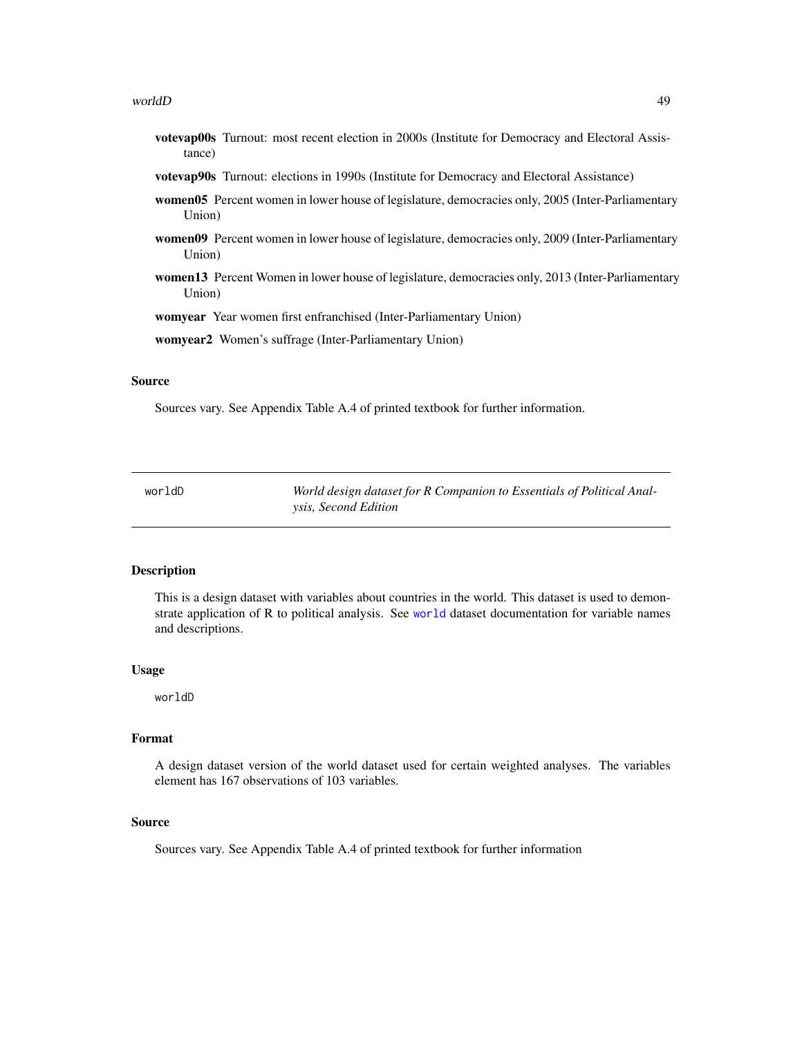**votevap00s** Turnout: most recent election in 2000s (Institute for Democracy and Electoral Assistance)

**votevap90s** Turnout: elections in 1990s (Institute for Democracy and Electoral Assistance)

**women05** Percent women in lower house of legislature, democracies only, 2005 (Inter-Parliamentary Union)

**women09** Percent women in lower house of legislature, democracies only, 2009 (Inter-Parliamentary Union)

**women13** Percent Women in lower house of legislature, democracies only, 2013 (Inter-Parliamentary Union)

**womyear** Year women first enfranchised (Inter-Parliamentary Union)

**womyear2** Women's suffrage (Inter-Parliamentary Union)

### Source

Sources vary. See Appendix Table A.4 of printed textbook for further information.

---

## worldD — *World design dataset for R Companion to Essentials of Political Analysis, Second Edition*

---

### Description

This is a design dataset with variables about countries in the world. This dataset is used to demonstrate application of R to political analysis. See world dataset documentation for variable names and descriptions.

### Usage

```
worldD
```

### Format

A design dataset version of the world dataset used for certain weighted analyses. The variables element has 167 observations of 103 variables.

### Source

Sources vary. See Appendix Table A.4 of printed textbook for further information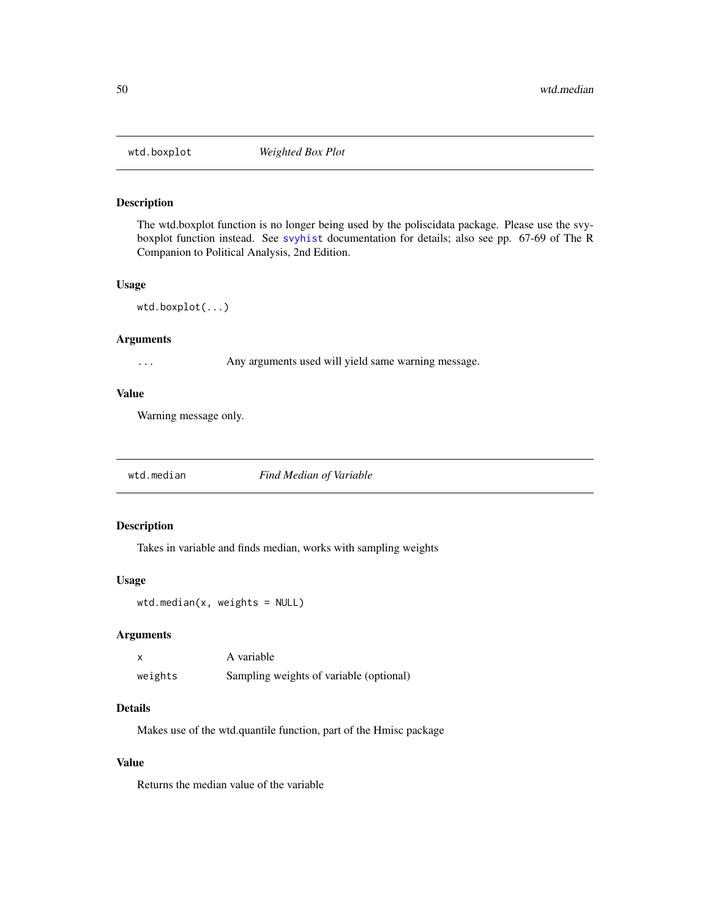## wtd.boxplot *Weighted Box Plot*

### Description

The wtd.boxplot function is no longer being used by the poliscidata package. Please use the svyboxplot function instead. See svyhist documentation for details; also see pp. 67-69 of The R Companion to Political Analysis, 2nd Edition.

### Usage

```
wtd.boxplot(...)
```

### Arguments

| | |
|---|---|
| ... | Any arguments used will yield same warning message. |

### Value

Warning message only.

## wtd.median *Find Median of Variable*

### Description

Takes in variable and finds median, works with sampling weights

### Usage

```
wtd.median(x, weights = NULL)
```

### Arguments

| | |
|---|---|
| x | A variable |
| weights | Sampling weights of variable (optional) |

### Details

Makes use of the wtd.quantile function, part of the Hmisc package

### Value

Returns the median value of the variable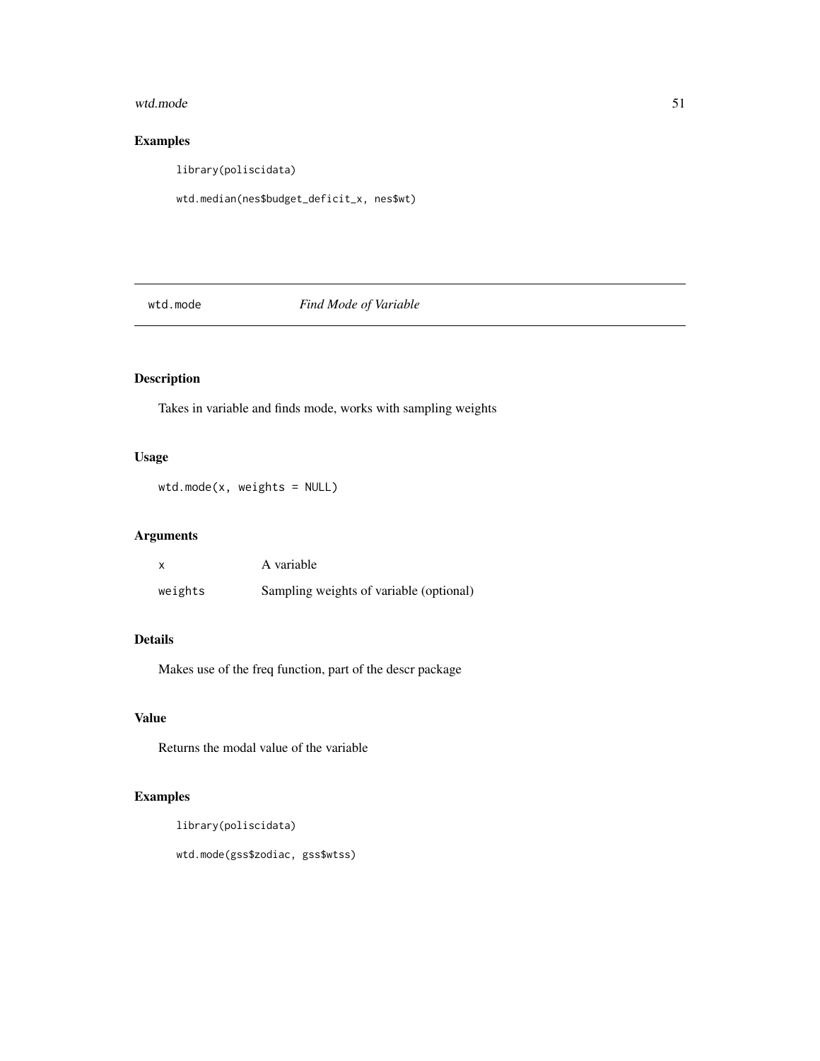## Examples

```
library(poliscidata)

wtd.median(nes$budget_deficit_x, nes$wt)
```

# wtd.mode *Find Mode of Variable*

## Description

Takes in variable and finds mode, works with sampling weights

## Usage

```
wtd.mode(x, weights = NULL)
```

## Arguments

| | |
|---|---|
| x | A variable |
| weights | Sampling weights of variable (optional) |

## Details

Makes use of the freq function, part of the descr package

## Value

Returns the modal value of the variable

## Examples

```
library(poliscidata)

wtd.mode(gss$zodiac, gss$wtss)
```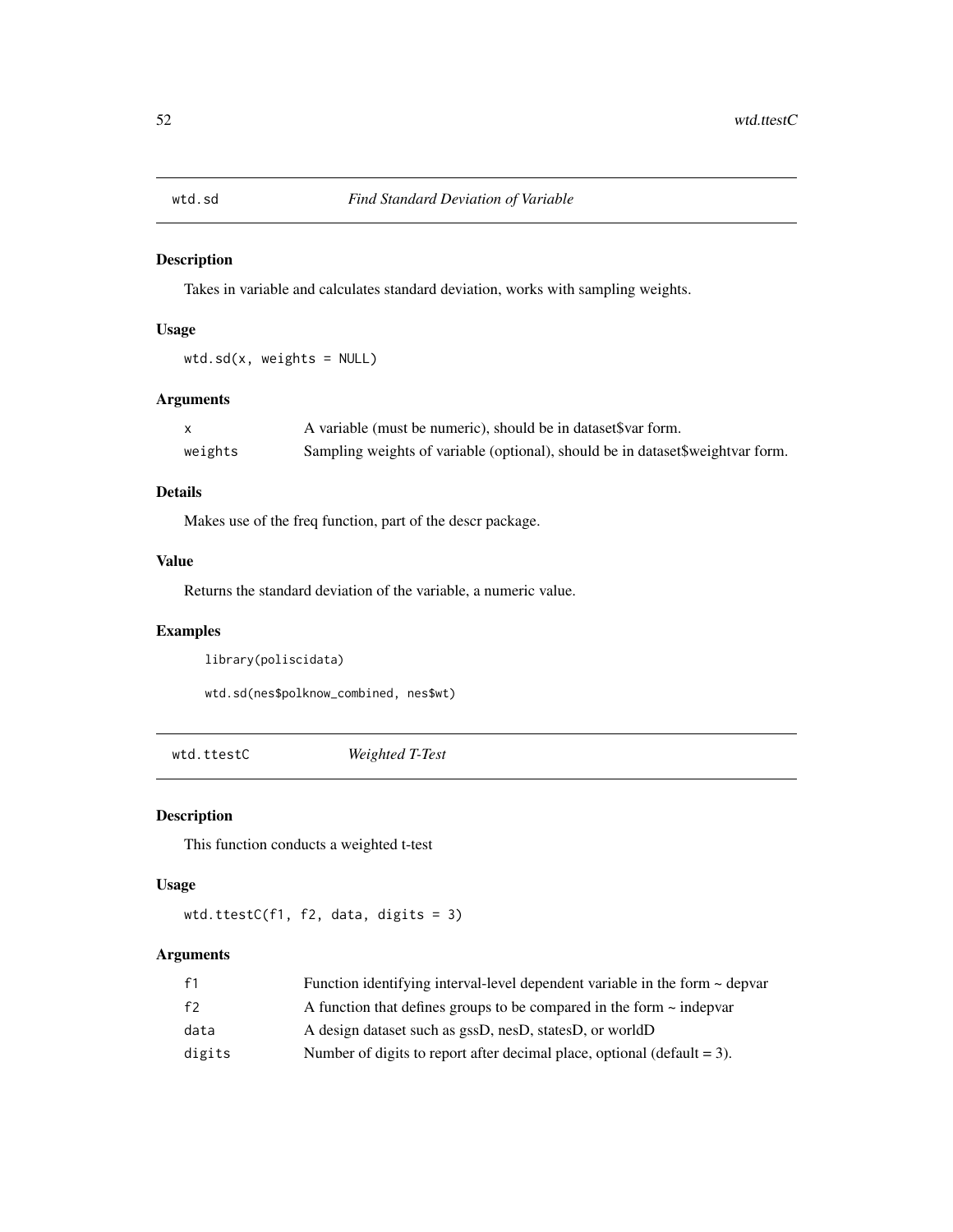## wtd.sd — *Find Standard Deviation of Variable*

### Description

Takes in variable and calculates standard deviation, works with sampling weights.

### Usage

```
wtd.sd(x, weights = NULL)
```

### Arguments

| | |
|---|---|
| x | A variable (must be numeric), should be in dataset$var form. |
| weights | Sampling weights of variable (optional), should be in dataset$weightvar form. |

### Details

Makes use of the freq function, part of the descr package.

### Value

Returns the standard deviation of the variable, a numeric value.

### Examples

```
library(poliscidata)

wtd.sd(nes$polknow_combined, nes$wt)
```

## wtd.ttestC — *Weighted T-Test*

### Description

This function conducts a weighted t-test

### Usage

```
wtd.ttestC(f1, f2, data, digits = 3)
```

### Arguments

| | |
|---|---|
| f1 | Function identifying interval-level dependent variable in the form ~ depvar |
| f2 | A function that defines groups to be compared in the form ~ indepvar |
| data | A design dataset such as gssD, nesD, statesD, or worldD |
| digits | Number of digits to report after decimal place, optional (default = 3). |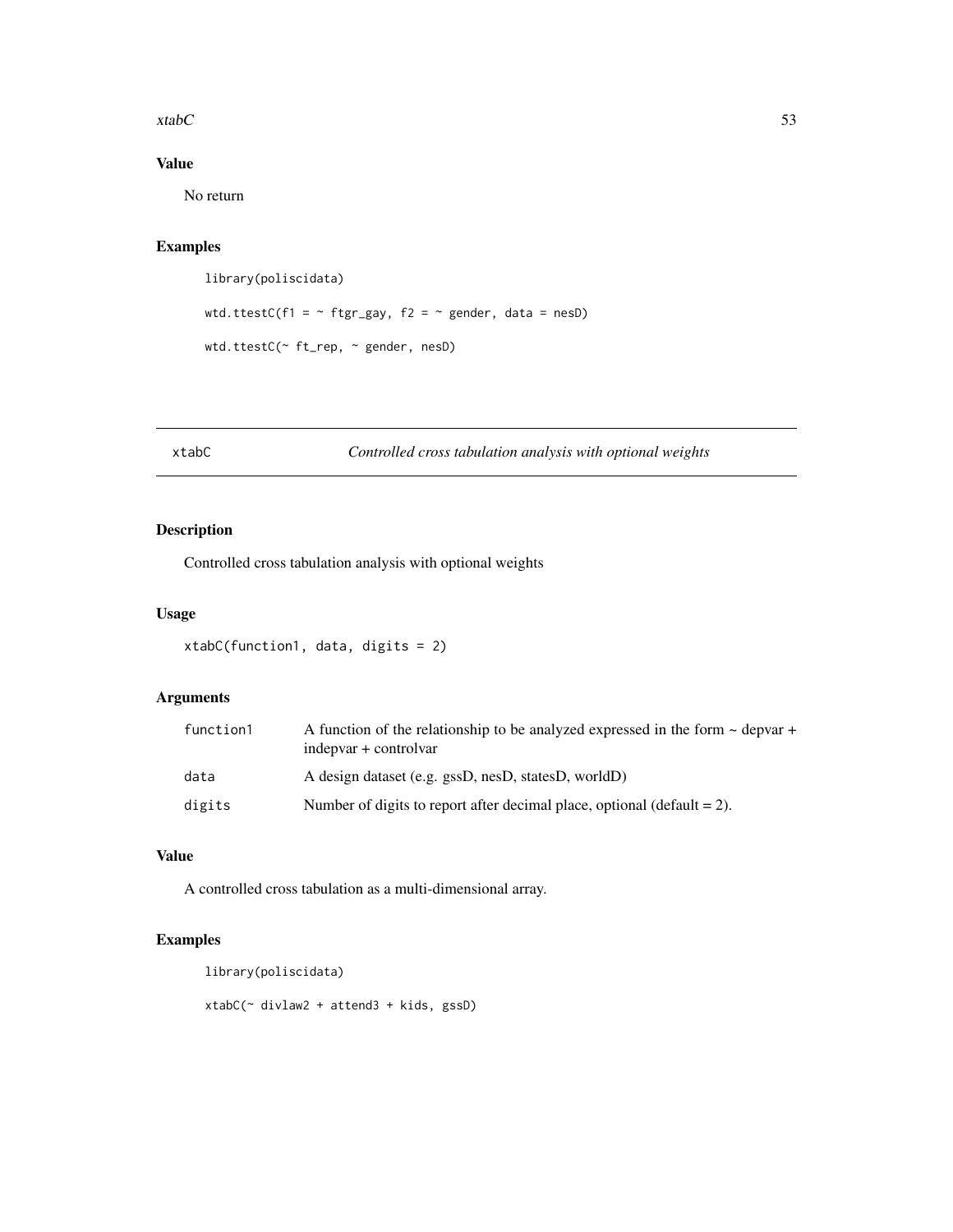## Value

No return

## Examples

```
library(poliscidata)

wtd.ttestC(f1 = ~ ftgr_gay, f2 = ~ gender, data = nesD)

wtd.ttestC(~ ft_rep, ~ gender, nesD)
```

---

# xtabC — *Controlled cross tabulation analysis with optional weights*

---

## Description

Controlled cross tabulation analysis with optional weights

## Usage

```
xtabC(function1, data, digits = 2)
```

## Arguments

| | |
|---|---|
| `function1` | A function of the relationship to be analyzed expressed in the form ~ depvar + indepvar + controlvar |
| `data` | A design dataset (e.g. gssD, nesD, statesD, worldD) |
| `digits` | Number of digits to report after decimal place, optional (default = 2). |

## Value

A controlled cross tabulation as a multi-dimensional array.

## Examples

```
library(poliscidata)

xtabC(~ divlaw2 + attend3 + kids, gssD)
```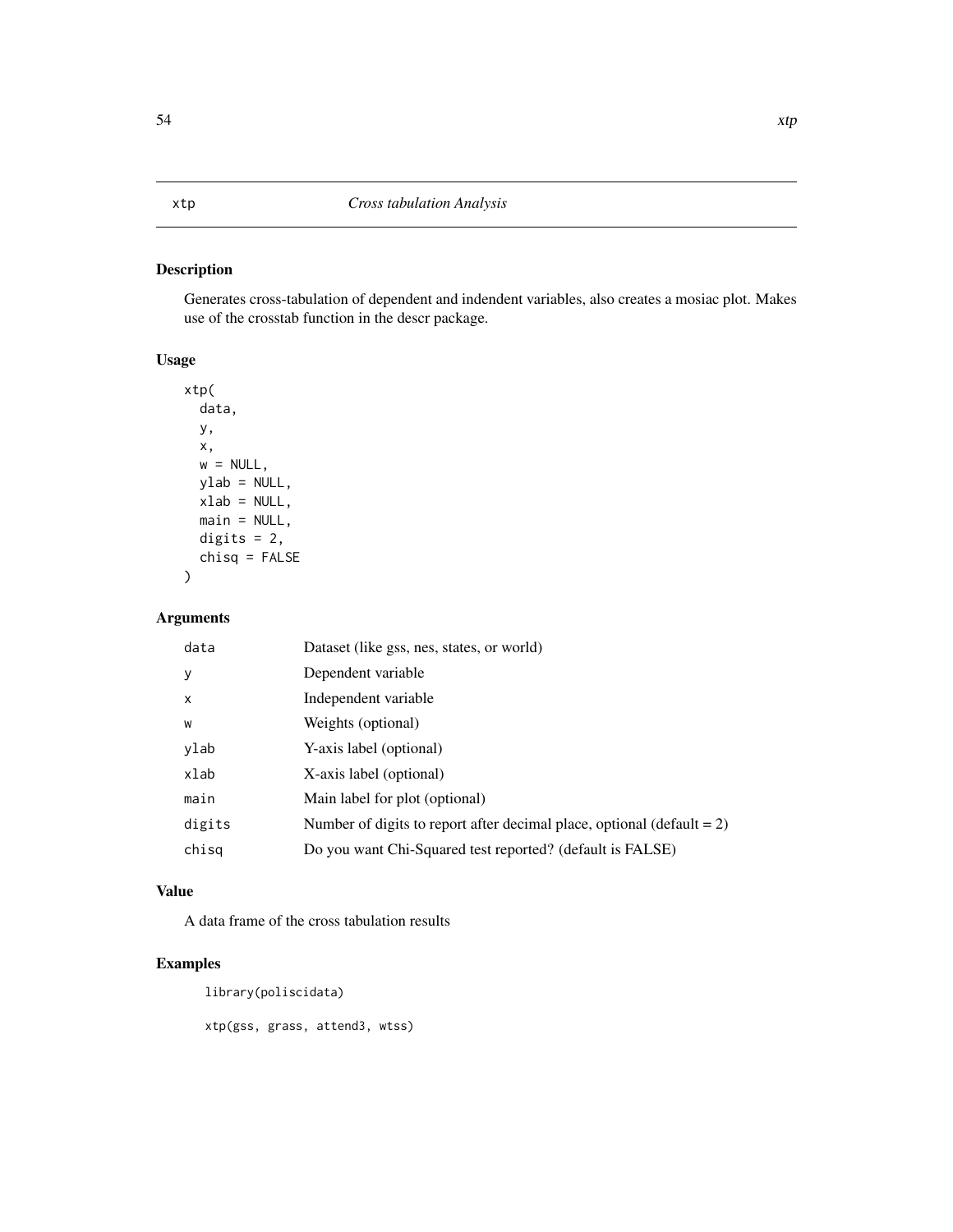xtp — *Cross tabulation Analysis*

## Description

Generates cross-tabulation of dependent and indendent variables, also creates a mosiac plot. Makes use of the crosstab function in the descr package.

## Usage

```
xtp(
  data,
  y,
  x,
  w = NULL,
  ylab = NULL,
  xlab = NULL,
  main = NULL,
  digits = 2,
  chisq = FALSE
)
```

## Arguments

| | |
|---|---|
| data | Dataset (like gss, nes, states, or world) |
| y | Dependent variable |
| x | Independent variable |
| w | Weights (optional) |
| ylab | Y-axis label (optional) |
| xlab | X-axis label (optional) |
| main | Main label for plot (optional) |
| digits | Number of digits to report after decimal place, optional (default = 2) |
| chisq | Do you want Chi-Squared test reported? (default is FALSE) |

## Value

A data frame of the cross tabulation results

## Examples

```
library(poliscidata)

xtp(gss, grass, attend3, wtss)
```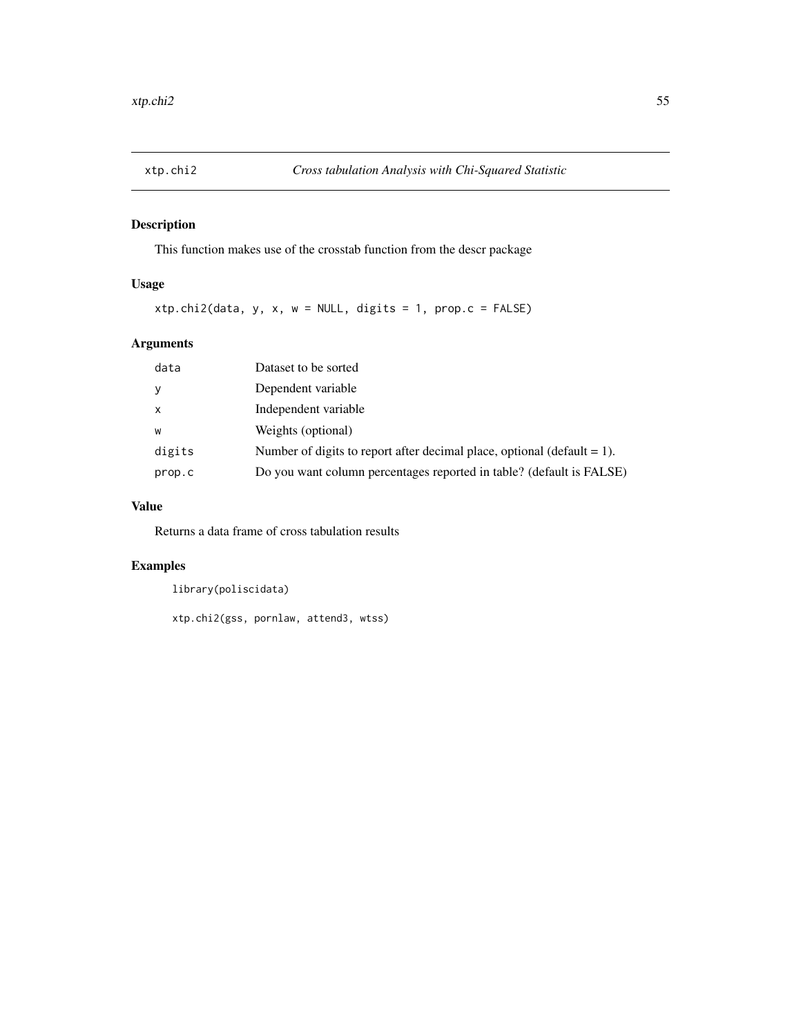## xtp.chi2 — *Cross tabulation Analysis with Chi-Squared Statistic*

### Description

This function makes use of the crosstab function from the descr package

### Usage

```
xtp.chi2(data, y, x, w = NULL, digits = 1, prop.c = FALSE)
```

### Arguments

| | |
|---|---|
| `data` | Dataset to be sorted |
| `y` | Dependent variable |
| `x` | Independent variable |
| `w` | Weights (optional) |
| `digits` | Number of digits to report after decimal place, optional (default = 1). |
| `prop.c` | Do you want column percentages reported in table? (default is FALSE) |

### Value

Returns a data frame of cross tabulation results

### Examples

```
library(poliscidata)

xtp.chi2(gss, pornlaw, attend3, wtss)
```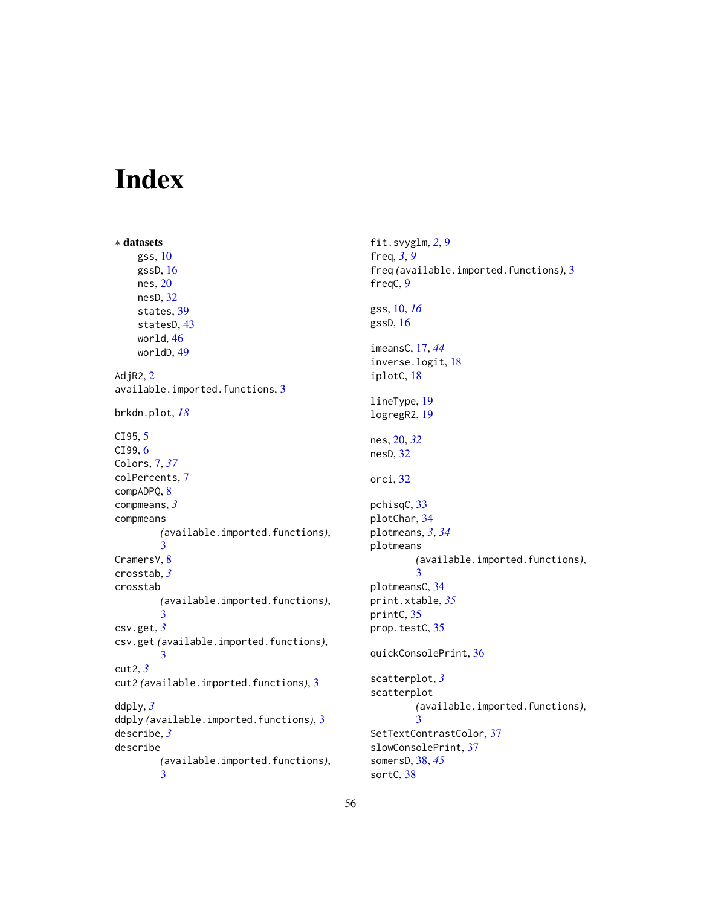# Index

∗ **datasets**
- gss, 10
- gssD, 16
- nes, 20
- nesD, 32
- states, 39
- statesD, 43
- world, 46
- worldD, 49

AdjR2, 2
available.imported.functions, 3

brkdn.plot, *18*

CI95, 5
CI99, 6
Colors, 7, *37*
colPercents, 7
compADPQ, 8
compmeans, *3*
compmeans *(available.imported.functions)*, 3
CramersV, 8
crosstab, *3*
crosstab *(available.imported.functions)*, 3
csv.get, *3*
csv.get *(available.imported.functions)*, 3
cut2, *3*
cut2 *(available.imported.functions)*, 3

ddply, *3*
ddply *(available.imported.functions)*, 3
describe, *3*
describe *(available.imported.functions)*, 3

fit.svyglm, *2*, 9
freq, *3*, *9*
freq *(available.imported.functions)*, 3
freqC, 9

gss, 10, *16*
gssD, 16

imeansC, 17, *44*
inverse.logit, 18
iplotC, 18

lineType, 19
logregR2, 19

nes, 20, *32*
nesD, 32

orci, 32

pchisqC, 33
plotChar, 34
plotmeans, *3*, *34*
plotmeans *(available.imported.functions)*, 3
plotmeansC, 34
print.xtable, *35*
printC, 35
prop.testC, 35

quickConsolePrint, 36

scatterplot, *3*
scatterplot *(available.imported.functions)*, 3
SetTextContrastColor, 37
slowConsolePrint, 37
somersD, 38, *45*
sortC, 38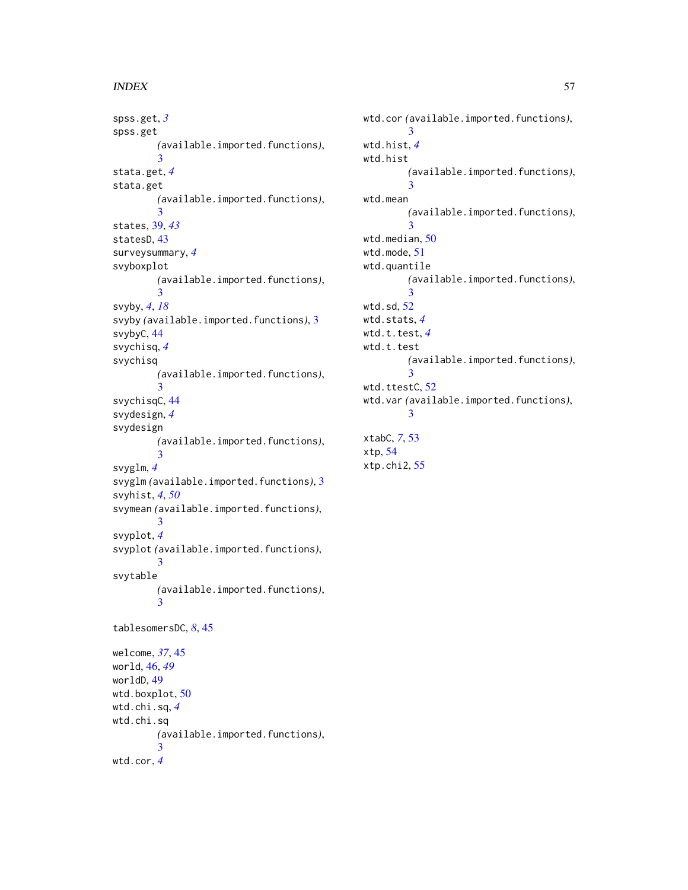spss.get, *3*
spss.get
(available.imported.functions),
3
stata.get, *4*
stata.get
(available.imported.functions),
3
states, 39, *43*
statesD, 43
surveysummary, *4*
svyboxplot
(available.imported.functions),
3
svyby, *4*, *18*
svyby *(*available.imported.functions*)*, 3
svybyC, 44
svychisq, *4*
svychisq
(available.imported.functions),
3
svychisqC, 44
svydesign, *4*
svydesign
(available.imported.functions),
3
svyglm, *4*
svyglm *(*available.imported.functions*)*, 3
svyhist, *4*, *50*
svymean *(*available.imported.functions*)*,
3
svyplot, *4*
svyplot *(*available.imported.functions*)*,
3
svytable
(available.imported.functions),
3

tablesomersDC, *8*, 45

welcome, *37*, 45
world, 46, *49*
worldD, 49
wtd.boxplot, 50
wtd.chi.sq, *4*
wtd.chi.sq
(available.imported.functions),
3
wtd.cor, *4*
wtd.cor *(*available.imported.functions*)*,
3
wtd.hist, *4*
wtd.hist
(available.imported.functions),
3
wtd.mean
(available.imported.functions),
3
wtd.median, 50
wtd.mode, 51
wtd.quantile
(available.imported.functions),
3
wtd.sd, 52
wtd.stats, *4*
wtd.t.test, *4*
wtd.t.test
(available.imported.functions),
3
wtd.ttestC, 52
wtd.var *(*available.imported.functions*)*,
3

xtabC, *7*, 53
xtp, 54
xtp.chi2, 55